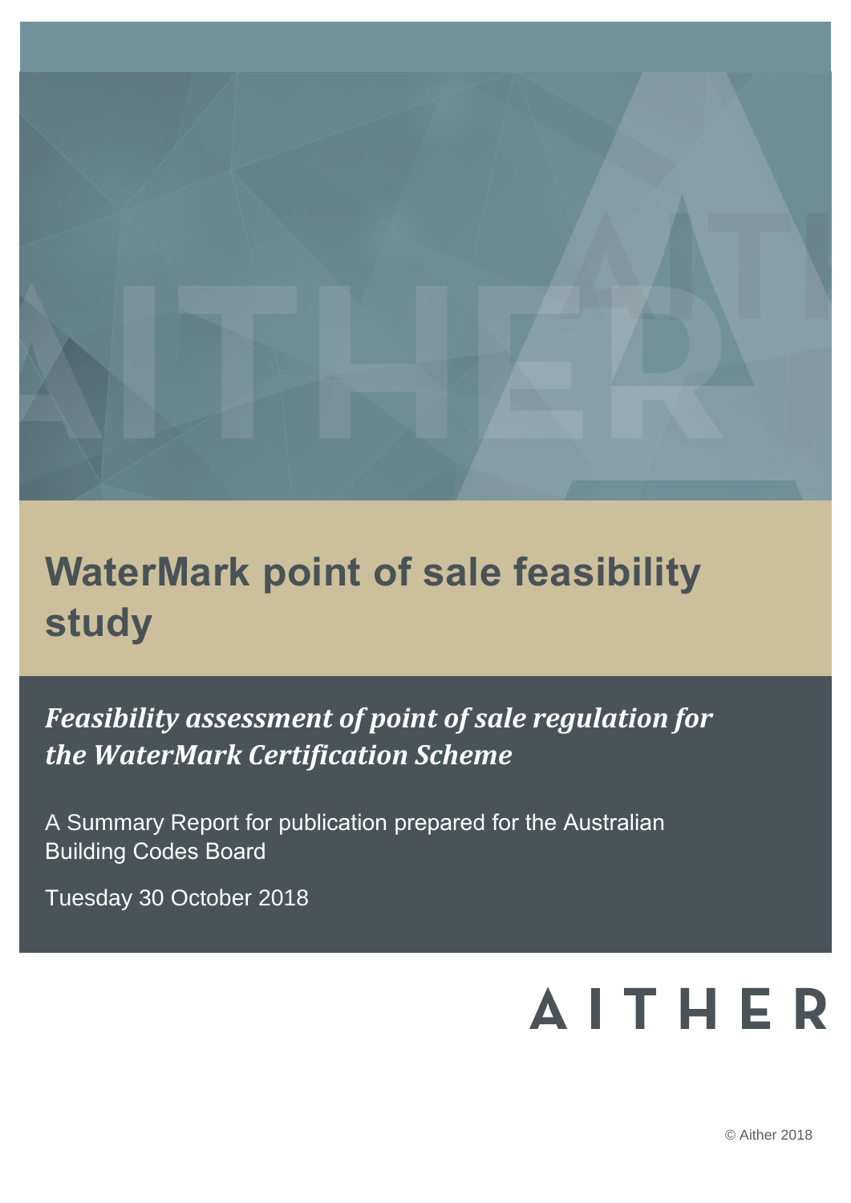# WaterMark point of sale feasibility study

***Feasibility assessment of point of sale regulation for the WaterMark Certification Scheme***

A Summary Report for publication prepared for the Australian Building Codes Board

Tuesday 30 October 2018

AITHER

© Aither 2018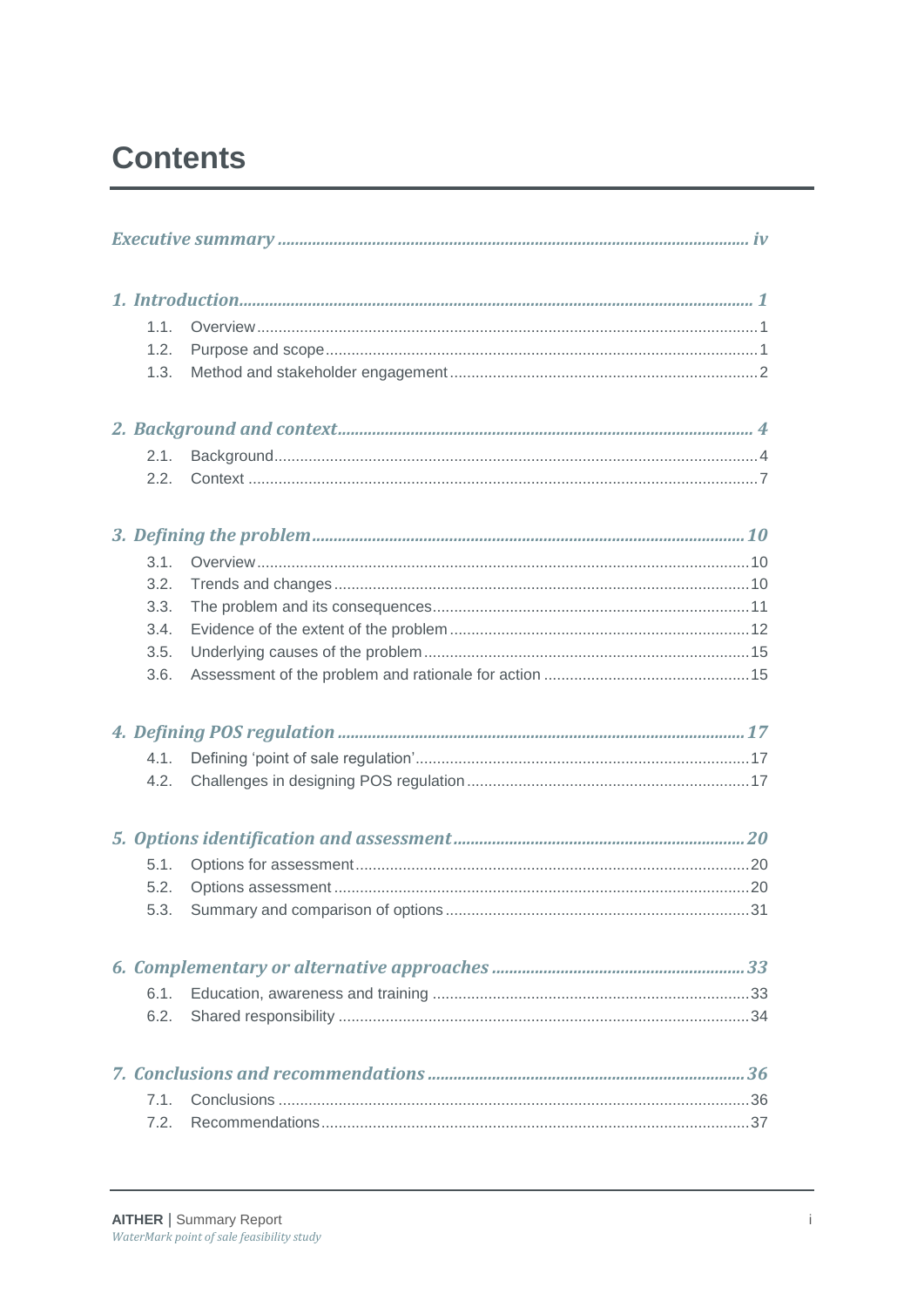# Contents

*Executive summary* ..... *iv*

*1. Introduction* ..... *1*

- 1.1. Overview ..... 1
- 1.2. Purpose and scope ..... 1
- 1.3. Method and stakeholder engagement ..... 2

*2. Background and context* ..... *4*

- 2.1. Background ..... 4
- 2.2. Context ..... 7

*3. Defining the problem* ..... *10*

- 3.1. Overview ..... 10
- 3.2. Trends and changes ..... 10
- 3.3. The problem and its consequences ..... 11
- 3.4. Evidence of the extent of the problem ..... 12
- 3.5. Underlying causes of the problem ..... 15
- 3.6. Assessment of the problem and rationale for action ..... 15

*4. Defining POS regulation* ..... *17*

- 4.1. Defining 'point of sale regulation' ..... 17
- 4.2. Challenges in designing POS regulation ..... 17

*5. Options identification and assessment* ..... *20*

- 5.1. Options for assessment ..... 20
- 5.2. Options assessment ..... 20
- 5.3. Summary and comparison of options ..... 31

*6. Complementary or alternative approaches* ..... *33*

- 6.1. Education, awareness and training ..... 33
- 6.2. Shared responsibility ..... 34

*7. Conclusions and recommendations* ..... *36*

- 7.1. Conclusions ..... 36
- 7.2. Recommendations ..... 37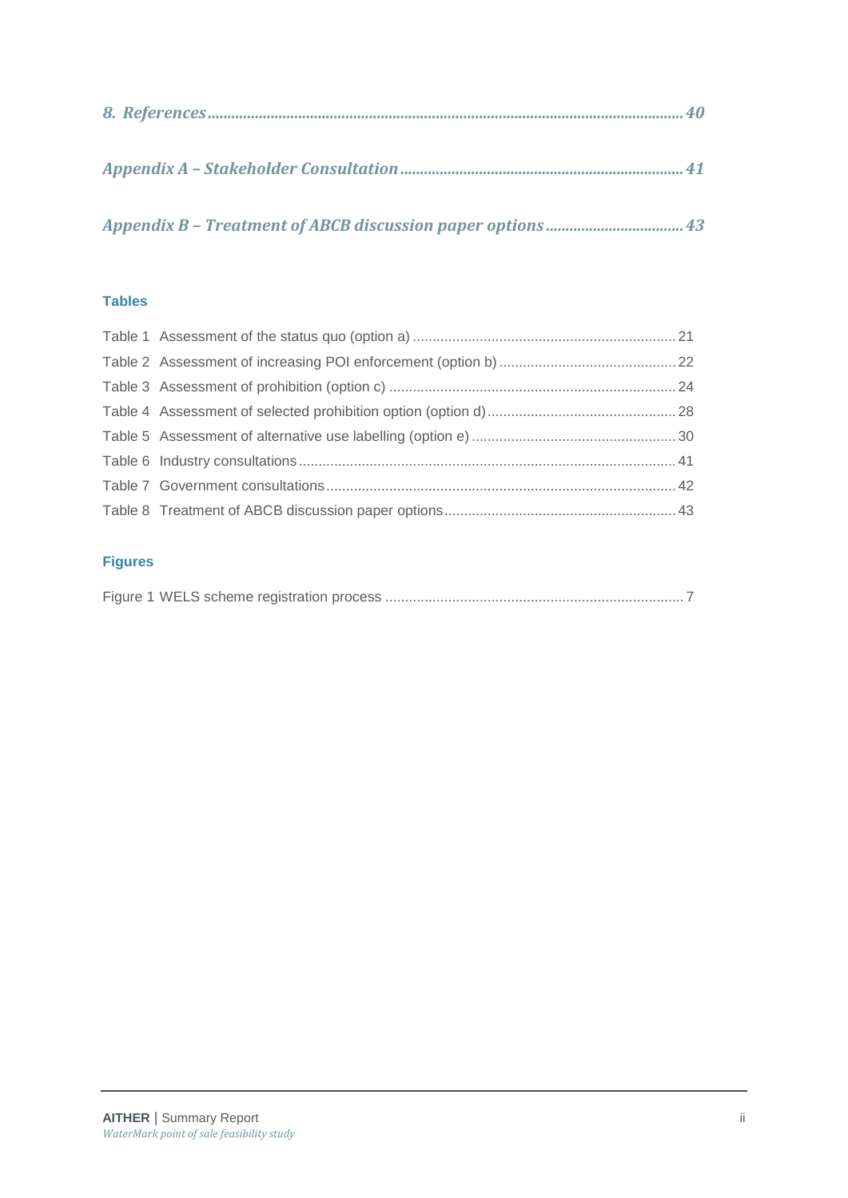*8. References* ........................................................................................................................ *40*

*Appendix A – Stakeholder Consultation* ......................................................................... *41*

*Appendix B – Treatment of ABCB discussion paper options* ................................... *43*

**Tables**

Table 1 Assessment of the status quo (option a) .................................................................. 21
Table 2 Assessment of increasing POI enforcement (option b) ............................................ 22
Table 3 Assessment of prohibition (option c) ........................................................................ 24
Table 4 Assessment of selected prohibition option (option d) ............................................... 28
Table 5 Assessment of alternative use labelling (option e) ................................................... 30
Table 6 Industry consultations ............................................................................................... 41
Table 7 Government consultations ........................................................................................ 42
Table 8 Treatment of ABCB discussion paper options .......................................................... 43

**Figures**

Figure 1 WELS scheme registration process ........................................................................... 7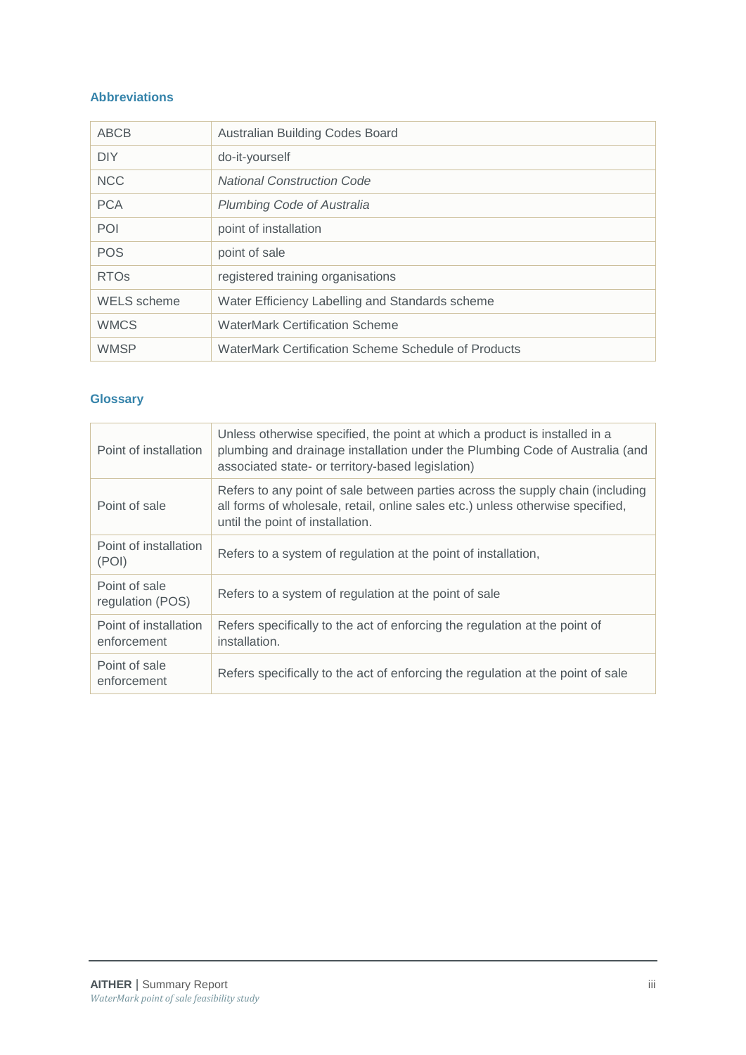## Abbreviations

| | |
|---|---|
| ABCB | Australian Building Codes Board |
| DIY | do-it-yourself |
| NCC | *National Construction Code* |
| PCA | *Plumbing Code of Australia* |
| POI | point of installation |
| POS | point of sale |
| RTOs | registered training organisations |
| WELS scheme | Water Efficiency Labelling and Standards scheme |
| WMCS | WaterMark Certification Scheme |
| WMSP | WaterMark Certification Scheme Schedule of Products |

## Glossary

| | |
|---|---|
| Point of installation | Unless otherwise specified, the point at which a product is installed in a plumbing and drainage installation under the Plumbing Code of Australia (and associated state- or territory-based legislation) |
| Point of sale | Refers to any point of sale between parties across the supply chain (including all forms of wholesale, retail, online sales etc.) unless otherwise specified, until the point of installation. |
| Point of installation (POI) | Refers to a system of regulation at the point of installation, |
| Point of sale regulation (POS) | Refers to a system of regulation at the point of sale |
| Point of installation enforcement | Refers specifically to the act of enforcing the regulation at the point of installation. |
| Point of sale enforcement | Refers specifically to the act of enforcing the regulation at the point of sale |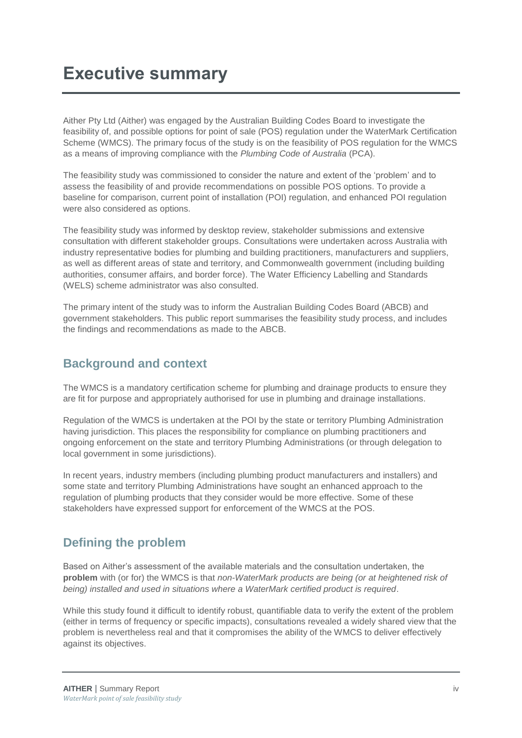# Executive summary

Aither Pty Ltd (Aither) was engaged by the Australian Building Codes Board to investigate the feasibility of, and possible options for point of sale (POS) regulation under the WaterMark Certification Scheme (WMCS). The primary focus of the study is on the feasibility of POS regulation for the WMCS as a means of improving compliance with the *Plumbing Code of Australia* (PCA).

The feasibility study was commissioned to consider the nature and extent of the 'problem' and to assess the feasibility of and provide recommendations on possible POS options. To provide a baseline for comparison, current point of installation (POI) regulation, and enhanced POI regulation were also considered as options.

The feasibility study was informed by desktop review, stakeholder submissions and extensive consultation with different stakeholder groups. Consultations were undertaken across Australia with industry representative bodies for plumbing and building practitioners, manufacturers and suppliers, as well as different areas of state and territory, and Commonwealth government (including building authorities, consumer affairs, and border force). The Water Efficiency Labelling and Standards (WELS) scheme administrator was also consulted.

The primary intent of the study was to inform the Australian Building Codes Board (ABCB) and government stakeholders. This public report summarises the feasibility study process, and includes the findings and recommendations as made to the ABCB.

## Background and context

The WMCS is a mandatory certification scheme for plumbing and drainage products to ensure they are fit for purpose and appropriately authorised for use in plumbing and drainage installations.

Regulation of the WMCS is undertaken at the POI by the state or territory Plumbing Administration having jurisdiction. This places the responsibility for compliance on plumbing practitioners and ongoing enforcement on the state and territory Plumbing Administrations (or through delegation to local government in some jurisdictions).

In recent years, industry members (including plumbing product manufacturers and installers) and some state and territory Plumbing Administrations have sought an enhanced approach to the regulation of plumbing products that they consider would be more effective. Some of these stakeholders have expressed support for enforcement of the WMCS at the POS.

## Defining the problem

Based on Aither's assessment of the available materials and the consultation undertaken, the **problem** with (or for) the WMCS is that *non-WaterMark products are being (or at heightened risk of being) installed and used in situations where a WaterMark certified product is required*.

While this study found it difficult to identify robust, quantifiable data to verify the extent of the problem (either in terms of frequency or specific impacts), consultations revealed a widely shared view that the problem is nevertheless real and that it compromises the ability of the WMCS to deliver effectively against its objectives.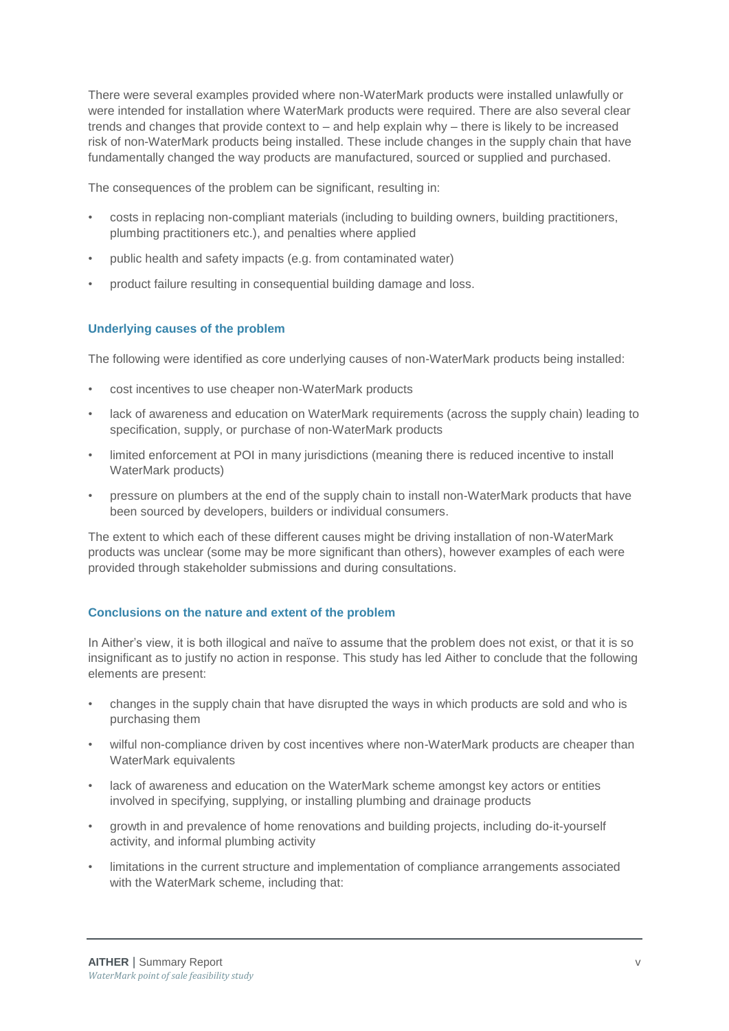There were several examples provided where non-WaterMark products were installed unlawfully or were intended for installation where WaterMark products were required. There are also several clear trends and changes that provide context to – and help explain why – there is likely to be increased risk of non-WaterMark products being installed. These include changes in the supply chain that have fundamentally changed the way products are manufactured, sourced or supplied and purchased.

The consequences of the problem can be significant, resulting in:

- costs in replacing non-compliant materials (including to building owners, building practitioners, plumbing practitioners etc.), and penalties where applied
- public health and safety impacts (e.g. from contaminated water)
- product failure resulting in consequential building damage and loss.

### Underlying causes of the problem

The following were identified as core underlying causes of non-WaterMark products being installed:

- cost incentives to use cheaper non-WaterMark products
- lack of awareness and education on WaterMark requirements (across the supply chain) leading to specification, supply, or purchase of non-WaterMark products
- limited enforcement at POI in many jurisdictions (meaning there is reduced incentive to install WaterMark products)
- pressure on plumbers at the end of the supply chain to install non-WaterMark products that have been sourced by developers, builders or individual consumers.

The extent to which each of these different causes might be driving installation of non-WaterMark products was unclear (some may be more significant than others), however examples of each were provided through stakeholder submissions and during consultations.

### Conclusions on the nature and extent of the problem

In Aither's view, it is both illogical and naïve to assume that the problem does not exist, or that it is so insignificant as to justify no action in response. This study has led Aither to conclude that the following elements are present:

- changes in the supply chain that have disrupted the ways in which products are sold and who is purchasing them
- wilful non-compliance driven by cost incentives where non-WaterMark products are cheaper than WaterMark equivalents
- lack of awareness and education on the WaterMark scheme amongst key actors or entities involved in specifying, supplying, or installing plumbing and drainage products
- growth in and prevalence of home renovations and building projects, including do-it-yourself activity, and informal plumbing activity
- limitations in the current structure and implementation of compliance arrangements associated with the WaterMark scheme, including that: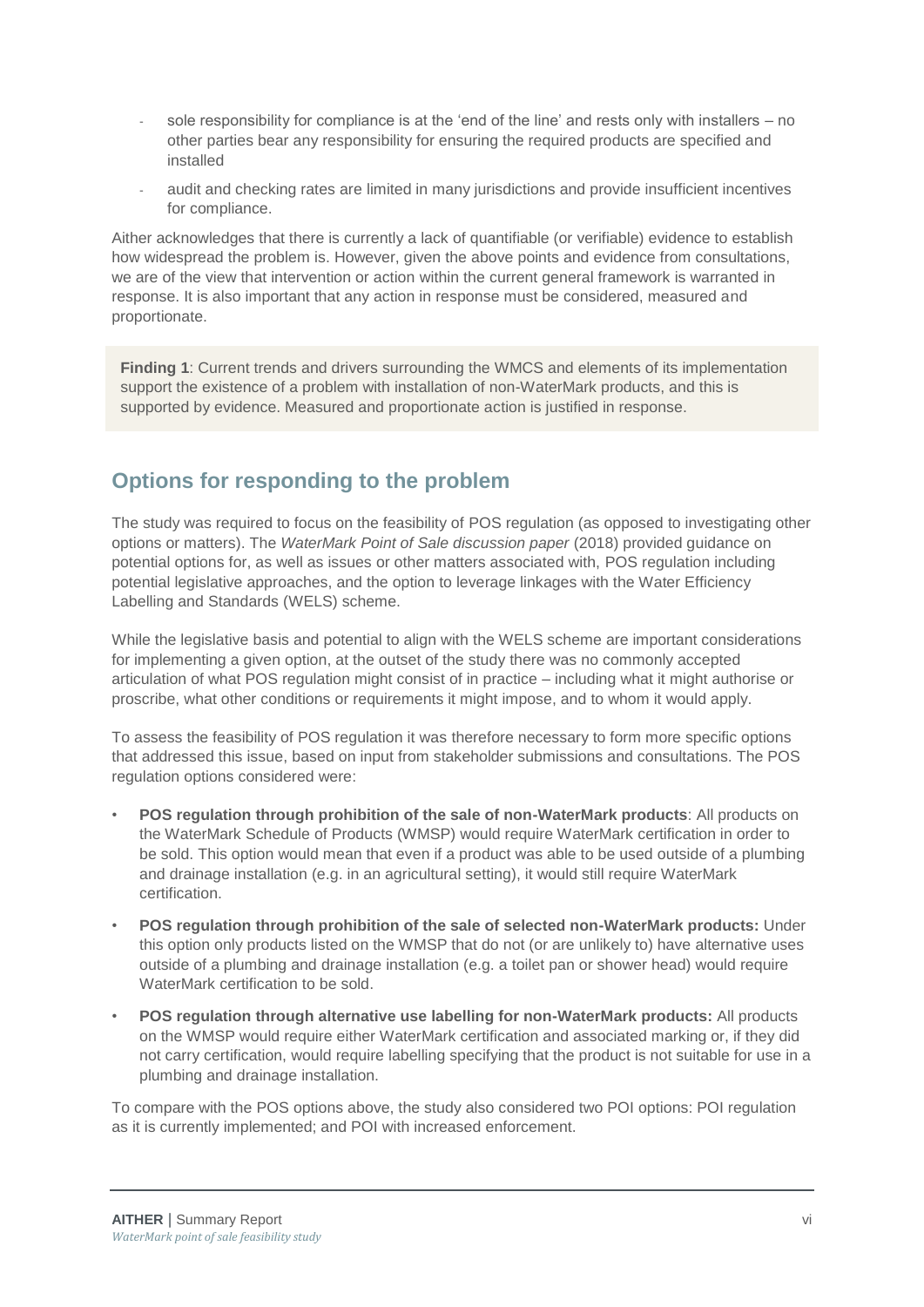- sole responsibility for compliance is at the 'end of the line' and rests only with installers – no other parties bear any responsibility for ensuring the required products are specified and installed
- audit and checking rates are limited in many jurisdictions and provide insufficient incentives for compliance.

Aither acknowledges that there is currently a lack of quantifiable (or verifiable) evidence to establish how widespread the problem is. However, given the above points and evidence from consultations, we are of the view that intervention or action within the current general framework is warranted in response. It is also important that any action in response must be considered, measured and proportionate.

**Finding 1**: Current trends and drivers surrounding the WMCS and elements of its implementation support the existence of a problem with installation of non-WaterMark products, and this is supported by evidence. Measured and proportionate action is justified in response.

## Options for responding to the problem

The study was required to focus on the feasibility of POS regulation (as opposed to investigating other options or matters). The *WaterMark Point of Sale discussion paper* (2018) provided guidance on potential options for, as well as issues or other matters associated with, POS regulation including potential legislative approaches, and the option to leverage linkages with the Water Efficiency Labelling and Standards (WELS) scheme.

While the legislative basis and potential to align with the WELS scheme are important considerations for implementing a given option, at the outset of the study there was no commonly accepted articulation of what POS regulation might consist of in practice – including what it might authorise or proscribe, what other conditions or requirements it might impose, and to whom it would apply.

To assess the feasibility of POS regulation it was therefore necessary to form more specific options that addressed this issue, based on input from stakeholder submissions and consultations. The POS regulation options considered were:

- **POS regulation through prohibition of the sale of non-WaterMark products**: All products on the WaterMark Schedule of Products (WMSP) would require WaterMark certification in order to be sold. This option would mean that even if a product was able to be used outside of a plumbing and drainage installation (e.g. in an agricultural setting), it would still require WaterMark certification.
- **POS regulation through prohibition of the sale of selected non-WaterMark products:** Under this option only products listed on the WMSP that do not (or are unlikely to) have alternative uses outside of a plumbing and drainage installation (e.g. a toilet pan or shower head) would require WaterMark certification to be sold.
- **POS regulation through alternative use labelling for non-WaterMark products:** All products on the WMSP would require either WaterMark certification and associated marking or, if they did not carry certification, would require labelling specifying that the product is not suitable for use in a plumbing and drainage installation.

To compare with the POS options above, the study also considered two POI options: POI regulation as it is currently implemented; and POI with increased enforcement.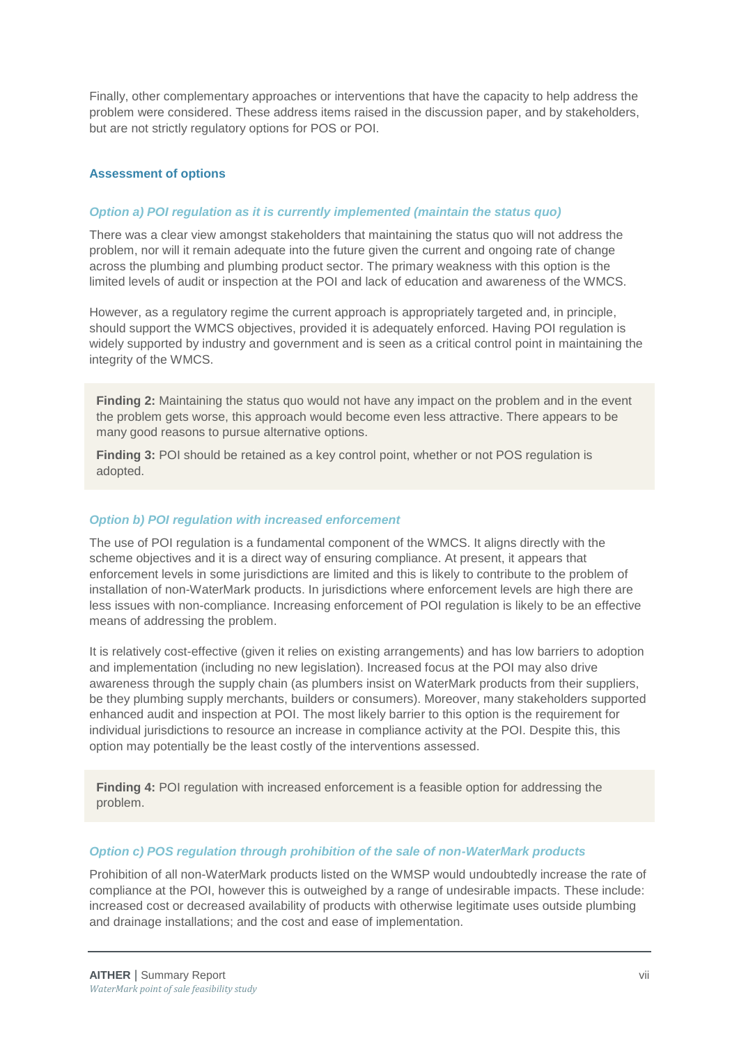Finally, other complementary approaches or interventions that have the capacity to help address the problem were considered. These address items raised in the discussion paper, and by stakeholders, but are not strictly regulatory options for POS or POI.

### Assessment of options

#### *Option a) POI regulation as it is currently implemented (maintain the status quo)*

There was a clear view amongst stakeholders that maintaining the status quo will not address the problem, nor will it remain adequate into the future given the current and ongoing rate of change across the plumbing and plumbing product sector. The primary weakness with this option is the limited levels of audit or inspection at the POI and lack of education and awareness of the WMCS.

However, as a regulatory regime the current approach is appropriately targeted and, in principle, should support the WMCS objectives, provided it is adequately enforced. Having POI regulation is widely supported by industry and government and is seen as a critical control point in maintaining the integrity of the WMCS.

> **Finding 2:** Maintaining the status quo would not have any impact on the problem and in the event the problem gets worse, this approach would become even less attractive. There appears to be many good reasons to pursue alternative options.
>
> **Finding 3:** POI should be retained as a key control point, whether or not POS regulation is adopted.

#### *Option b) POI regulation with increased enforcement*

The use of POI regulation is a fundamental component of the WMCS. It aligns directly with the scheme objectives and it is a direct way of ensuring compliance. At present, it appears that enforcement levels in some jurisdictions are limited and this is likely to contribute to the problem of installation of non-WaterMark products. In jurisdictions where enforcement levels are high there are less issues with non-compliance. Increasing enforcement of POI regulation is likely to be an effective means of addressing the problem.

It is relatively cost-effective (given it relies on existing arrangements) and has low barriers to adoption and implementation (including no new legislation). Increased focus at the POI may also drive awareness through the supply chain (as plumbers insist on WaterMark products from their suppliers, be they plumbing supply merchants, builders or consumers). Moreover, many stakeholders supported enhanced audit and inspection at POI. The most likely barrier to this option is the requirement for individual jurisdictions to resource an increase in compliance activity at the POI. Despite this, this option may potentially be the least costly of the interventions assessed.

> **Finding 4:** POI regulation with increased enforcement is a feasible option for addressing the problem.

#### *Option c) POS regulation through prohibition of the sale of non-WaterMark products*

Prohibition of all non-WaterMark products listed on the WMSP would undoubtedly increase the rate of compliance at the POI, however this is outweighed by a range of undesirable impacts. These include: increased cost or decreased availability of products with otherwise legitimate uses outside plumbing and drainage installations; and the cost and ease of implementation.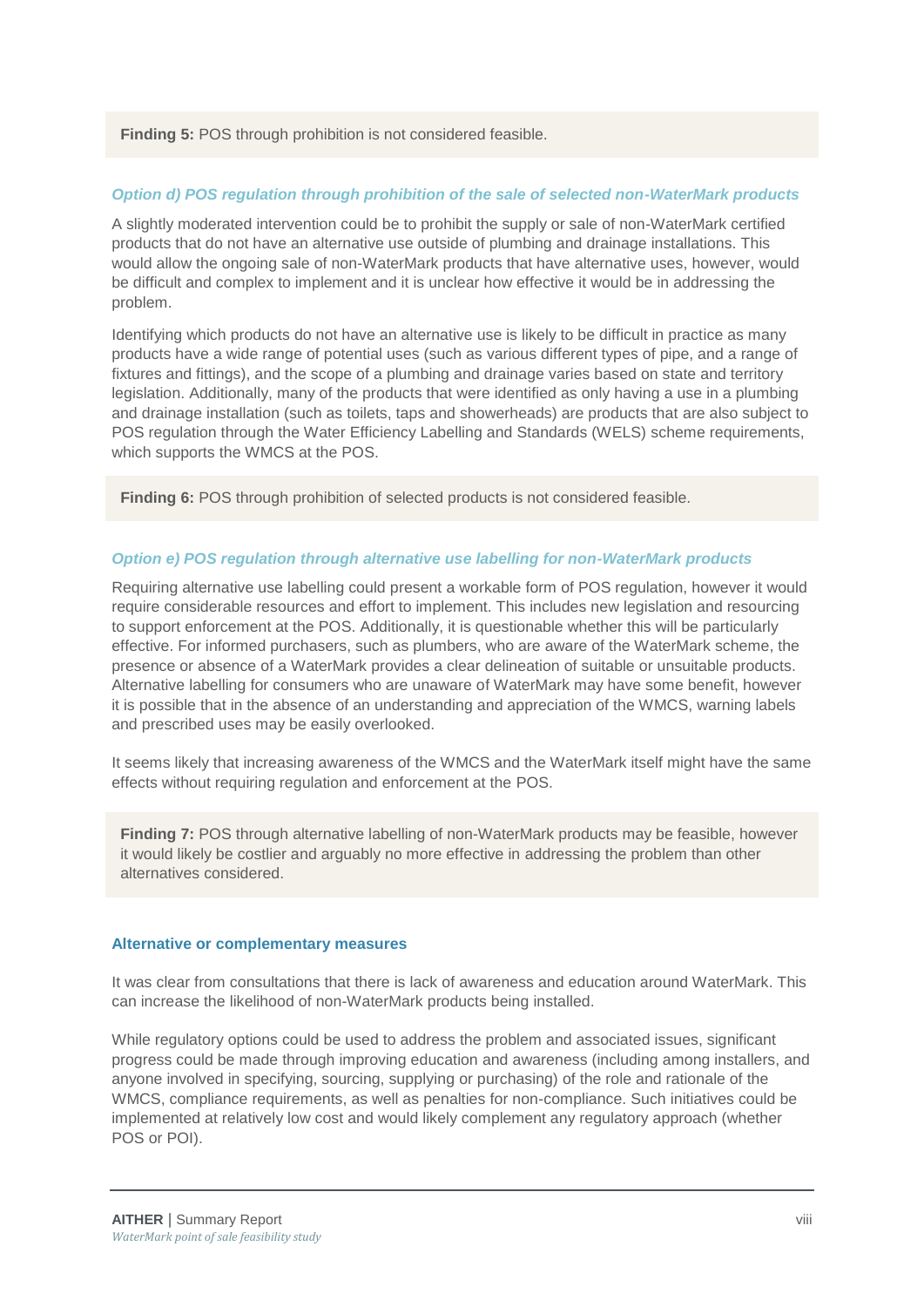**Finding 5:** POS through prohibition is not considered feasible.

### *Option d) POS regulation through prohibition of the sale of selected non-WaterMark products*

A slightly moderated intervention could be to prohibit the supply or sale of non-WaterMark certified products that do not have an alternative use outside of plumbing and drainage installations. This would allow the ongoing sale of non-WaterMark products that have alternative uses, however, would be difficult and complex to implement and it is unclear how effective it would be in addressing the problem.

Identifying which products do not have an alternative use is likely to be difficult in practice as many products have a wide range of potential uses (such as various different types of pipe, and a range of fixtures and fittings), and the scope of a plumbing and drainage varies based on state and territory legislation. Additionally, many of the products that were identified as only having a use in a plumbing and drainage installation (such as toilets, taps and showerheads) are products that are also subject to POS regulation through the Water Efficiency Labelling and Standards (WELS) scheme requirements, which supports the WMCS at the POS.

**Finding 6:** POS through prohibition of selected products is not considered feasible.

### *Option e) POS regulation through alternative use labelling for non-WaterMark products*

Requiring alternative use labelling could present a workable form of POS regulation, however it would require considerable resources and effort to implement. This includes new legislation and resourcing to support enforcement at the POS. Additionally, it is questionable whether this will be particularly effective. For informed purchasers, such as plumbers, who are aware of the WaterMark scheme, the presence or absence of a WaterMark provides a clear delineation of suitable or unsuitable products. Alternative labelling for consumers who are unaware of WaterMark may have some benefit, however it is possible that in the absence of an understanding and appreciation of the WMCS, warning labels and prescribed uses may be easily overlooked.

It seems likely that increasing awareness of the WMCS and the WaterMark itself might have the same effects without requiring regulation and enforcement at the POS.

**Finding 7:** POS through alternative labelling of non-WaterMark products may be feasible, however it would likely be costlier and arguably no more effective in addressing the problem than other alternatives considered.

### Alternative or complementary measures

It was clear from consultations that there is lack of awareness and education around WaterMark. This can increase the likelihood of non-WaterMark products being installed.

While regulatory options could be used to address the problem and associated issues, significant progress could be made through improving education and awareness (including among installers, and anyone involved in specifying, sourcing, supplying or purchasing) of the role and rationale of the WMCS, compliance requirements, as well as penalties for non-compliance. Such initiatives could be implemented at relatively low cost and would likely complement any regulatory approach (whether POS or POI).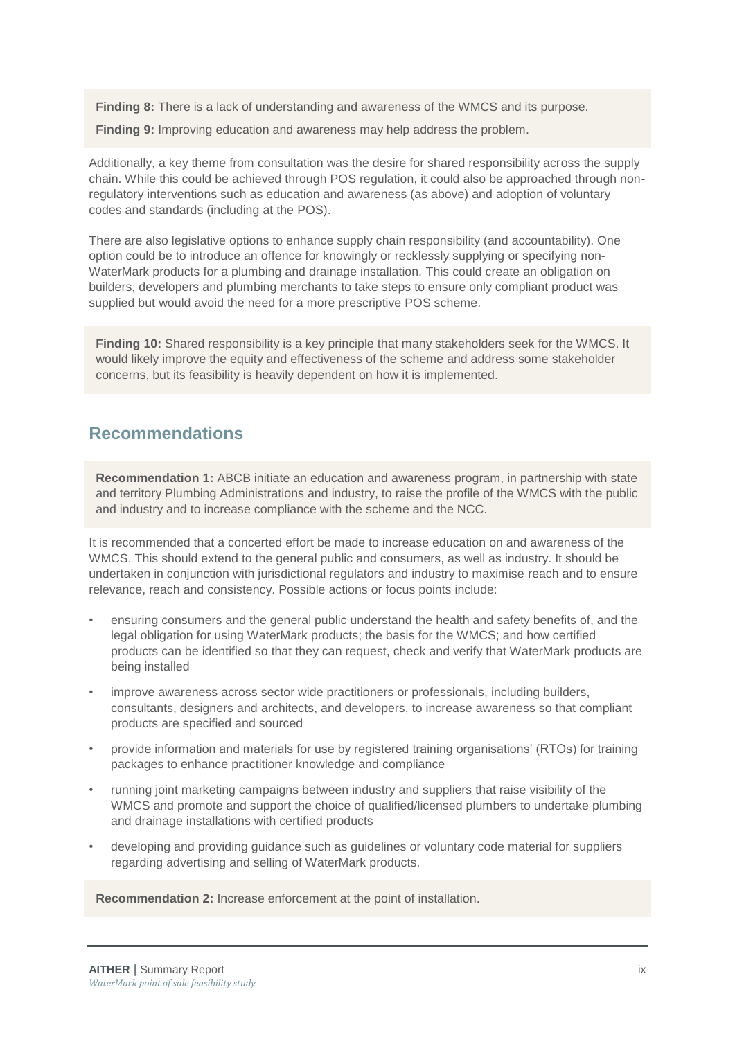**Finding 8:** There is a lack of understanding and awareness of the WMCS and its purpose.

**Finding 9:** Improving education and awareness may help address the problem.

Additionally, a key theme from consultation was the desire for shared responsibility across the supply chain. While this could be achieved through POS regulation, it could also be approached through non-regulatory interventions such as education and awareness (as above) and adoption of voluntary codes and standards (including at the POS).

There are also legislative options to enhance supply chain responsibility (and accountability). One option could be to introduce an offence for knowingly or recklessly supplying or specifying non-WaterMark products for a plumbing and drainage installation. This could create an obligation on builders, developers and plumbing merchants to take steps to ensure only compliant product was supplied but would avoid the need for a more prescriptive POS scheme.

**Finding 10:** Shared responsibility is a key principle that many stakeholders seek for the WMCS. It would likely improve the equity and effectiveness of the scheme and address some stakeholder concerns, but its feasibility is heavily dependent on how it is implemented.

## Recommendations

**Recommendation 1:** ABCB initiate an education and awareness program, in partnership with state and territory Plumbing Administrations and industry, to raise the profile of the WMCS with the public and industry and to increase compliance with the scheme and the NCC.

It is recommended that a concerted effort be made to increase education on and awareness of the WMCS. This should extend to the general public and consumers, as well as industry. It should be undertaken in conjunction with jurisdictional regulators and industry to maximise reach and to ensure relevance, reach and consistency. Possible actions or focus points include:

- ensuring consumers and the general public understand the health and safety benefits of, and the legal obligation for using WaterMark products; the basis for the WMCS; and how certified products can be identified so that they can request, check and verify that WaterMark products are being installed
- improve awareness across sector wide practitioners or professionals, including builders, consultants, designers and architects, and developers, to increase awareness so that compliant products are specified and sourced
- provide information and materials for use by registered training organisations' (RTOs) for training packages to enhance practitioner knowledge and compliance
- running joint marketing campaigns between industry and suppliers that raise visibility of the WMCS and promote and support the choice of qualified/licensed plumbers to undertake plumbing and drainage installations with certified products
- developing and providing guidance such as guidelines or voluntary code material for suppliers regarding advertising and selling of WaterMark products.

**Recommendation 2:** Increase enforcement at the point of installation.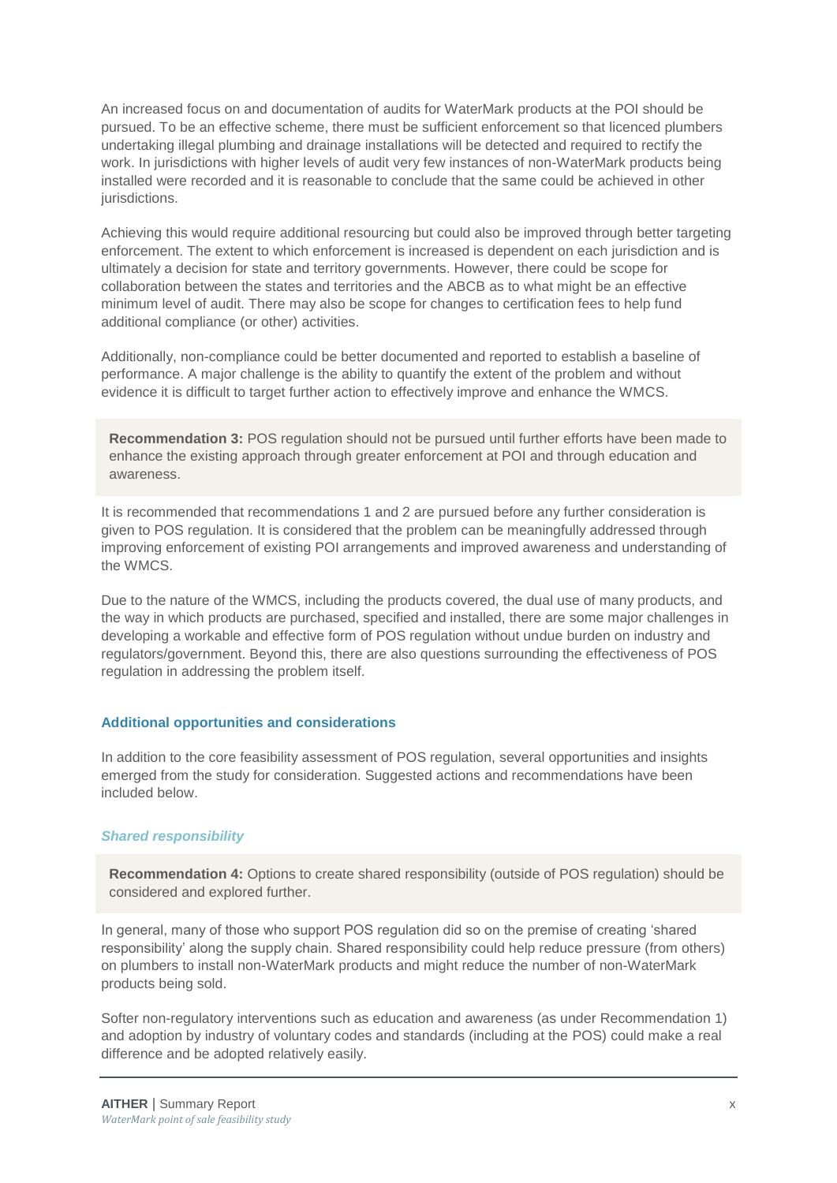An increased focus on and documentation of audits for WaterMark products at the POI should be pursued. To be an effective scheme, there must be sufficient enforcement so that licenced plumbers undertaking illegal plumbing and drainage installations will be detected and required to rectify the work. In jurisdictions with higher levels of audit very few instances of non-WaterMark products being installed were recorded and it is reasonable to conclude that the same could be achieved in other jurisdictions.

Achieving this would require additional resourcing but could also be improved through better targeting enforcement. The extent to which enforcement is increased is dependent on each jurisdiction and is ultimately a decision for state and territory governments. However, there could be scope for collaboration between the states and territories and the ABCB as to what might be an effective minimum level of audit. There may also be scope for changes to certification fees to help fund additional compliance (or other) activities.

Additionally, non-compliance could be better documented and reported to establish a baseline of performance. A major challenge is the ability to quantify the extent of the problem and without evidence it is difficult to target further action to effectively improve and enhance the WMCS.

> **Recommendation 3:** POS regulation should not be pursued until further efforts have been made to enhance the existing approach through greater enforcement at POI and through education and awareness.

It is recommended that recommendations 1 and 2 are pursued before any further consideration is given to POS regulation. It is considered that the problem can be meaningfully addressed through improving enforcement of existing POI arrangements and improved awareness and understanding of the WMCS.

Due to the nature of the WMCS, including the products covered, the dual use of many products, and the way in which products are purchased, specified and installed, there are some major challenges in developing a workable and effective form of POS regulation without undue burden on industry and regulators/government. Beyond this, there are also questions surrounding the effectiveness of POS regulation in addressing the problem itself.

### Additional opportunities and considerations

In addition to the core feasibility assessment of POS regulation, several opportunities and insights emerged from the study for consideration. Suggested actions and recommendations have been included below.

#### *Shared responsibility*

> **Recommendation 4:** Options to create shared responsibility (outside of POS regulation) should be considered and explored further.

In general, many of those who support POS regulation did so on the premise of creating 'shared responsibility' along the supply chain. Shared responsibility could help reduce pressure (from others) on plumbers to install non-WaterMark products and might reduce the number of non-WaterMark products being sold.

Softer non-regulatory interventions such as education and awareness (as under Recommendation 1) and adoption by industry of voluntary codes and standards (including at the POS) could make a real difference and be adopted relatively easily.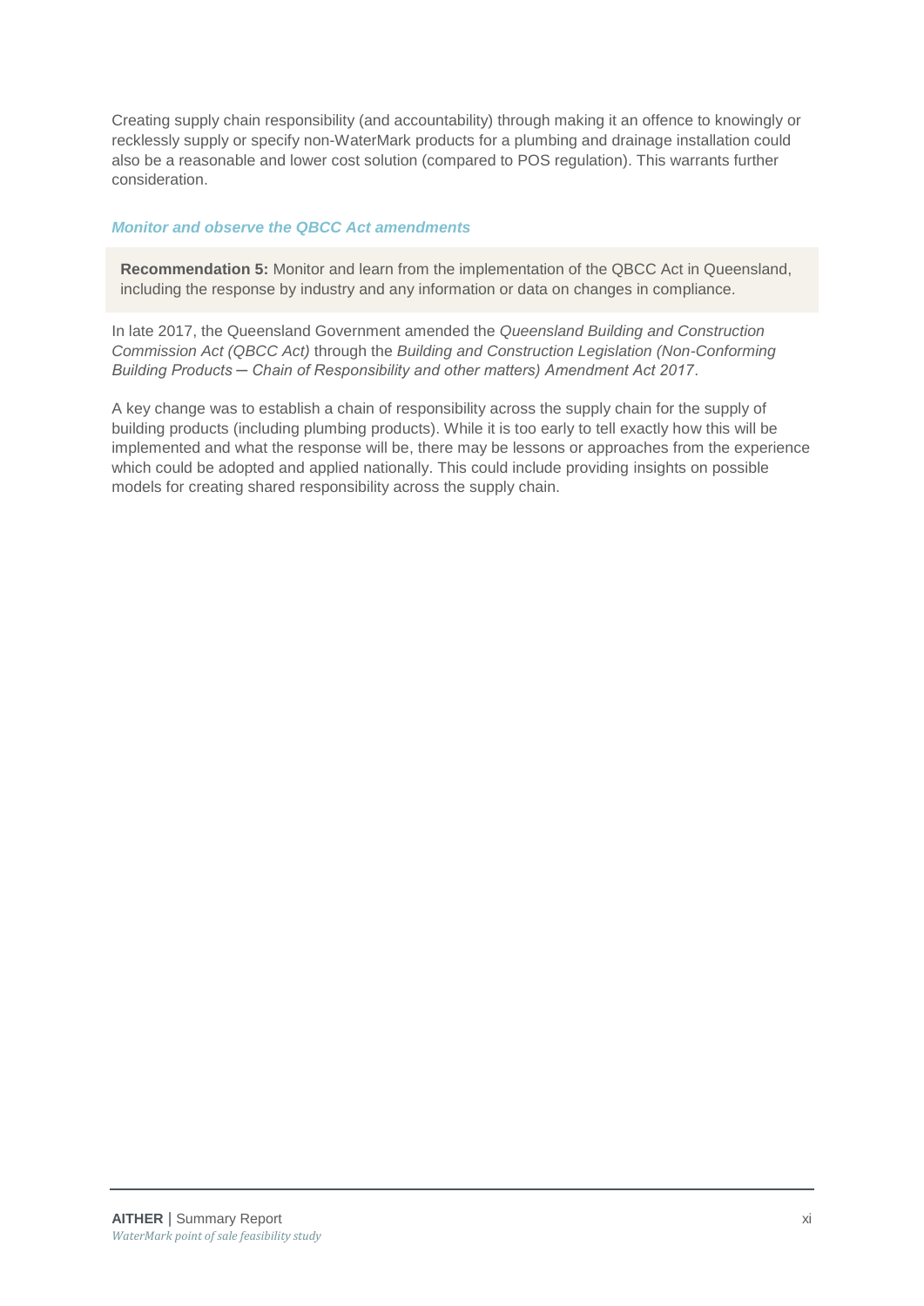Creating supply chain responsibility (and accountability) through making it an offence to knowingly or recklessly supply or specify non-WaterMark products for a plumbing and drainage installation could also be a reasonable and lower cost solution (compared to POS regulation). This warrants further consideration.

### *Monitor and observe the QBCC Act amendments*

> **Recommendation 5:** Monitor and learn from the implementation of the QBCC Act in Queensland, including the response by industry and any information or data on changes in compliance.

In late 2017, the Queensland Government amended the *Queensland Building and Construction Commission Act (QBCC Act)* through the *Building and Construction Legislation (Non-Conforming Building Products ─ Chain of Responsibility and other matters) Amendment Act 2017*.

A key change was to establish a chain of responsibility across the supply chain for the supply of building products (including plumbing products). While it is too early to tell exactly how this will be implemented and what the response will be, there may be lessons or approaches from the experience which could be adopted and applied nationally. This could include providing insights on possible models for creating shared responsibility across the supply chain.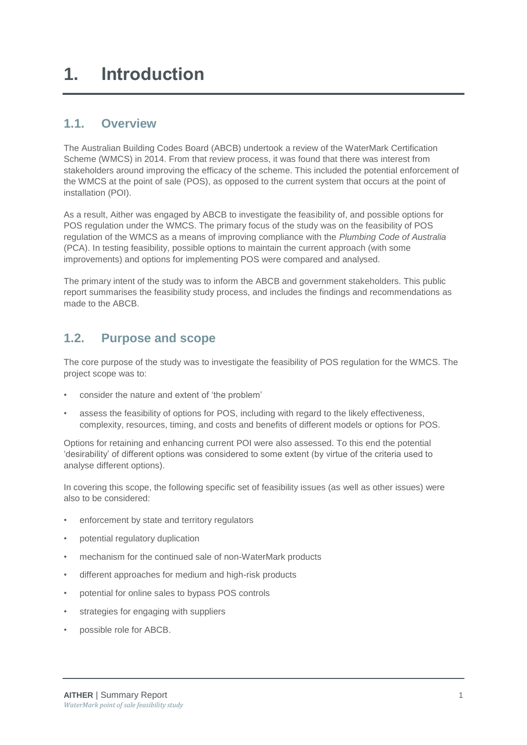# 1. Introduction

## 1.1. Overview

The Australian Building Codes Board (ABCB) undertook a review of the WaterMark Certification Scheme (WMCS) in 2014. From that review process, it was found that there was interest from stakeholders around improving the efficacy of the scheme. This included the potential enforcement of the WMCS at the point of sale (POS), as opposed to the current system that occurs at the point of installation (POI).

As a result, Aither was engaged by ABCB to investigate the feasibility of, and possible options for POS regulation under the WMCS. The primary focus of the study was on the feasibility of POS regulation of the WMCS as a means of improving compliance with the *Plumbing Code of Australia* (PCA). In testing feasibility, possible options to maintain the current approach (with some improvements) and options for implementing POS were compared and analysed.

The primary intent of the study was to inform the ABCB and government stakeholders. This public report summarises the feasibility study process, and includes the findings and recommendations as made to the ABCB.

## 1.2. Purpose and scope

The core purpose of the study was to investigate the feasibility of POS regulation for the WMCS. The project scope was to:

- consider the nature and extent of 'the problem'
- assess the feasibility of options for POS, including with regard to the likely effectiveness, complexity, resources, timing, and costs and benefits of different models or options for POS.

Options for retaining and enhancing current POI were also assessed. To this end the potential 'desirability' of different options was considered to some extent (by virtue of the criteria used to analyse different options).

In covering this scope, the following specific set of feasibility issues (as well as other issues) were also to be considered:

- enforcement by state and territory regulators
- potential regulatory duplication
- mechanism for the continued sale of non-WaterMark products
- different approaches for medium and high-risk products
- potential for online sales to bypass POS controls
- strategies for engaging with suppliers
- possible role for ABCB.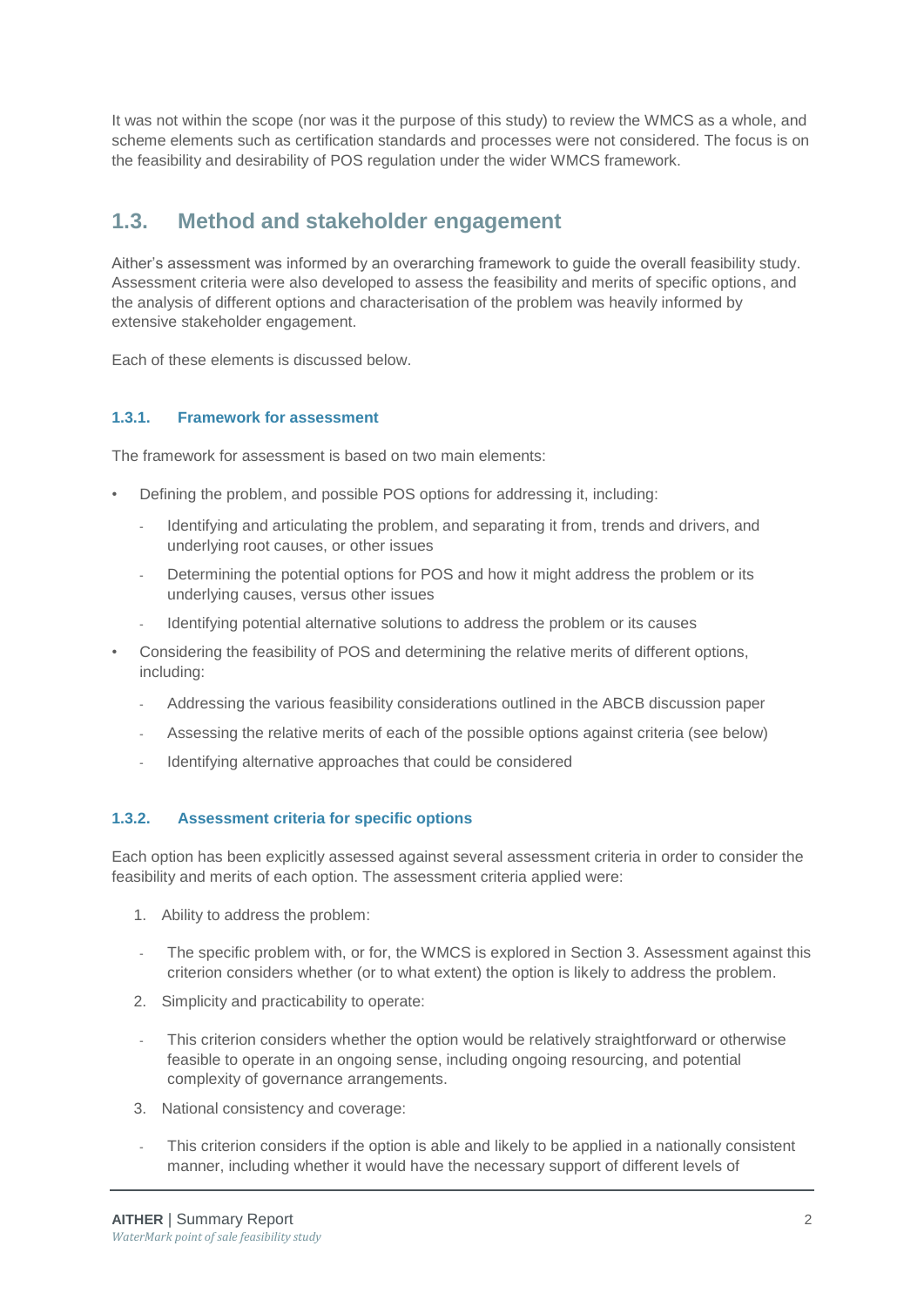It was not within the scope (nor was it the purpose of this study) to review the WMCS as a whole, and scheme elements such as certification standards and processes were not considered. The focus is on the feasibility and desirability of POS regulation under the wider WMCS framework.

## 1.3. Method and stakeholder engagement

Aither's assessment was informed by an overarching framework to guide the overall feasibility study. Assessment criteria were also developed to assess the feasibility and merits of specific options, and the analysis of different options and characterisation of the problem was heavily informed by extensive stakeholder engagement.

Each of these elements is discussed below.

### 1.3.1. Framework for assessment

The framework for assessment is based on two main elements:

- Defining the problem, and possible POS options for addressing it, including:
  - Identifying and articulating the problem, and separating it from, trends and drivers, and underlying root causes, or other issues
  - Determining the potential options for POS and how it might address the problem or its underlying causes, versus other issues
  - Identifying potential alternative solutions to address the problem or its causes
- Considering the feasibility of POS and determining the relative merits of different options, including:
  - Addressing the various feasibility considerations outlined in the ABCB discussion paper
  - Assessing the relative merits of each of the possible options against criteria (see below)
  - Identifying alternative approaches that could be considered

### 1.3.2. Assessment criteria for specific options

Each option has been explicitly assessed against several assessment criteria in order to consider the feasibility and merits of each option. The assessment criteria applied were:

1. Ability to address the problem:
   - The specific problem with, or for, the WMCS is explored in Section 3. Assessment against this criterion considers whether (or to what extent) the option is likely to address the problem.
2. Simplicity and practicability to operate:
   - This criterion considers whether the option would be relatively straightforward or otherwise feasible to operate in an ongoing sense, including ongoing resourcing, and potential complexity of governance arrangements.
3. National consistency and coverage:
   - This criterion considers if the option is able and likely to be applied in a nationally consistent manner, including whether it would have the necessary support of different levels of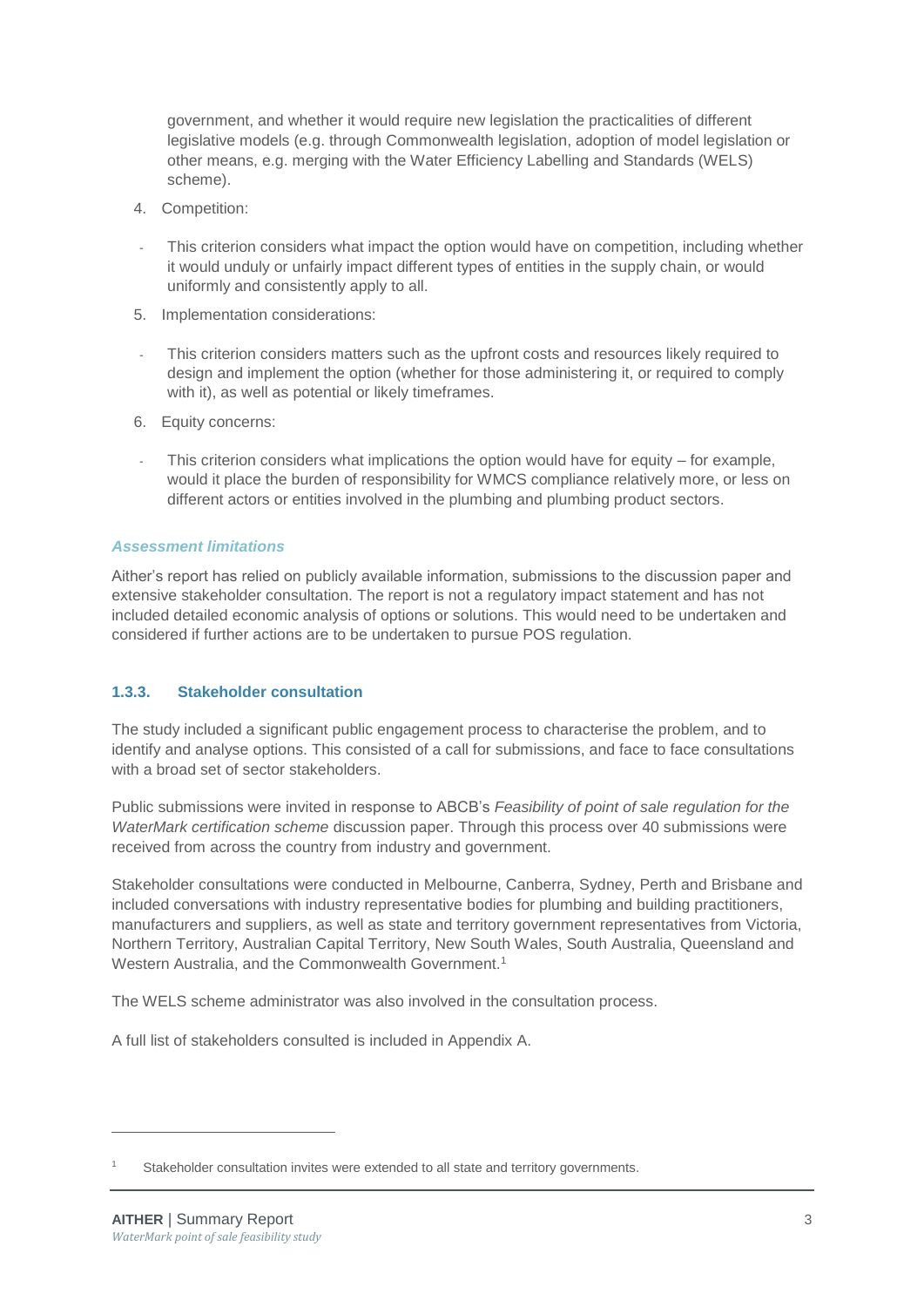government, and whether it would require new legislation the practicalities of different legislative models (e.g. through Commonwealth legislation, adoption of model legislation or other means, e.g. merging with the Water Efficiency Labelling and Standards (WELS) scheme).

4. Competition:

- This criterion considers what impact the option would have on competition, including whether it would unduly or unfairly impact different types of entities in the supply chain, or would uniformly and consistently apply to all.

5. Implementation considerations:

- This criterion considers matters such as the upfront costs and resources likely required to design and implement the option (whether for those administering it, or required to comply with it), as well as potential or likely timeframes.

6. Equity concerns:

- This criterion considers what implications the option would have for equity – for example, would it place the burden of responsibility for WMCS compliance relatively more, or less on different actors or entities involved in the plumbing and plumbing product sectors.

***Assessment limitations***

Aither's report has relied on publicly available information, submissions to the discussion paper and extensive stakeholder consultation. The report is not a regulatory impact statement and has not included detailed economic analysis of options or solutions. This would need to be undertaken and considered if further actions are to be undertaken to pursue POS regulation.

### 1.3.3. Stakeholder consultation

The study included a significant public engagement process to characterise the problem, and to identify and analyse options. This consisted of a call for submissions, and face to face consultations with a broad set of sector stakeholders.

Public submissions were invited in response to ABCB's *Feasibility of point of sale regulation for the WaterMark certification scheme* discussion paper. Through this process over 40 submissions were received from across the country from industry and government.

Stakeholder consultations were conducted in Melbourne, Canberra, Sydney, Perth and Brisbane and included conversations with industry representative bodies for plumbing and building practitioners, manufacturers and suppliers, as well as state and territory government representatives from Victoria, Northern Territory, Australian Capital Territory, New South Wales, South Australia, Queensland and Western Australia, and the Commonwealth Government.[1]

The WELS scheme administrator was also involved in the consultation process.

A full list of stakeholders consulted is included in Appendix A.

[1] Stakeholder consultation invites were extended to all state and territory governments.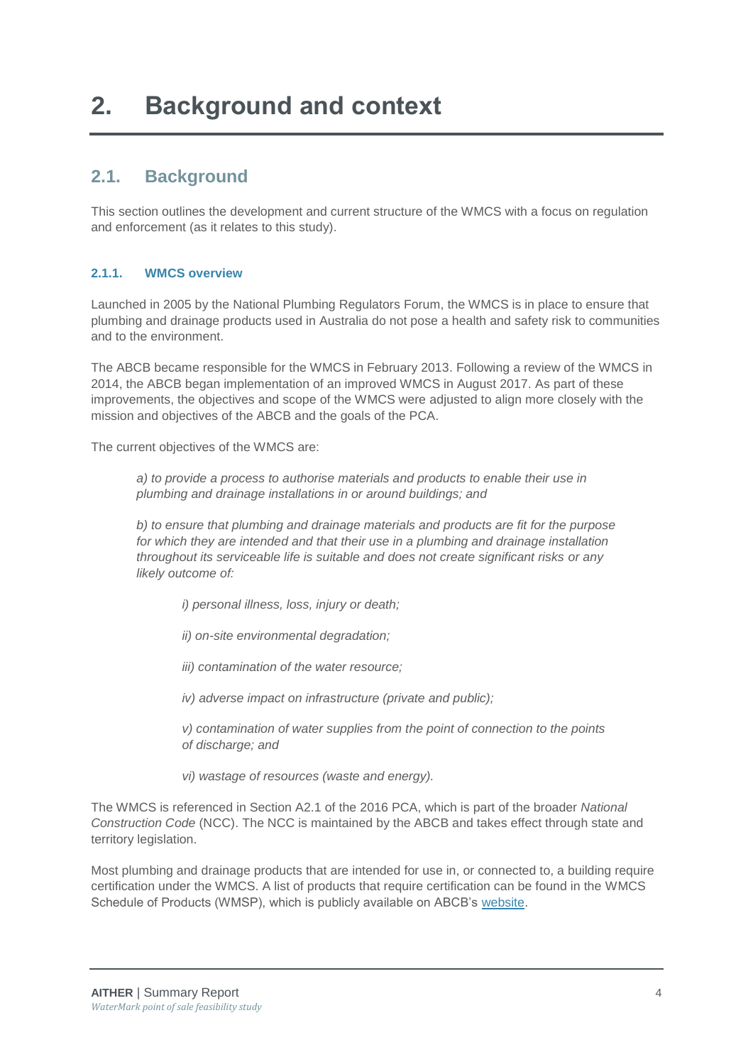# 2. Background and context

## 2.1. Background

This section outlines the development and current structure of the WMCS with a focus on regulation and enforcement (as it relates to this study).

### 2.1.1. WMCS overview

Launched in 2005 by the National Plumbing Regulators Forum, the WMCS is in place to ensure that plumbing and drainage products used in Australia do not pose a health and safety risk to communities and to the environment.

The ABCB became responsible for the WMCS in February 2013. Following a review of the WMCS in 2014, the ABCB began implementation of an improved WMCS in August 2017. As part of these improvements, the objectives and scope of the WMCS were adjusted to align more closely with the mission and objectives of the ABCB and the goals of the PCA.

The current objectives of the WMCS are:

> *a) to provide a process to authorise materials and products to enable their use in plumbing and drainage installations in or around buildings; and*
>
> *b) to ensure that plumbing and drainage materials and products are fit for the purpose for which they are intended and that their use in a plumbing and drainage installation throughout its serviceable life is suitable and does not create significant risks or any likely outcome of:*
>
> > *i) personal illness, loss, injury or death;*
> >
> > *ii) on-site environmental degradation;*
> >
> > *iii) contamination of the water resource;*
> >
> > *iv) adverse impact on infrastructure (private and public);*
> >
> > *v) contamination of water supplies from the point of connection to the points of discharge; and*
> >
> > *vi) wastage of resources (waste and energy).*

The WMCS is referenced in Section A2.1 of the 2016 PCA, which is part of the broader *National Construction Code* (NCC). The NCC is maintained by the ABCB and takes effect through state and territory legislation.

Most plumbing and drainage products that are intended for use in, or connected to, a building require certification under the WMCS. A list of products that require certification can be found in the WMCS Schedule of Products (WMSP), which is publicly available on ABCB's website.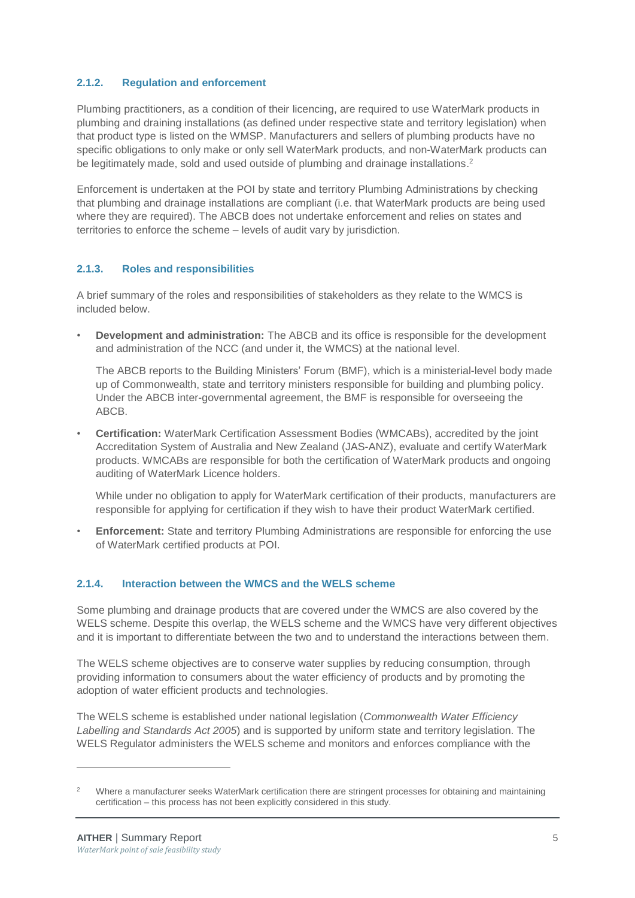### 2.1.2. Regulation and enforcement

Plumbing practitioners, as a condition of their licencing, are required to use WaterMark products in plumbing and draining installations (as defined under respective state and territory legislation) when that product type is listed on the WMSP. Manufacturers and sellers of plumbing products have no specific obligations to only make or only sell WaterMark products, and non-WaterMark products can be legitimately made, sold and used outside of plumbing and drainage installations.[2]

Enforcement is undertaken at the POI by state and territory Plumbing Administrations by checking that plumbing and drainage installations are compliant (i.e. that WaterMark products are being used where they are required). The ABCB does not undertake enforcement and relies on states and territories to enforce the scheme – levels of audit vary by jurisdiction.

### 2.1.3. Roles and responsibilities

A brief summary of the roles and responsibilities of stakeholders as they relate to the WMCS is included below.

- **Development and administration:** The ABCB and its office is responsible for the development and administration of the NCC (and under it, the WMCS) at the national level.

  The ABCB reports to the Building Ministers' Forum (BMF), which is a ministerial-level body made up of Commonwealth, state and territory ministers responsible for building and plumbing policy. Under the ABCB inter-governmental agreement, the BMF is responsible for overseeing the ABCB.

- **Certification:** WaterMark Certification Assessment Bodies (WMCABs), accredited by the joint Accreditation System of Australia and New Zealand (JAS-ANZ), evaluate and certify WaterMark products. WMCABs are responsible for both the certification of WaterMark products and ongoing auditing of WaterMark Licence holders.

  While under no obligation to apply for WaterMark certification of their products, manufacturers are responsible for applying for certification if they wish to have their product WaterMark certified.

- **Enforcement:** State and territory Plumbing Administrations are responsible for enforcing the use of WaterMark certified products at POI.

### 2.1.4. Interaction between the WMCS and the WELS scheme

Some plumbing and drainage products that are covered under the WMCS are also covered by the WELS scheme. Despite this overlap, the WELS scheme and the WMCS have very different objectives and it is important to differentiate between the two and to understand the interactions between them.

The WELS scheme objectives are to conserve water supplies by reducing consumption, through providing information to consumers about the water efficiency of products and by promoting the adoption of water efficient products and technologies.

The WELS scheme is established under national legislation (*Commonwealth Water Efficiency Labelling and Standards Act 2005*) and is supported by uniform state and territory legislation. The WELS Regulator administers the WELS scheme and monitors and enforces compliance with the

---

[2] Where a manufacturer seeks WaterMark certification there are stringent processes for obtaining and maintaining certification – this process has not been explicitly considered in this study.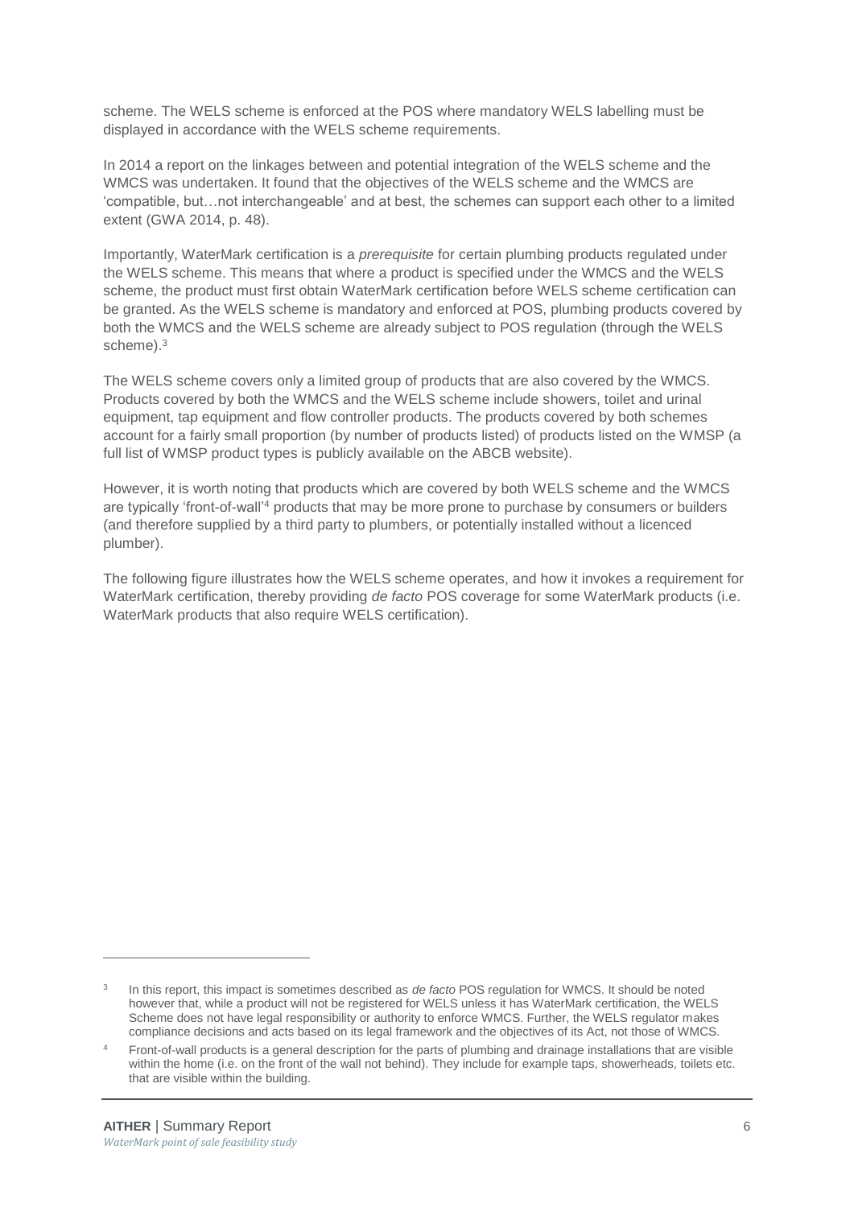scheme. The WELS scheme is enforced at the POS where mandatory WELS labelling must be displayed in accordance with the WELS scheme requirements.

In 2014 a report on the linkages between and potential integration of the WELS scheme and the WMCS was undertaken. It found that the objectives of the WELS scheme and the WMCS are 'compatible, but…not interchangeable' and at best, the schemes can support each other to a limited extent (GWA 2014, p. 48).

Importantly, WaterMark certification is a *prerequisite* for certain plumbing products regulated under the WELS scheme. This means that where a product is specified under the WMCS and the WELS scheme, the product must first obtain WaterMark certification before WELS scheme certification can be granted. As the WELS scheme is mandatory and enforced at POS, plumbing products covered by both the WMCS and the WELS scheme are already subject to POS regulation (through the WELS scheme).[3]

The WELS scheme covers only a limited group of products that are also covered by the WMCS. Products covered by both the WMCS and the WELS scheme include showers, toilet and urinal equipment, tap equipment and flow controller products. The products covered by both schemes account for a fairly small proportion (by number of products listed) of products listed on the WMSP (a full list of WMSP product types is publicly available on the ABCB website).

However, it is worth noting that products which are covered by both WELS scheme and the WMCS are typically 'front-of-wall'[4] products that may be more prone to purchase by consumers or builders (and therefore supplied by a third party to plumbers, or potentially installed without a licenced plumber).

The following figure illustrates how the WELS scheme operates, and how it invokes a requirement for WaterMark certification, thereby providing *de facto* POS coverage for some WaterMark products (i.e. WaterMark products that also require WELS certification).

---

[3] In this report, this impact is sometimes described as *de facto* POS regulation for WMCS. It should be noted however that, while a product will not be registered for WELS unless it has WaterMark certification, the WELS Scheme does not have legal responsibility or authority to enforce WMCS. Further, the WELS regulator makes compliance decisions and acts based on its legal framework and the objectives of its Act, not those of WMCS.

[4] Front-of-wall products is a general description for the parts of plumbing and drainage installations that are visible within the home (i.e. on the front of the wall not behind). They include for example taps, showerheads, toilets etc. that are visible within the building.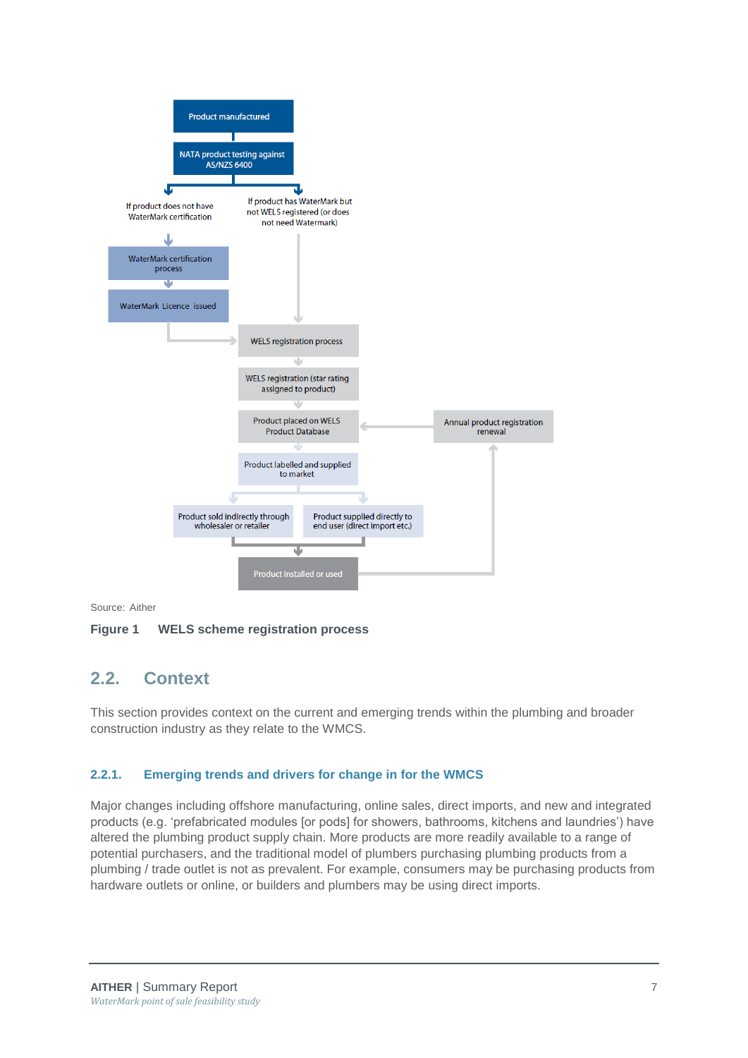Product manufactured

NATA product testing against AS/NZS 6400

If product does not have WaterMark certification

If product has WaterMark but not WELS registered (or does not need Watermark)

WaterMark certification process

WaterMark Licence issued

WELS registration process

WELS registration (star rating assigned to product)

Product placed on WELS Product Database

Annual product registration renewal

Product labelled and supplied to market

Product sold indirectly through wholesaler or retailer

Product supplied directly to end user (direct import etc.)

Product installed or used

Source: Aither

**Figure 1 WELS scheme registration process**

## 2.2. Context

This section provides context on the current and emerging trends within the plumbing and broader construction industry as they relate to the WMCS.

### 2.2.1. Emerging trends and drivers for change in for the WMCS

Major changes including offshore manufacturing, online sales, direct imports, and new and integrated products (e.g. 'prefabricated modules [or pods] for showers, bathrooms, kitchens and laundries') have altered the plumbing product supply chain. More products are more readily available to a range of potential purchasers, and the traditional model of plumbers purchasing plumbing products from a plumbing / trade outlet is not as prevalent. For example, consumers may be purchasing products from hardware outlets or online, or builders and plumbers may be using direct imports.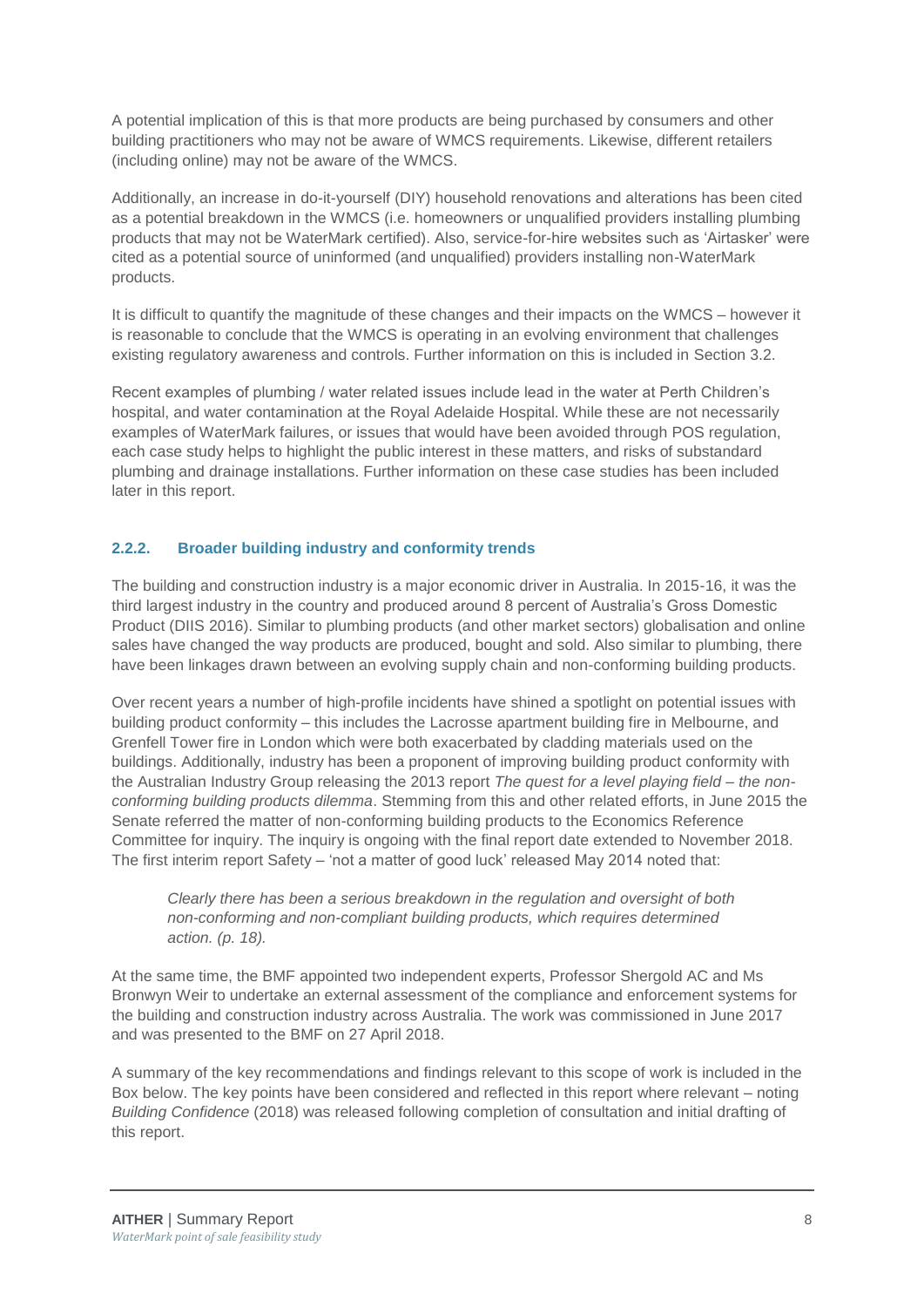A potential implication of this is that more products are being purchased by consumers and other building practitioners who may not be aware of WMCS requirements. Likewise, different retailers (including online) may not be aware of the WMCS.

Additionally, an increase in do-it-yourself (DIY) household renovations and alterations has been cited as a potential breakdown in the WMCS (i.e. homeowners or unqualified providers installing plumbing products that may not be WaterMark certified). Also, service-for-hire websites such as 'Airtasker' were cited as a potential source of uninformed (and unqualified) providers installing non-WaterMark products.

It is difficult to quantify the magnitude of these changes and their impacts on the WMCS – however it is reasonable to conclude that the WMCS is operating in an evolving environment that challenges existing regulatory awareness and controls. Further information on this is included in Section 3.2.

Recent examples of plumbing / water related issues include lead in the water at Perth Children's hospital, and water contamination at the Royal Adelaide Hospital. While these are not necessarily examples of WaterMark failures, or issues that would have been avoided through POS regulation, each case study helps to highlight the public interest in these matters, and risks of substandard plumbing and drainage installations. Further information on these case studies has been included later in this report.

### 2.2.2. Broader building industry and conformity trends

The building and construction industry is a major economic driver in Australia. In 2015-16, it was the third largest industry in the country and produced around 8 percent of Australia's Gross Domestic Product (DIIS 2016). Similar to plumbing products (and other market sectors) globalisation and online sales have changed the way products are produced, bought and sold. Also similar to plumbing, there have been linkages drawn between an evolving supply chain and non-conforming building products.

Over recent years a number of high-profile incidents have shined a spotlight on potential issues with building product conformity – this includes the Lacrosse apartment building fire in Melbourne, and Grenfell Tower fire in London which were both exacerbated by cladding materials used on the buildings. Additionally, industry has been a proponent of improving building product conformity with the Australian Industry Group releasing the 2013 report *The quest for a level playing field – the non-conforming building products dilemma*. Stemming from this and other related efforts, in June 2015 the Senate referred the matter of non-conforming building products to the Economics Reference Committee for inquiry. The inquiry is ongoing with the final report date extended to November 2018. The first interim report Safety – 'not a matter of good luck' released May 2014 noted that:

> *Clearly there has been a serious breakdown in the regulation and oversight of both non-conforming and non-compliant building products, which requires determined action. (p. 18).*

At the same time, the BMF appointed two independent experts, Professor Shergold AC and Ms Bronwyn Weir to undertake an external assessment of the compliance and enforcement systems for the building and construction industry across Australia. The work was commissioned in June 2017 and was presented to the BMF on 27 April 2018.

A summary of the key recommendations and findings relevant to this scope of work is included in the Box below. The key points have been considered and reflected in this report where relevant – noting *Building Confidence* (2018) was released following completion of consultation and initial drafting of this report.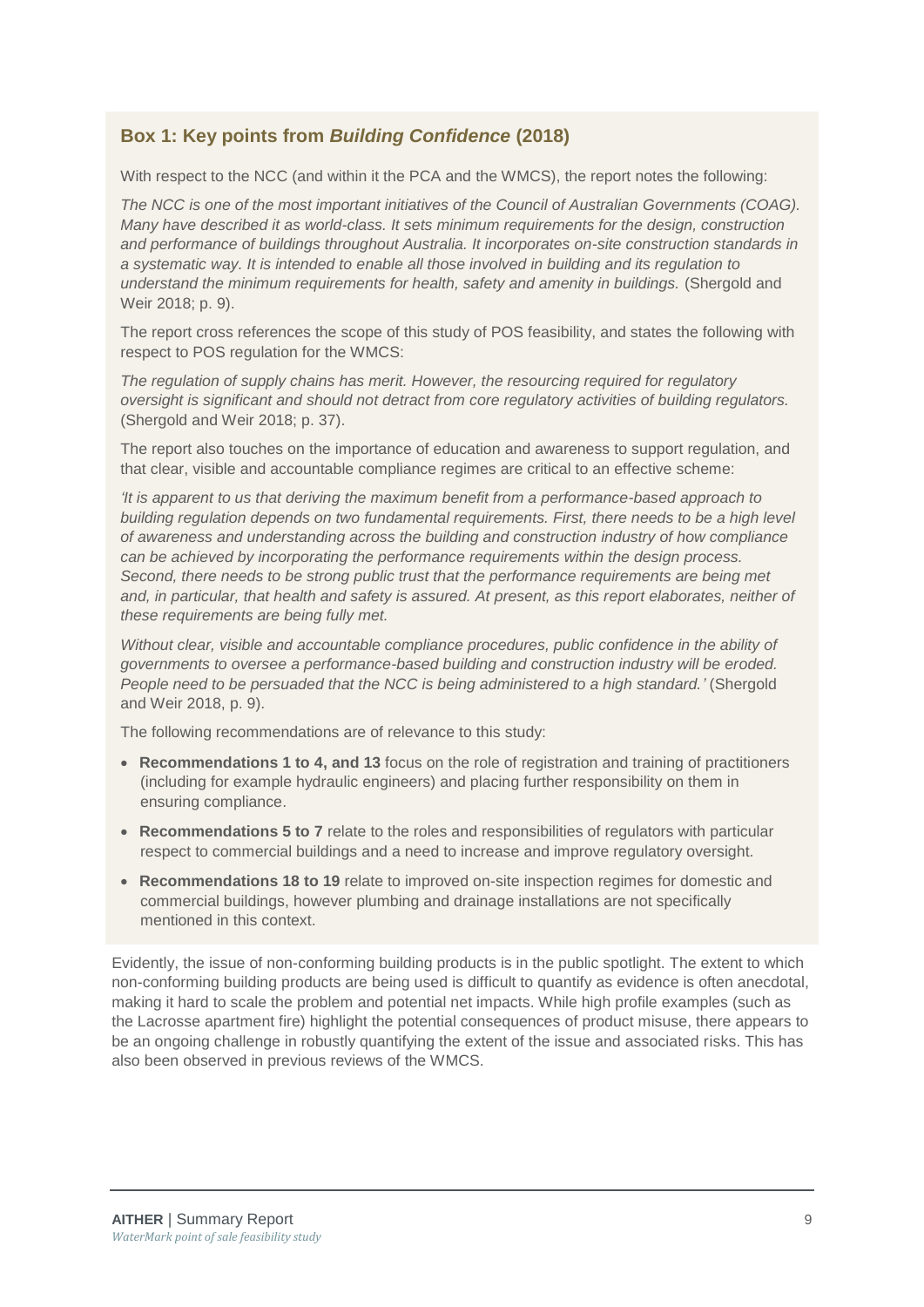### Box 1: Key points from *Building Confidence* (2018)

With respect to the NCC (and within it the PCA and the WMCS), the report notes the following:

*The NCC is one of the most important initiatives of the Council of Australian Governments (COAG). Many have described it as world-class. It sets minimum requirements for the design, construction and performance of buildings throughout Australia. It incorporates on-site construction standards in a systematic way. It is intended to enable all those involved in building and its regulation to understand the minimum requirements for health, safety and amenity in buildings.* (Shergold and Weir 2018; p. 9).

The report cross references the scope of this study of POS feasibility, and states the following with respect to POS regulation for the WMCS:

*The regulation of supply chains has merit. However, the resourcing required for regulatory oversight is significant and should not detract from core regulatory activities of building regulators.* (Shergold and Weir 2018; p. 37).

The report also touches on the importance of education and awareness to support regulation, and that clear, visible and accountable compliance regimes are critical to an effective scheme:

*'It is apparent to us that deriving the maximum benefit from a performance-based approach to building regulation depends on two fundamental requirements. First, there needs to be a high level of awareness and understanding across the building and construction industry of how compliance can be achieved by incorporating the performance requirements within the design process. Second, there needs to be strong public trust that the performance requirements are being met and, in particular, that health and safety is assured. At present, as this report elaborates, neither of these requirements are being fully met.*

*Without clear, visible and accountable compliance procedures, public confidence in the ability of governments to oversee a performance-based building and construction industry will be eroded. People need to be persuaded that the NCC is being administered to a high standard.'* (Shergold and Weir 2018, p. 9).

The following recommendations are of relevance to this study:

- **Recommendations 1 to 4, and 13** focus on the role of registration and training of practitioners (including for example hydraulic engineers) and placing further responsibility on them in ensuring compliance.
- **Recommendations 5 to 7** relate to the roles and responsibilities of regulators with particular respect to commercial buildings and a need to increase and improve regulatory oversight.
- **Recommendations 18 to 19** relate to improved on-site inspection regimes for domestic and commercial buildings, however plumbing and drainage installations are not specifically mentioned in this context.

Evidently, the issue of non-conforming building products is in the public spotlight. The extent to which non-conforming building products are being used is difficult to quantify as evidence is often anecdotal, making it hard to scale the problem and potential net impacts. While high profile examples (such as the Lacrosse apartment fire) highlight the potential consequences of product misuse, there appears to be an ongoing challenge in robustly quantifying the extent of the issue and associated risks. This has also been observed in previous reviews of the WMCS.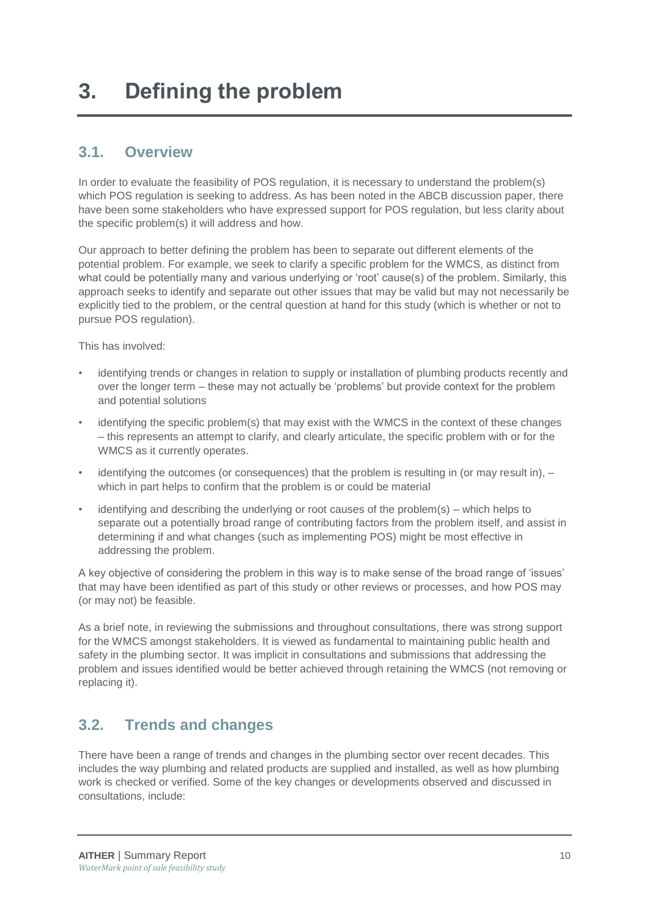# 3. Defining the problem

## 3.1. Overview

In order to evaluate the feasibility of POS regulation, it is necessary to understand the problem(s) which POS regulation is seeking to address. As has been noted in the ABCB discussion paper, there have been some stakeholders who have expressed support for POS regulation, but less clarity about the specific problem(s) it will address and how.

Our approach to better defining the problem has been to separate out different elements of the potential problem. For example, we seek to clarify a specific problem for the WMCS, as distinct from what could be potentially many and various underlying or 'root' cause(s) of the problem. Similarly, this approach seeks to identify and separate out other issues that may be valid but may not necessarily be explicitly tied to the problem, or the central question at hand for this study (which is whether or not to pursue POS regulation).

This has involved:

- identifying trends or changes in relation to supply or installation of plumbing products recently and over the longer term – these may not actually be 'problems' but provide context for the problem and potential solutions
- identifying the specific problem(s) that may exist with the WMCS in the context of these changes – this represents an attempt to clarify, and clearly articulate, the specific problem with or for the WMCS as it currently operates.
- identifying the outcomes (or consequences) that the problem is resulting in (or may result in), – which in part helps to confirm that the problem is or could be material
- identifying and describing the underlying or root causes of the problem(s) – which helps to separate out a potentially broad range of contributing factors from the problem itself, and assist in determining if and what changes (such as implementing POS) might be most effective in addressing the problem.

A key objective of considering the problem in this way is to make sense of the broad range of 'issues' that may have been identified as part of this study or other reviews or processes, and how POS may (or may not) be feasible.

As a brief note, in reviewing the submissions and throughout consultations, there was strong support for the WMCS amongst stakeholders. It is viewed as fundamental to maintaining public health and safety in the plumbing sector. It was implicit in consultations and submissions that addressing the problem and issues identified would be better achieved through retaining the WMCS (not removing or replacing it).

## 3.2. Trends and changes

There have been a range of trends and changes in the plumbing sector over recent decades. This includes the way plumbing and related products are supplied and installed, as well as how plumbing work is checked or verified. Some of the key changes or developments observed and discussed in consultations, include: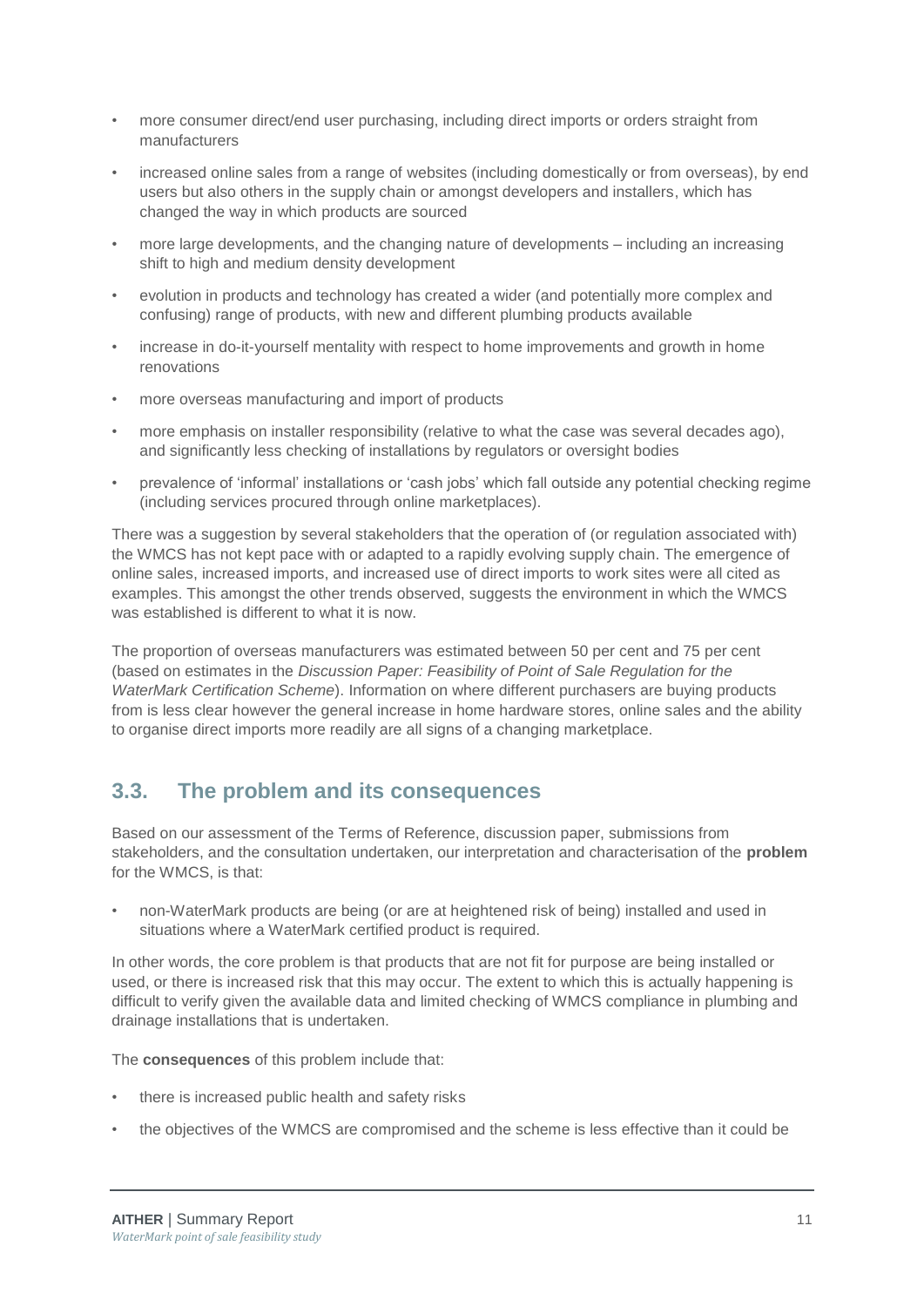- more consumer direct/end user purchasing, including direct imports or orders straight from manufacturers
- increased online sales from a range of websites (including domestically or from overseas), by end users but also others in the supply chain or amongst developers and installers, which has changed the way in which products are sourced
- more large developments, and the changing nature of developments – including an increasing shift to high and medium density development
- evolution in products and technology has created a wider (and potentially more complex and confusing) range of products, with new and different plumbing products available
- increase in do-it-yourself mentality with respect to home improvements and growth in home renovations
- more overseas manufacturing and import of products
- more emphasis on installer responsibility (relative to what the case was several decades ago), and significantly less checking of installations by regulators or oversight bodies
- prevalence of 'informal' installations or 'cash jobs' which fall outside any potential checking regime (including services procured through online marketplaces).

There was a suggestion by several stakeholders that the operation of (or regulation associated with) the WMCS has not kept pace with or adapted to a rapidly evolving supply chain. The emergence of online sales, increased imports, and increased use of direct imports to work sites were all cited as examples. This amongst the other trends observed, suggests the environment in which the WMCS was established is different to what it is now.

The proportion of overseas manufacturers was estimated between 50 per cent and 75 per cent (based on estimates in the *Discussion Paper: Feasibility of Point of Sale Regulation for the WaterMark Certification Scheme*). Information on where different purchasers are buying products from is less clear however the general increase in home hardware stores, online sales and the ability to organise direct imports more readily are all signs of a changing marketplace.

## 3.3. The problem and its consequences

Based on our assessment of the Terms of Reference, discussion paper, submissions from stakeholders, and the consultation undertaken, our interpretation and characterisation of the **problem** for the WMCS, is that:

- non-WaterMark products are being (or are at heightened risk of being) installed and used in situations where a WaterMark certified product is required.

In other words, the core problem is that products that are not fit for purpose are being installed or used, or there is increased risk that this may occur. The extent to which this is actually happening is difficult to verify given the available data and limited checking of WMCS compliance in plumbing and drainage installations that is undertaken.

The **consequences** of this problem include that:

- there is increased public health and safety risks
- the objectives of the WMCS are compromised and the scheme is less effective than it could be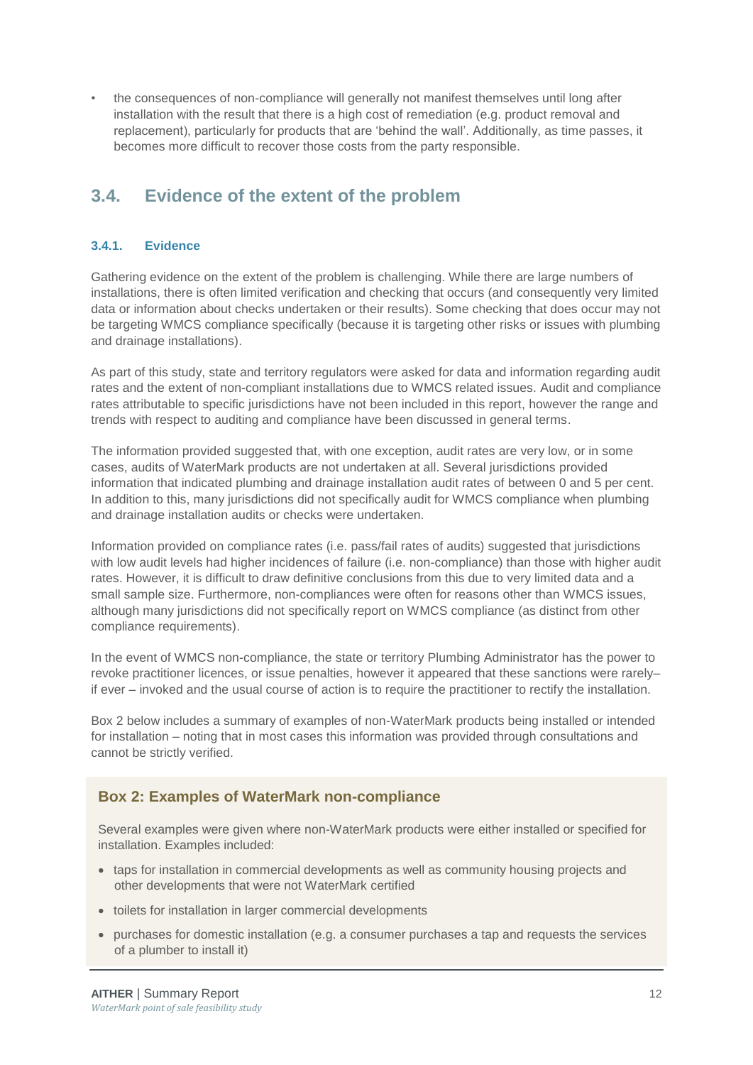- the consequences of non-compliance will generally not manifest themselves until long after installation with the result that there is a high cost of remediation (e.g. product removal and replacement), particularly for products that are 'behind the wall'. Additionally, as time passes, it becomes more difficult to recover those costs from the party responsible.

## 3.4. Evidence of the extent of the problem

### 3.4.1. Evidence

Gathering evidence on the extent of the problem is challenging. While there are large numbers of installations, there is often limited verification and checking that occurs (and consequently very limited data or information about checks undertaken or their results). Some checking that does occur may not be targeting WMCS compliance specifically (because it is targeting other risks or issues with plumbing and drainage installations).

As part of this study, state and territory regulators were asked for data and information regarding audit rates and the extent of non-compliant installations due to WMCS related issues. Audit and compliance rates attributable to specific jurisdictions have not been included in this report, however the range and trends with respect to auditing and compliance have been discussed in general terms.

The information provided suggested that, with one exception, audit rates are very low, or in some cases, audits of WaterMark products are not undertaken at all. Several jurisdictions provided information that indicated plumbing and drainage installation audit rates of between 0 and 5 per cent. In addition to this, many jurisdictions did not specifically audit for WMCS compliance when plumbing and drainage installation audits or checks were undertaken.

Information provided on compliance rates (i.e. pass/fail rates of audits) suggested that jurisdictions with low audit levels had higher incidences of failure (i.e. non-compliance) than those with higher audit rates. However, it is difficult to draw definitive conclusions from this due to very limited data and a small sample size. Furthermore, non-compliances were often for reasons other than WMCS issues, although many jurisdictions did not specifically report on WMCS compliance (as distinct from other compliance requirements).

In the event of WMCS non-compliance, the state or territory Plumbing Administrator has the power to revoke practitioner licences, or issue penalties, however it appeared that these sanctions were rarely– if ever – invoked and the usual course of action is to require the practitioner to rectify the installation.

Box 2 below includes a summary of examples of non-WaterMark products being installed or intended for installation – noting that in most cases this information was provided through consultations and cannot be strictly verified.

### Box 2: Examples of WaterMark non-compliance

Several examples were given where non-WaterMark products were either installed or specified for installation. Examples included:

- taps for installation in commercial developments as well as community housing projects and other developments that were not WaterMark certified
- toilets for installation in larger commercial developments
- purchases for domestic installation (e.g. a consumer purchases a tap and requests the services of a plumber to install it)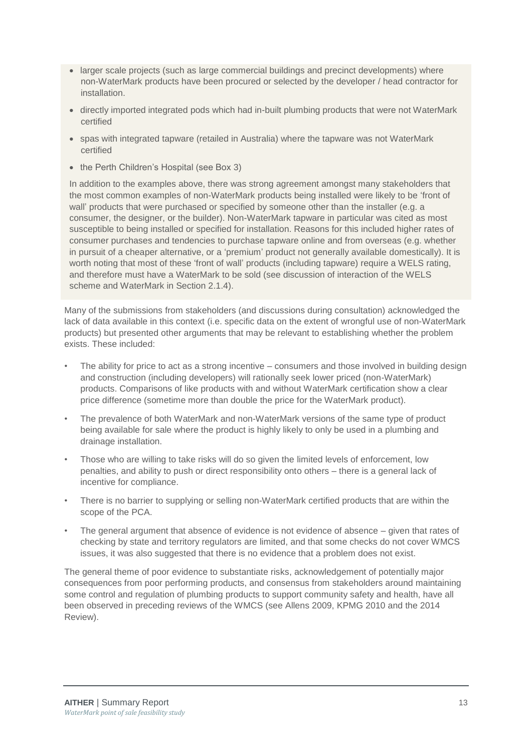- larger scale projects (such as large commercial buildings and precinct developments) where non-WaterMark products have been procured or selected by the developer / head contractor for installation.
- directly imported integrated pods which had in-built plumbing products that were not WaterMark certified
- spas with integrated tapware (retailed in Australia) where the tapware was not WaterMark certified
- the Perth Children's Hospital (see Box 3)

In addition to the examples above, there was strong agreement amongst many stakeholders that the most common examples of non-WaterMark products being installed were likely to be 'front of wall' products that were purchased or specified by someone other than the installer (e.g. a consumer, the designer, or the builder). Non-WaterMark tapware in particular was cited as most susceptible to being installed or specified for installation. Reasons for this included higher rates of consumer purchases and tendencies to purchase tapware online and from overseas (e.g. whether in pursuit of a cheaper alternative, or a 'premium' product not generally available domestically). It is worth noting that most of these 'front of wall' products (including tapware) require a WELS rating, and therefore must have a WaterMark to be sold (see discussion of interaction of the WELS scheme and WaterMark in Section 2.1.4).

Many of the submissions from stakeholders (and discussions during consultation) acknowledged the lack of data available in this context (i.e. specific data on the extent of wrongful use of non-WaterMark products) but presented other arguments that may be relevant to establishing whether the problem exists. These included:

- The ability for price to act as a strong incentive – consumers and those involved in building design and construction (including developers) will rationally seek lower priced (non-WaterMark) products. Comparisons of like products with and without WaterMark certification show a clear price difference (sometime more than double the price for the WaterMark product).
- The prevalence of both WaterMark and non-WaterMark versions of the same type of product being available for sale where the product is highly likely to only be used in a plumbing and drainage installation.
- Those who are willing to take risks will do so given the limited levels of enforcement, low penalties, and ability to push or direct responsibility onto others – there is a general lack of incentive for compliance.
- There is no barrier to supplying or selling non-WaterMark certified products that are within the scope of the PCA.
- The general argument that absence of evidence is not evidence of absence – given that rates of checking by state and territory regulators are limited, and that some checks do not cover WMCS issues, it was also suggested that there is no evidence that a problem does not exist.

The general theme of poor evidence to substantiate risks, acknowledgement of potentially major consequences from poor performing products, and consensus from stakeholders around maintaining some control and regulation of plumbing products to support community safety and health, have all been observed in preceding reviews of the WMCS (see Allens 2009, KPMG 2010 and the 2014 Review).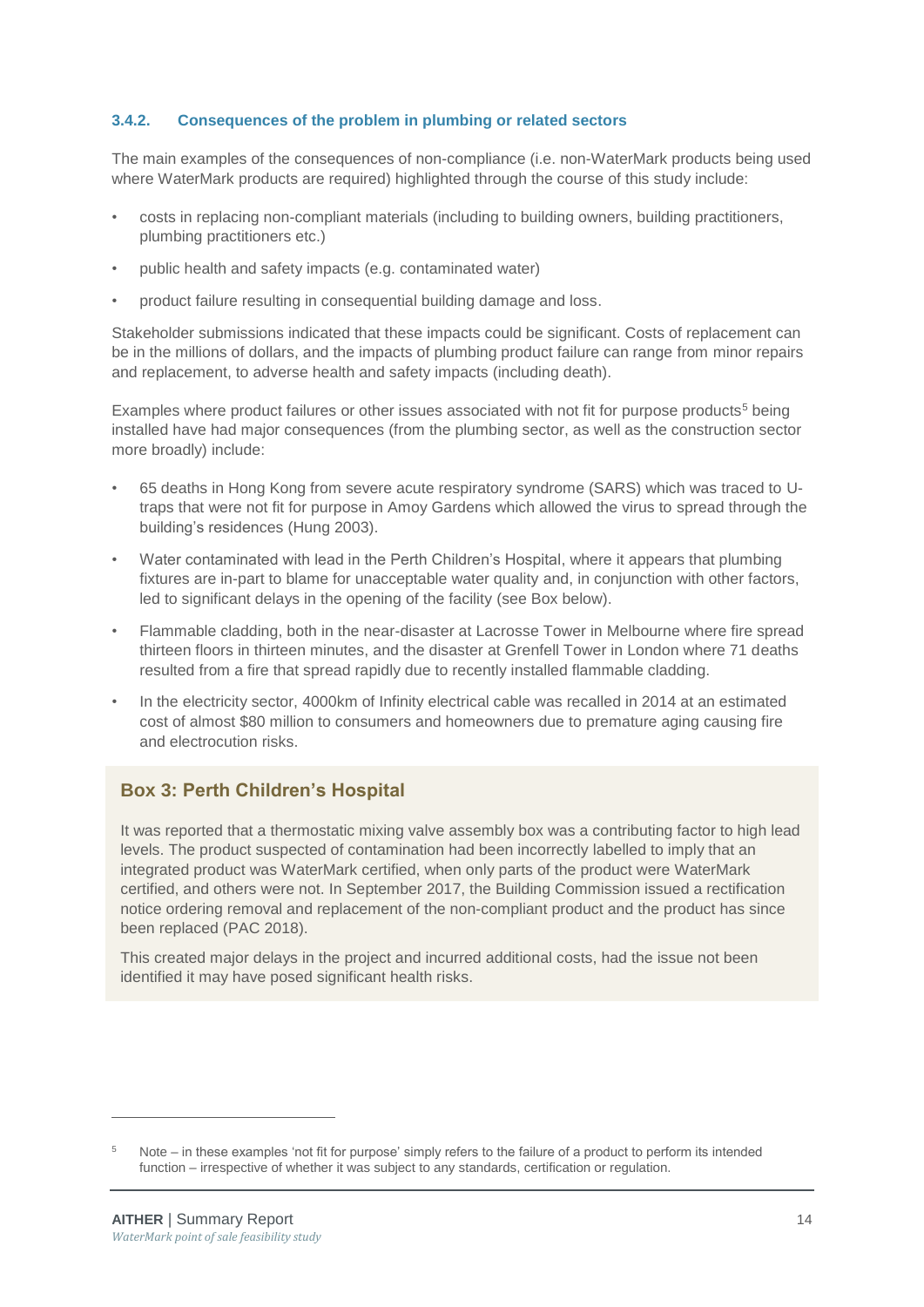### 3.4.2. Consequences of the problem in plumbing or related sectors

The main examples of the consequences of non-compliance (i.e. non-WaterMark products being used where WaterMark products are required) highlighted through the course of this study include:

- costs in replacing non-compliant materials (including to building owners, building practitioners, plumbing practitioners etc.)
- public health and safety impacts (e.g. contaminated water)
- product failure resulting in consequential building damage and loss.

Stakeholder submissions indicated that these impacts could be significant. Costs of replacement can be in the millions of dollars, and the impacts of plumbing product failure can range from minor repairs and replacement, to adverse health and safety impacts (including death).

Examples where product failures or other issues associated with not fit for purpose products[5] being installed have had major consequences (from the plumbing sector, as well as the construction sector more broadly) include:

- 65 deaths in Hong Kong from severe acute respiratory syndrome (SARS) which was traced to U-traps that were not fit for purpose in Amoy Gardens which allowed the virus to spread through the building's residences (Hung 2003).
- Water contaminated with lead in the Perth Children's Hospital, where it appears that plumbing fixtures are in-part to blame for unacceptable water quality and, in conjunction with other factors, led to significant delays in the opening of the facility (see Box below).
- Flammable cladding, both in the near-disaster at Lacrosse Tower in Melbourne where fire spread thirteen floors in thirteen minutes, and the disaster at Grenfell Tower in London where 71 deaths resulted from a fire that spread rapidly due to recently installed flammable cladding.
- In the electricity sector, 4000km of Infinity electrical cable was recalled in 2014 at an estimated cost of almost $80 million to consumers and homeowners due to premature aging causing fire and electrocution risks.

> **Box 3: Perth Children's Hospital**
>
> It was reported that a thermostatic mixing valve assembly box was a contributing factor to high lead levels. The product suspected of contamination had been incorrectly labelled to imply that an integrated product was WaterMark certified, when only parts of the product were WaterMark certified, and others were not. In September 2017, the Building Commission issued a rectification notice ordering removal and replacement of the non-compliant product and the product has since been replaced (PAC 2018).
>
> This created major delays in the project and incurred additional costs, had the issue not been identified it may have posed significant health risks.

[5] Note – in these examples 'not fit for purpose' simply refers to the failure of a product to perform its intended function – irrespective of whether it was subject to any standards, certification or regulation.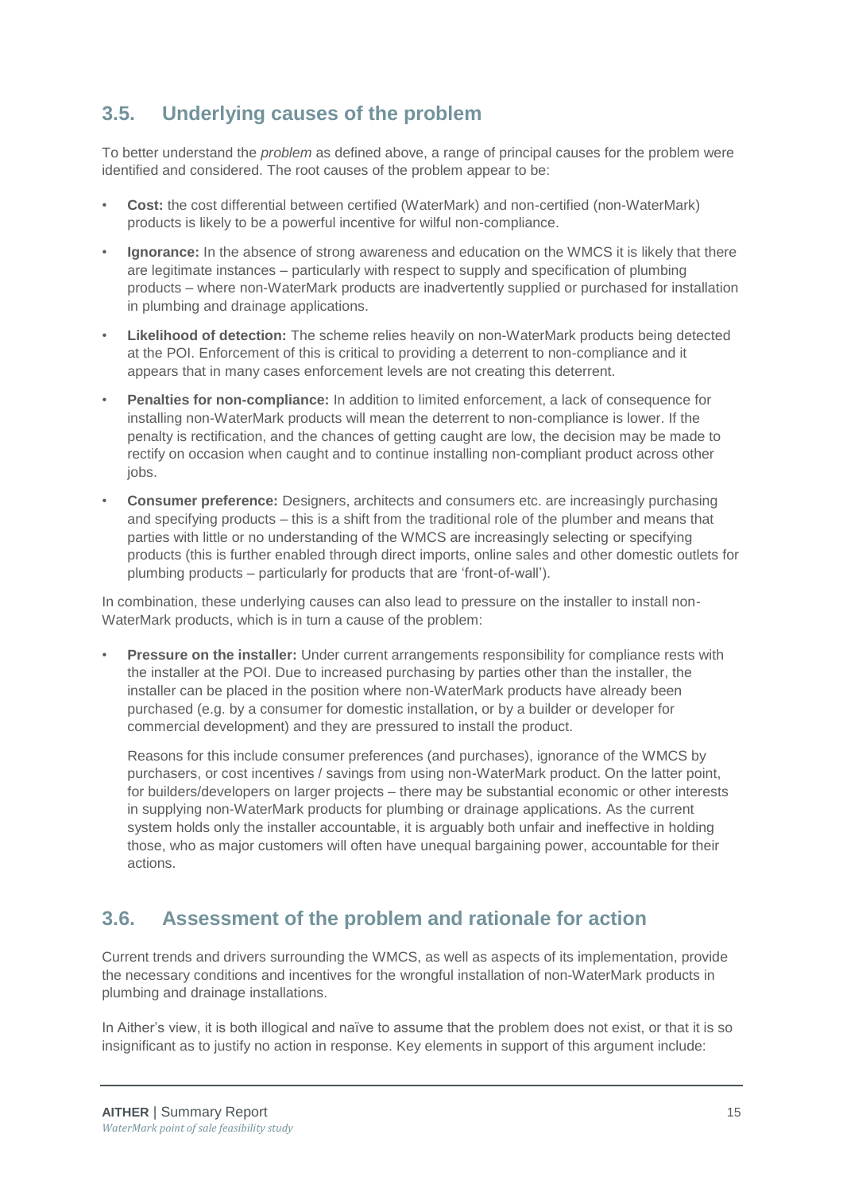## 3.5. Underlying causes of the problem

To better understand the *problem* as defined above, a range of principal causes for the problem were identified and considered. The root causes of the problem appear to be:

- **Cost:** the cost differential between certified (WaterMark) and non-certified (non-WaterMark) products is likely to be a powerful incentive for wilful non-compliance.
- **Ignorance:** In the absence of strong awareness and education on the WMCS it is likely that there are legitimate instances – particularly with respect to supply and specification of plumbing products – where non-WaterMark products are inadvertently supplied or purchased for installation in plumbing and drainage applications.
- **Likelihood of detection:** The scheme relies heavily on non-WaterMark products being detected at the POI. Enforcement of this is critical to providing a deterrent to non-compliance and it appears that in many cases enforcement levels are not creating this deterrent.
- **Penalties for non-compliance:** In addition to limited enforcement, a lack of consequence for installing non-WaterMark products will mean the deterrent to non-compliance is lower. If the penalty is rectification, and the chances of getting caught are low, the decision may be made to rectify on occasion when caught and to continue installing non-compliant product across other jobs.
- **Consumer preference:** Designers, architects and consumers etc. are increasingly purchasing and specifying products – this is a shift from the traditional role of the plumber and means that parties with little or no understanding of the WMCS are increasingly selecting or specifying products (this is further enabled through direct imports, online sales and other domestic outlets for plumbing products – particularly for products that are 'front-of-wall').

In combination, these underlying causes can also lead to pressure on the installer to install non-WaterMark products, which is in turn a cause of the problem:

- **Pressure on the installer:** Under current arrangements responsibility for compliance rests with the installer at the POI. Due to increased purchasing by parties other than the installer, the installer can be placed in the position where non-WaterMark products have already been purchased (e.g. by a consumer for domestic installation, or by a builder or developer for commercial development) and they are pressured to install the product.

  Reasons for this include consumer preferences (and purchases), ignorance of the WMCS by purchasers, or cost incentives / savings from using non-WaterMark product. On the latter point, for builders/developers on larger projects – there may be substantial economic or other interests in supplying non-WaterMark products for plumbing or drainage applications. As the current system holds only the installer accountable, it is arguably both unfair and ineffective in holding those, who as major customers will often have unequal bargaining power, accountable for their actions.

## 3.6. Assessment of the problem and rationale for action

Current trends and drivers surrounding the WMCS, as well as aspects of its implementation, provide the necessary conditions and incentives for the wrongful installation of non-WaterMark products in plumbing and drainage installations.

In Aither's view, it is both illogical and naïve to assume that the problem does not exist, or that it is so insignificant as to justify no action in response. Key elements in support of this argument include: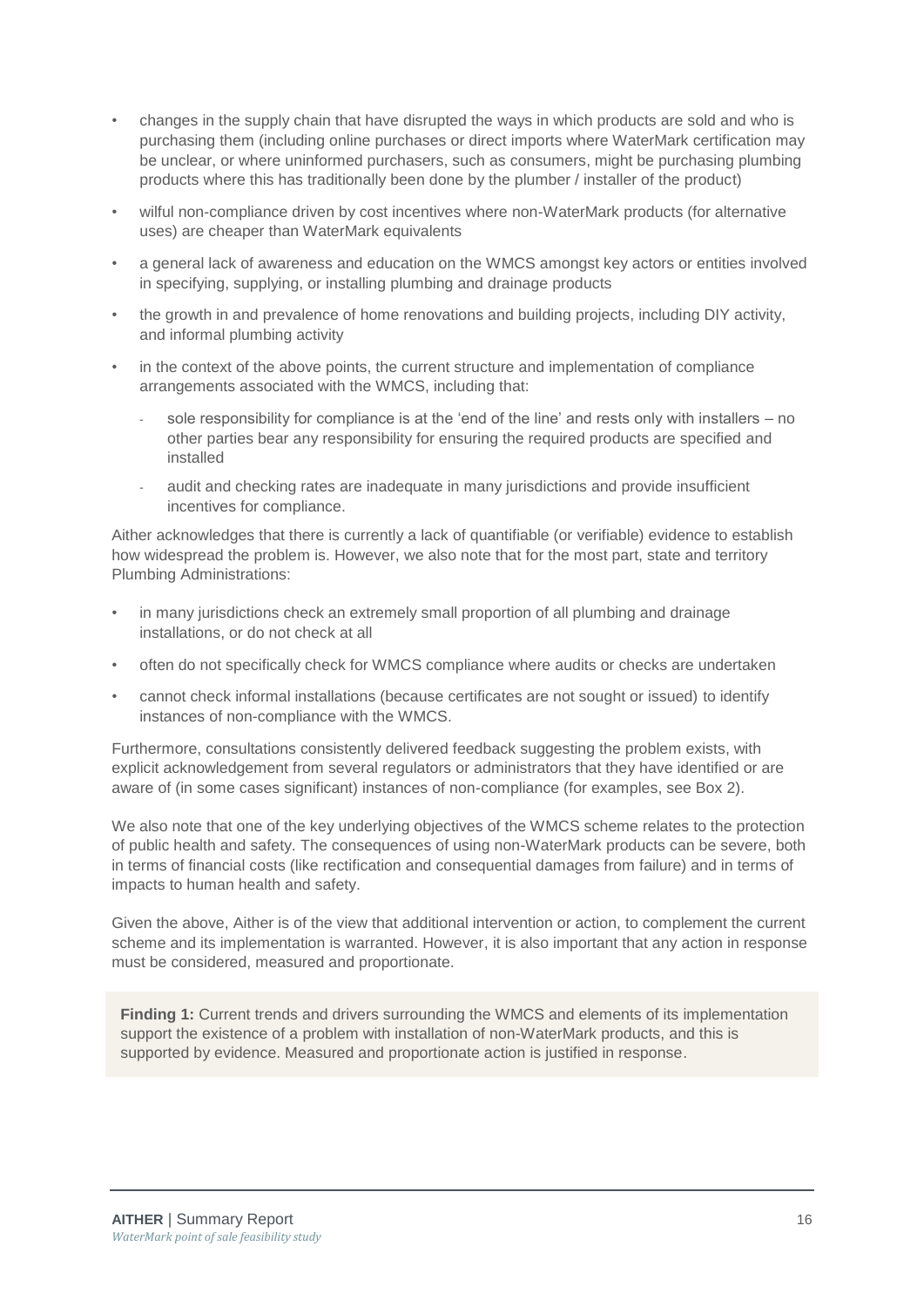- changes in the supply chain that have disrupted the ways in which products are sold and who is purchasing them (including online purchases or direct imports where WaterMark certification may be unclear, or where uninformed purchasers, such as consumers, might be purchasing plumbing products where this has traditionally been done by the plumber / installer of the product)
- wilful non-compliance driven by cost incentives where non-WaterMark products (for alternative uses) are cheaper than WaterMark equivalents
- a general lack of awareness and education on the WMCS amongst key actors or entities involved in specifying, supplying, or installing plumbing and drainage products
- the growth in and prevalence of home renovations and building projects, including DIY activity, and informal plumbing activity
- in the context of the above points, the current structure and implementation of compliance arrangements associated with the WMCS, including that:
  - sole responsibility for compliance is at the 'end of the line' and rests only with installers – no other parties bear any responsibility for ensuring the required products are specified and installed
  - audit and checking rates are inadequate in many jurisdictions and provide insufficient incentives for compliance.

Aither acknowledges that there is currently a lack of quantifiable (or verifiable) evidence to establish how widespread the problem is. However, we also note that for the most part, state and territory Plumbing Administrations:

- in many jurisdictions check an extremely small proportion of all plumbing and drainage installations, or do not check at all
- often do not specifically check for WMCS compliance where audits or checks are undertaken
- cannot check informal installations (because certificates are not sought or issued) to identify instances of non-compliance with the WMCS.

Furthermore, consultations consistently delivered feedback suggesting the problem exists, with explicit acknowledgement from several regulators or administrators that they have identified or are aware of (in some cases significant) instances of non-compliance (for examples, see Box 2).

We also note that one of the key underlying objectives of the WMCS scheme relates to the protection of public health and safety. The consequences of using non-WaterMark products can be severe, both in terms of financial costs (like rectification and consequential damages from failure) and in terms of impacts to human health and safety.

Given the above, Aither is of the view that additional intervention or action, to complement the current scheme and its implementation is warranted. However, it is also important that any action in response must be considered, measured and proportionate.

**Finding 1:** Current trends and drivers surrounding the WMCS and elements of its implementation support the existence of a problem with installation of non-WaterMark products, and this is supported by evidence. Measured and proportionate action is justified in response.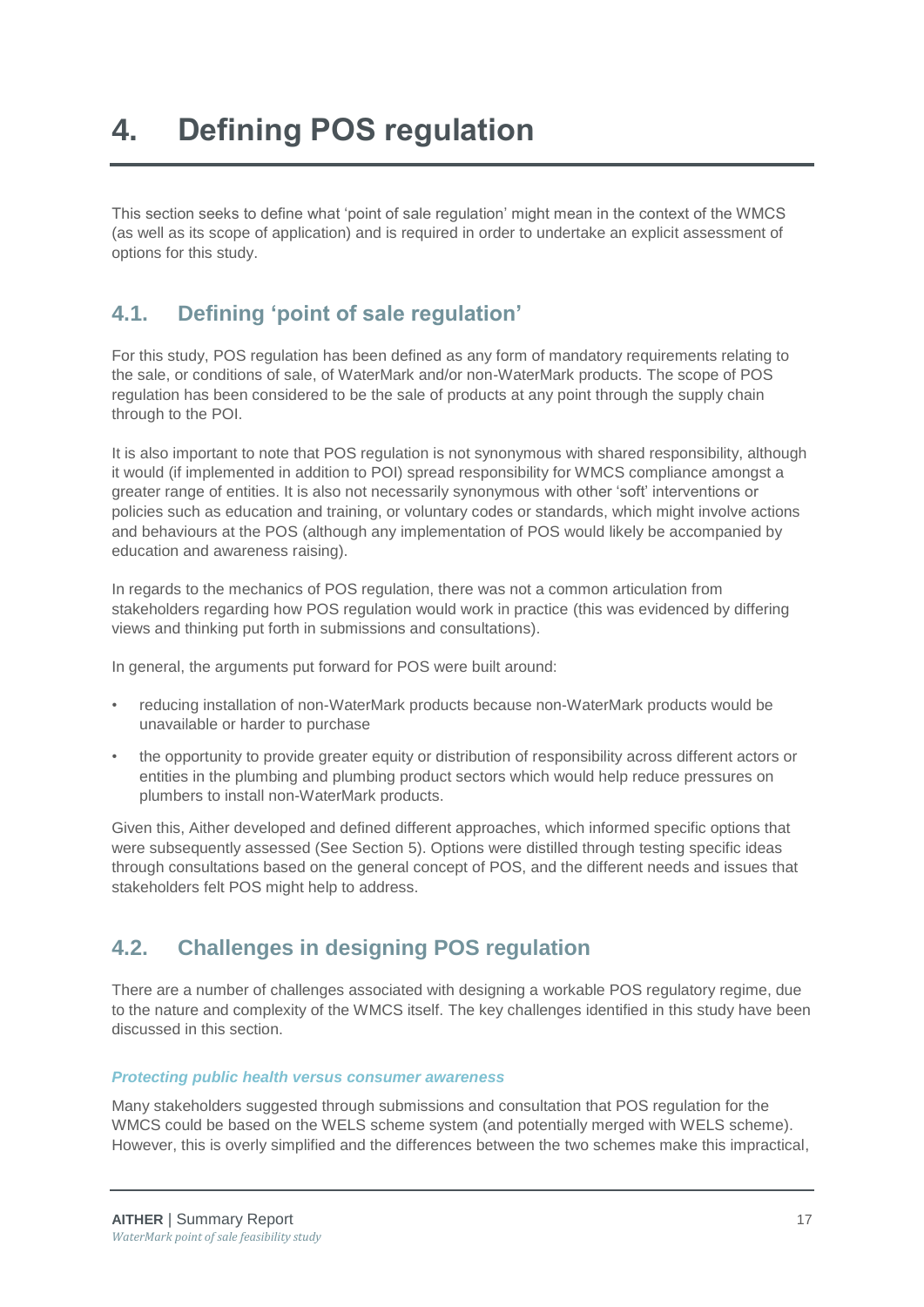# 4. Defining POS regulation

This section seeks to define what 'point of sale regulation' might mean in the context of the WMCS (as well as its scope of application) and is required in order to undertake an explicit assessment of options for this study.

## 4.1. Defining 'point of sale regulation'

For this study, POS regulation has been defined as any form of mandatory requirements relating to the sale, or conditions of sale, of WaterMark and/or non-WaterMark products. The scope of POS regulation has been considered to be the sale of products at any point through the supply chain through to the POI.

It is also important to note that POS regulation is not synonymous with shared responsibility, although it would (if implemented in addition to POI) spread responsibility for WMCS compliance amongst a greater range of entities. It is also not necessarily synonymous with other 'soft' interventions or policies such as education and training, or voluntary codes or standards, which might involve actions and behaviours at the POS (although any implementation of POS would likely be accompanied by education and awareness raising).

In regards to the mechanics of POS regulation, there was not a common articulation from stakeholders regarding how POS regulation would work in practice (this was evidenced by differing views and thinking put forth in submissions and consultations).

In general, the arguments put forward for POS were built around:

- reducing installation of non-WaterMark products because non-WaterMark products would be unavailable or harder to purchase
- the opportunity to provide greater equity or distribution of responsibility across different actors or entities in the plumbing and plumbing product sectors which would help reduce pressures on plumbers to install non-WaterMark products.

Given this, Aither developed and defined different approaches, which informed specific options that were subsequently assessed (See Section 5). Options were distilled through testing specific ideas through consultations based on the general concept of POS, and the different needs and issues that stakeholders felt POS might help to address.

## 4.2. Challenges in designing POS regulation

There are a number of challenges associated with designing a workable POS regulatory regime, due to the nature and complexity of the WMCS itself. The key challenges identified in this study have been discussed in this section.

#### *Protecting public health versus consumer awareness*

Many stakeholders suggested through submissions and consultation that POS regulation for the WMCS could be based on the WELS scheme system (and potentially merged with WELS scheme). However, this is overly simplified and the differences between the two schemes make this impractical,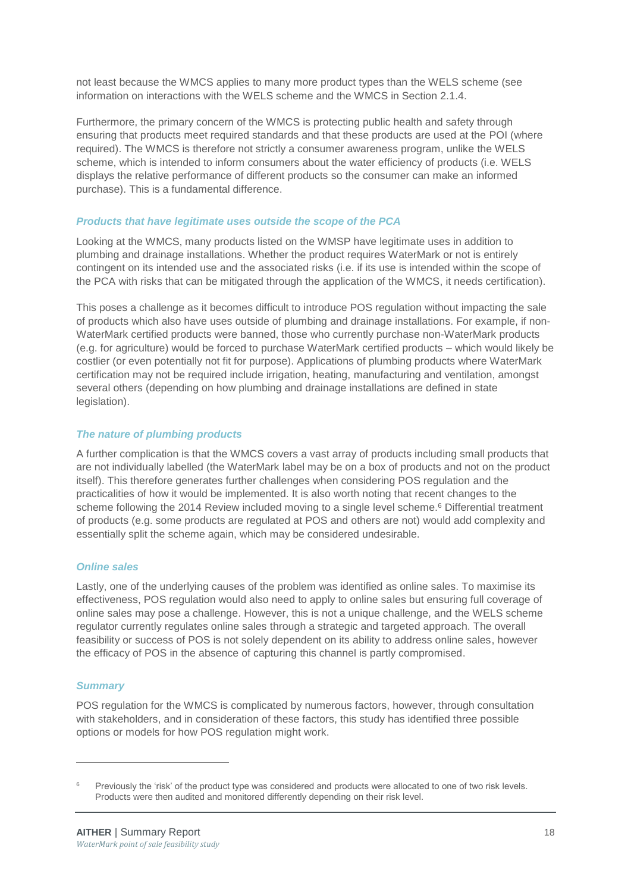not least because the WMCS applies to many more product types than the WELS scheme (see information on interactions with the WELS scheme and the WMCS in Section 2.1.4.

Furthermore, the primary concern of the WMCS is protecting public health and safety through ensuring that products meet required standards and that these products are used at the POI (where required). The WMCS is therefore not strictly a consumer awareness program, unlike the WELS scheme, which is intended to inform consumers about the water efficiency of products (i.e. WELS displays the relative performance of different products so the consumer can make an informed purchase). This is a fundamental difference.

#### *Products that have legitimate uses outside the scope of the PCA*

Looking at the WMCS, many products listed on the WMSP have legitimate uses in addition to plumbing and drainage installations. Whether the product requires WaterMark or not is entirely contingent on its intended use and the associated risks (i.e. if its use is intended within the scope of the PCA with risks that can be mitigated through the application of the WMCS, it needs certification).

This poses a challenge as it becomes difficult to introduce POS regulation without impacting the sale of products which also have uses outside of plumbing and drainage installations. For example, if non-WaterMark certified products were banned, those who currently purchase non-WaterMark products (e.g. for agriculture) would be forced to purchase WaterMark certified products – which would likely be costlier (or even potentially not fit for purpose). Applications of plumbing products where WaterMark certification may not be required include irrigation, heating, manufacturing and ventilation, amongst several others (depending on how plumbing and drainage installations are defined in state legislation).

#### *The nature of plumbing products*

A further complication is that the WMCS covers a vast array of products including small products that are not individually labelled (the WaterMark label may be on a box of products and not on the product itself). This therefore generates further challenges when considering POS regulation and the practicalities of how it would be implemented. It is also worth noting that recent changes to the scheme following the 2014 Review included moving to a single level scheme.[6] Differential treatment of products (e.g. some products are regulated at POS and others are not) would add complexity and essentially split the scheme again, which may be considered undesirable.

#### *Online sales*

Lastly, one of the underlying causes of the problem was identified as online sales. To maximise its effectiveness, POS regulation would also need to apply to online sales but ensuring full coverage of online sales may pose a challenge. However, this is not a unique challenge, and the WELS scheme regulator currently regulates online sales through a strategic and targeted approach. The overall feasibility or success of POS is not solely dependent on its ability to address online sales, however the efficacy of POS in the absence of capturing this channel is partly compromised.

#### *Summary*

POS regulation for the WMCS is complicated by numerous factors, however, through consultation with stakeholders, and in consideration of these factors, this study has identified three possible options or models for how POS regulation might work.

---

[6] Previously the 'risk' of the product type was considered and products were allocated to one of two risk levels. Products were then audited and monitored differently depending on their risk level.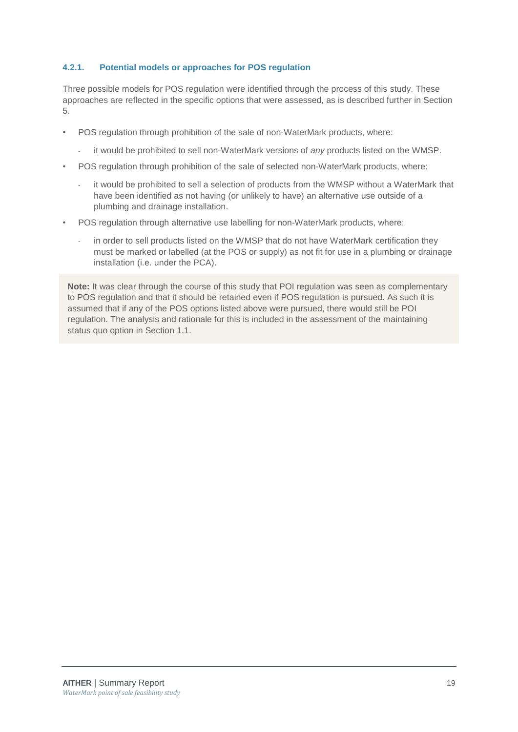#### 4.2.1. Potential models or approaches for POS regulation

Three possible models for POS regulation were identified through the process of this study. These approaches are reflected in the specific options that were assessed, as is described further in Section 5.

- POS regulation through prohibition of the sale of non-WaterMark products, where:
  - it would be prohibited to sell non-WaterMark versions of *any* products listed on the WMSP.
- POS regulation through prohibition of the sale of selected non-WaterMark products, where:
  - it would be prohibited to sell a selection of products from the WMSP without a WaterMark that have been identified as not having (or unlikely to have) an alternative use outside of a plumbing and drainage installation.
- POS regulation through alternative use labelling for non-WaterMark products, where:
  - in order to sell products listed on the WMSP that do not have WaterMark certification they must be marked or labelled (at the POS or supply) as not fit for use in a plumbing or drainage installation (i.e. under the PCA).

**Note:** It was clear through the course of this study that POI regulation was seen as complementary to POS regulation and that it should be retained even if POS regulation is pursued. As such it is assumed that if any of the POS options listed above were pursued, there would still be POI regulation. The analysis and rationale for this is included in the assessment of the maintaining status quo option in Section 1.1.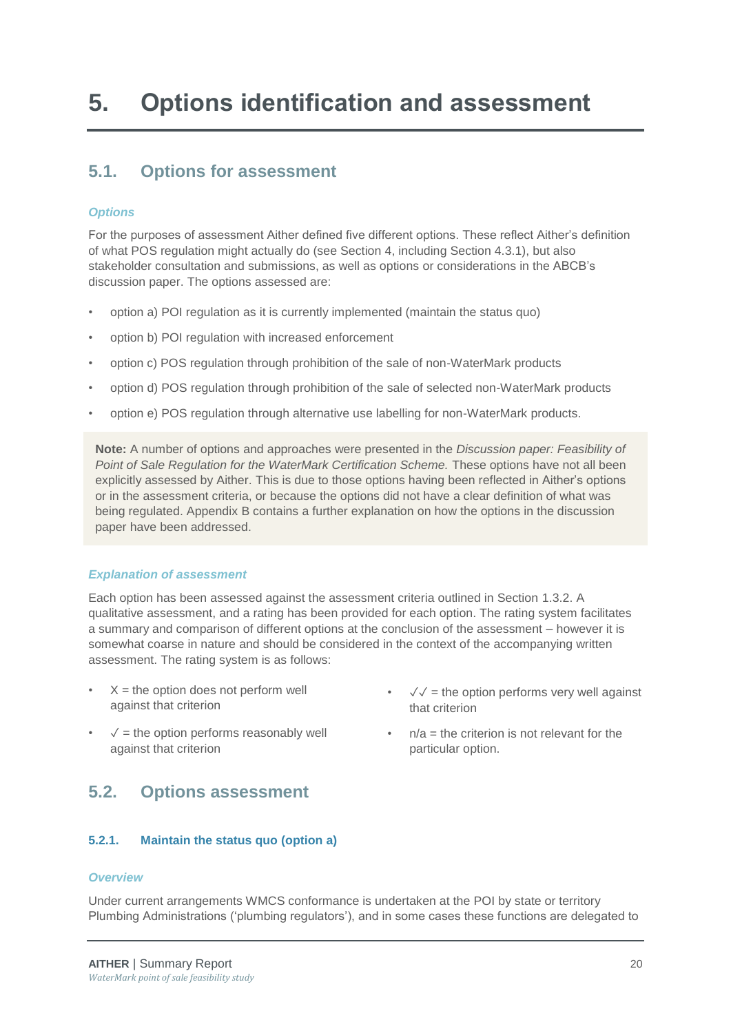# 5. Options identification and assessment

## 5.1. Options for assessment

*Options*

For the purposes of assessment Aither defined five different options. These reflect Aither's definition of what POS regulation might actually do (see Section 4, including Section 4.3.1), but also stakeholder consultation and submissions, as well as options or considerations in the ABCB's discussion paper. The options assessed are:

- option a) POI regulation as it is currently implemented (maintain the status quo)
- option b) POI regulation with increased enforcement
- option c) POS regulation through prohibition of the sale of non-WaterMark products
- option d) POS regulation through prohibition of the sale of selected non-WaterMark products
- option e) POS regulation through alternative use labelling for non-WaterMark products.

**Note:** A number of options and approaches were presented in the *Discussion paper: Feasibility of Point of Sale Regulation for the WaterMark Certification Scheme.* These options have not all been explicitly assessed by Aither. This is due to those options having been reflected in Aither's options or in the assessment criteria, or because the options did not have a clear definition of what was being regulated. Appendix B contains a further explanation on how the options in the discussion paper have been addressed.

*Explanation of assessment*

Each option has been assessed against the assessment criteria outlined in Section 1.3.2. A qualitative assessment, and a rating has been provided for each option. The rating system facilitates a summary and comparison of different options at the conclusion of the assessment – however it is somewhat coarse in nature and should be considered in the context of the accompanying written assessment. The rating system is as follows:

- X = the option does not perform well against that criterion
- ✓ = the option performs reasonably well against that criterion
- ✓✓ = the option performs very well against that criterion
- n/a = the criterion is not relevant for the particular option.

## 5.2. Options assessment

### 5.2.1. Maintain the status quo (option a)

*Overview*

Under current arrangements WMCS conformance is undertaken at the POI by state or territory Plumbing Administrations ('plumbing regulators'), and in some cases these functions are delegated to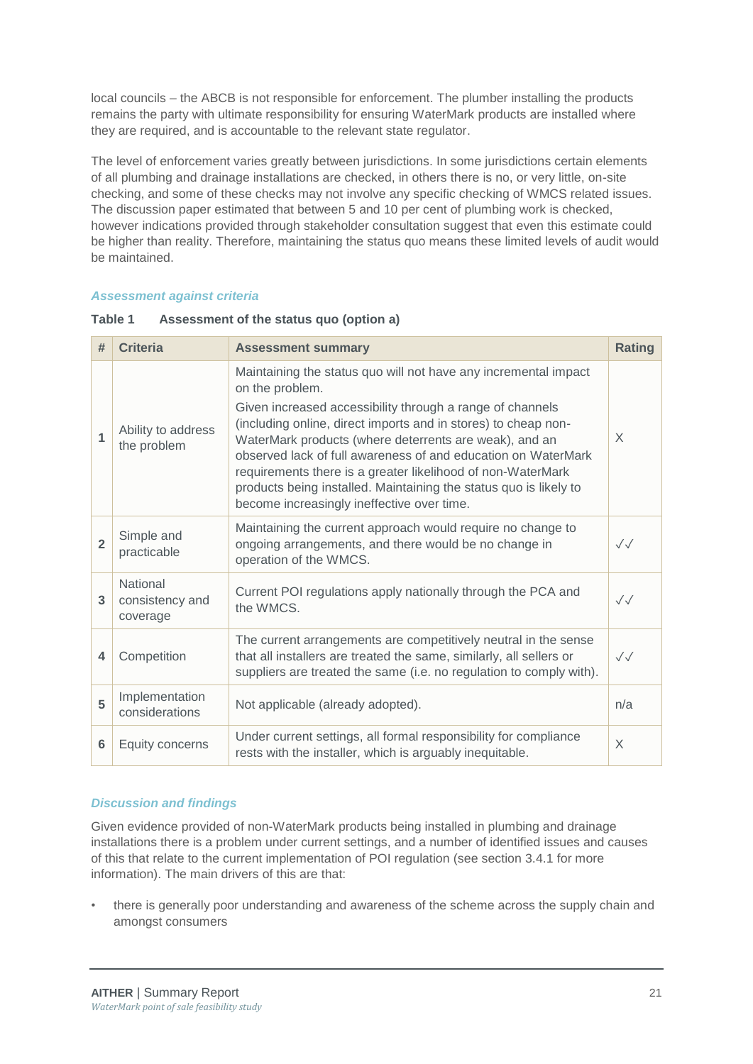local councils – the ABCB is not responsible for enforcement. The plumber installing the products remains the party with ultimate responsibility for ensuring WaterMark products are installed where they are required, and is accountable to the relevant state regulator.

The level of enforcement varies greatly between jurisdictions. In some jurisdictions certain elements of all plumbing and drainage installations are checked, in others there is no, or very little, on-site checking, and some of these checks may not involve any specific checking of WMCS related issues. The discussion paper estimated that between 5 and 10 per cent of plumbing work is checked, however indications provided through stakeholder consultation suggest that even this estimate could be higher than reality. Therefore, maintaining the status quo means these limited levels of audit would be maintained.

#### *Assessment against criteria*

**Table 1 Assessment of the status quo (option a)**

| # | Criteria | Assessment summary | Rating |
|---|---|---|---|
| 1 | Ability to address the problem | Maintaining the status quo will not have any incremental impact on the problem. Given increased accessibility through a range of channels (including online, direct imports and in stores) to cheap non-WaterMark products (where deterrents are weak), and an observed lack of full awareness of and education on WaterMark requirements there is a greater likelihood of non-WaterMark products being installed. Maintaining the status quo is likely to become increasingly ineffective over time. | X |
| 2 | Simple and practicable | Maintaining the current approach would require no change to ongoing arrangements, and there would be no change in operation of the WMCS. | ✓✓ |
| 3 | National consistency and coverage | Current POI regulations apply nationally through the PCA and the WMCS. | ✓✓ |
| 4 | Competition | The current arrangements are competitively neutral in the sense that all installers are treated the same, similarly, all sellers or suppliers are treated the same (i.e. no regulation to comply with). | ✓✓ |
| 5 | Implementation considerations | Not applicable (already adopted). | n/a |
| 6 | Equity concerns | Under current settings, all formal responsibility for compliance rests with the installer, which is arguably inequitable. | X |

#### *Discussion and findings*

Given evidence provided of non-WaterMark products being installed in plumbing and drainage installations there is a problem under current settings, and a number of identified issues and causes of this that relate to the current implementation of POI regulation (see section 3.4.1 for more information). The main drivers of this are that:

- there is generally poor understanding and awareness of the scheme across the supply chain and amongst consumers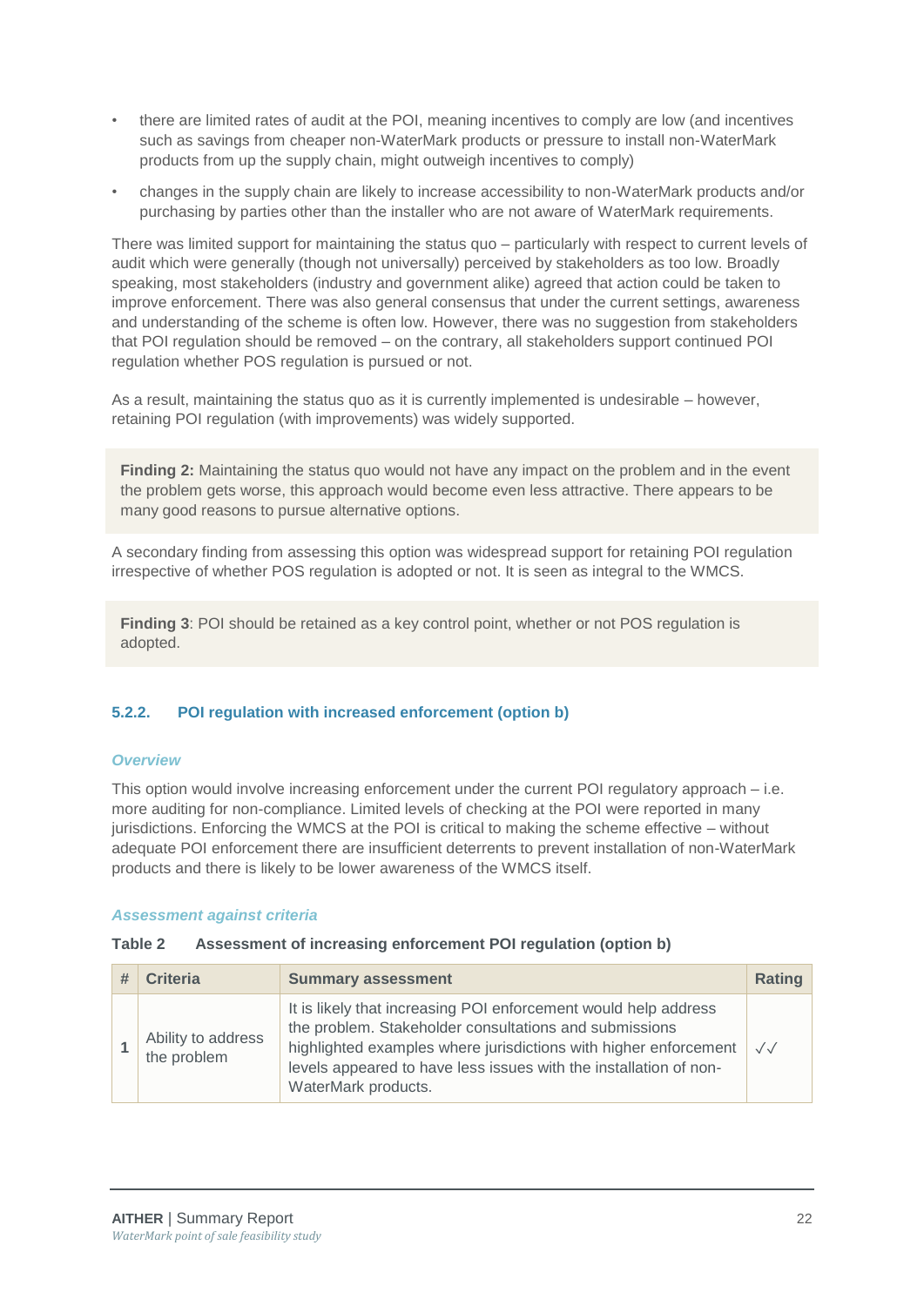- there are limited rates of audit at the POI, meaning incentives to comply are low (and incentives such as savings from cheaper non-WaterMark products or pressure to install non-WaterMark products from up the supply chain, might outweigh incentives to comply)
- changes in the supply chain are likely to increase accessibility to non-WaterMark products and/or purchasing by parties other than the installer who are not aware of WaterMark requirements.

There was limited support for maintaining the status quo – particularly with respect to current levels of audit which were generally (though not universally) perceived by stakeholders as too low. Broadly speaking, most stakeholders (industry and government alike) agreed that action could be taken to improve enforcement. There was also general consensus that under the current settings, awareness and understanding of the scheme is often low. However, there was no suggestion from stakeholders that POI regulation should be removed – on the contrary, all stakeholders support continued POI regulation whether POS regulation is pursued or not.

As a result, maintaining the status quo as it is currently implemented is undesirable – however, retaining POI regulation (with improvements) was widely supported.

> **Finding 2:** Maintaining the status quo would not have any impact on the problem and in the event the problem gets worse, this approach would become even less attractive. There appears to be many good reasons to pursue alternative options.

A secondary finding from assessing this option was widespread support for retaining POI regulation irrespective of whether POS regulation is adopted or not. It is seen as integral to the WMCS.

> **Finding 3**: POI should be retained as a key control point, whether or not POS regulation is adopted.

### 5.2.2. POI regulation with increased enforcement (option b)

*Overview*

This option would involve increasing enforcement under the current POI regulatory approach – i.e. more auditing for non-compliance. Limited levels of checking at the POI were reported in many jurisdictions. Enforcing the WMCS at the POI is critical to making the scheme effective – without adequate POI enforcement there are insufficient deterrents to prevent installation of non-WaterMark products and there is likely to be lower awareness of the WMCS itself.

*Assessment against criteria*

**Table 2 Assessment of increasing enforcement POI regulation (option b)**

| # | Criteria | Summary assessment | Rating |
|---|---|---|---|
| 1 | Ability to address the problem | It is likely that increasing POI enforcement would help address the problem. Stakeholder consultations and submissions highlighted examples where jurisdictions with higher enforcement levels appeared to have less issues with the installation of non-WaterMark products. | ✓✓ |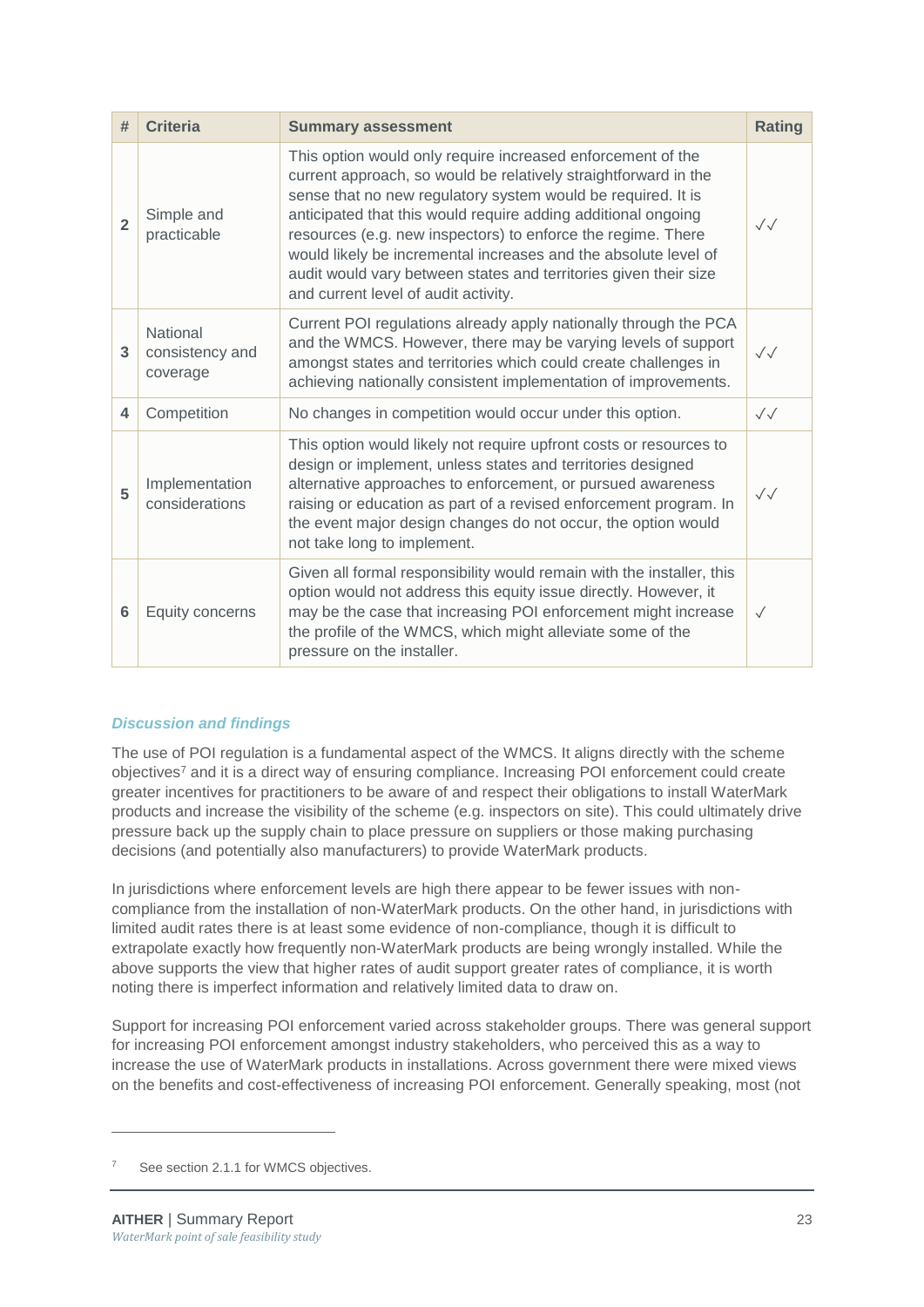| # | Criteria | Summary assessment | Rating |
|---|---|---|---|
| 2 | Simple and practicable | This option would only require increased enforcement of the current approach, so would be relatively straightforward in the sense that no new regulatory system would be required. It is anticipated that this would require adding additional ongoing resources (e.g. new inspectors) to enforce the regime. There would likely be incremental increases and the absolute level of audit would vary between states and territories given their size and current level of audit activity. | ✓✓ |
| 3 | National consistency and coverage | Current POI regulations already apply nationally through the PCA and the WMCS. However, there may be varying levels of support amongst states and territories which could create challenges in achieving nationally consistent implementation of improvements. | ✓✓ |
| 4 | Competition | No changes in competition would occur under this option. | ✓✓ |
| 5 | Implementation considerations | This option would likely not require upfront costs or resources to design or implement, unless states and territories designed alternative approaches to enforcement, or pursued awareness raising or education as part of a revised enforcement program. In the event major design changes do not occur, the option would not take long to implement. | ✓✓ |
| 6 | Equity concerns | Given all formal responsibility would remain with the installer, this option would not address this equity issue directly. However, it may be the case that increasing POI enforcement might increase the profile of the WMCS, which might alleviate some of the pressure on the installer. | ✓ |

***Discussion and findings***

The use of POI regulation is a fundamental aspect of the WMCS. It aligns directly with the scheme objectives[7] and it is a direct way of ensuring compliance. Increasing POI enforcement could create greater incentives for practitioners to be aware of and respect their obligations to install WaterMark products and increase the visibility of the scheme (e.g. inspectors on site). This could ultimately drive pressure back up the supply chain to place pressure on suppliers or those making purchasing decisions (and potentially also manufacturers) to provide WaterMark products.

In jurisdictions where enforcement levels are high there appear to be fewer issues with non-compliance from the installation of non-WaterMark products. On the other hand, in jurisdictions with limited audit rates there is at least some evidence of non-compliance, though it is difficult to extrapolate exactly how frequently non-WaterMark products are being wrongly installed. While the above supports the view that higher rates of audit support greater rates of compliance, it is worth noting there is imperfect information and relatively limited data to draw on.

Support for increasing POI enforcement varied across stakeholder groups. There was general support for increasing POI enforcement amongst industry stakeholders, who perceived this as a way to increase the use of WaterMark products in installations. Across government there were mixed views on the benefits and cost-effectiveness of increasing POI enforcement. Generally speaking, most (not

[7] See section 2.1.1 for WMCS objectives.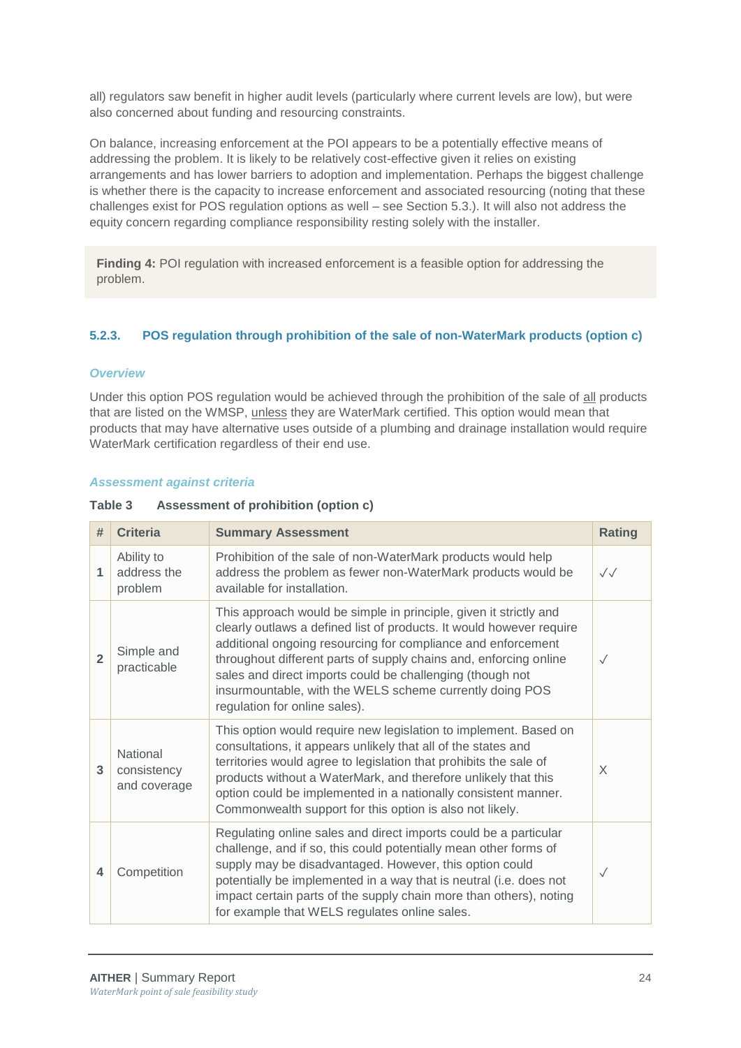all) regulators saw benefit in higher audit levels (particularly where current levels are low), but were also concerned about funding and resourcing constraints.

On balance, increasing enforcement at the POI appears to be a potentially effective means of addressing the problem. It is likely to be relatively cost-effective given it relies on existing arrangements and has lower barriers to adoption and implementation. Perhaps the biggest challenge is whether there is the capacity to increase enforcement and associated resourcing (noting that these challenges exist for POS regulation options as well – see Section 5.3.). It will also not address the equity concern regarding compliance responsibility resting solely with the installer.

**Finding 4:** POI regulation with increased enforcement is a feasible option for addressing the problem.

### 5.2.3. POS regulation through prohibition of the sale of non-WaterMark products (option c)

*Overview*

Under this option POS regulation would be achieved through the prohibition of the sale of all products that are listed on the WMSP, unless they are WaterMark certified. This option would mean that products that may have alternative uses outside of a plumbing and drainage installation would require WaterMark certification regardless of their end use.

*Assessment against criteria*

**Table 3 Assessment of prohibition (option c)**

| # | Criteria | Summary Assessment | Rating |
|---|---|---|---|
| 1 | Ability to address the problem | Prohibition of the sale of non-WaterMark products would help address the problem as fewer non-WaterMark products would be available for installation. | ✓✓ |
| 2 | Simple and practicable | This approach would be simple in principle, given it strictly and clearly outlaws a defined list of products. It would however require additional ongoing resourcing for compliance and enforcement throughout different parts of supply chains and, enforcing online sales and direct imports could be challenging (though not insurmountable, with the WELS scheme currently doing POS regulation for online sales). | ✓ |
| 3 | National consistency and coverage | This option would require new legislation to implement. Based on consultations, it appears unlikely that all of the states and territories would agree to legislation that prohibits the sale of products without a WaterMark, and therefore unlikely that this option could be implemented in a nationally consistent manner. Commonwealth support for this option is also not likely. | X |
| 4 | Competition | Regulating online sales and direct imports could be a particular challenge, and if so, this could potentially mean other forms of supply may be disadvantaged. However, this option could potentially be implemented in a way that is neutral (i.e. does not impact certain parts of the supply chain more than others), noting for example that WELS regulates online sales. | ✓ |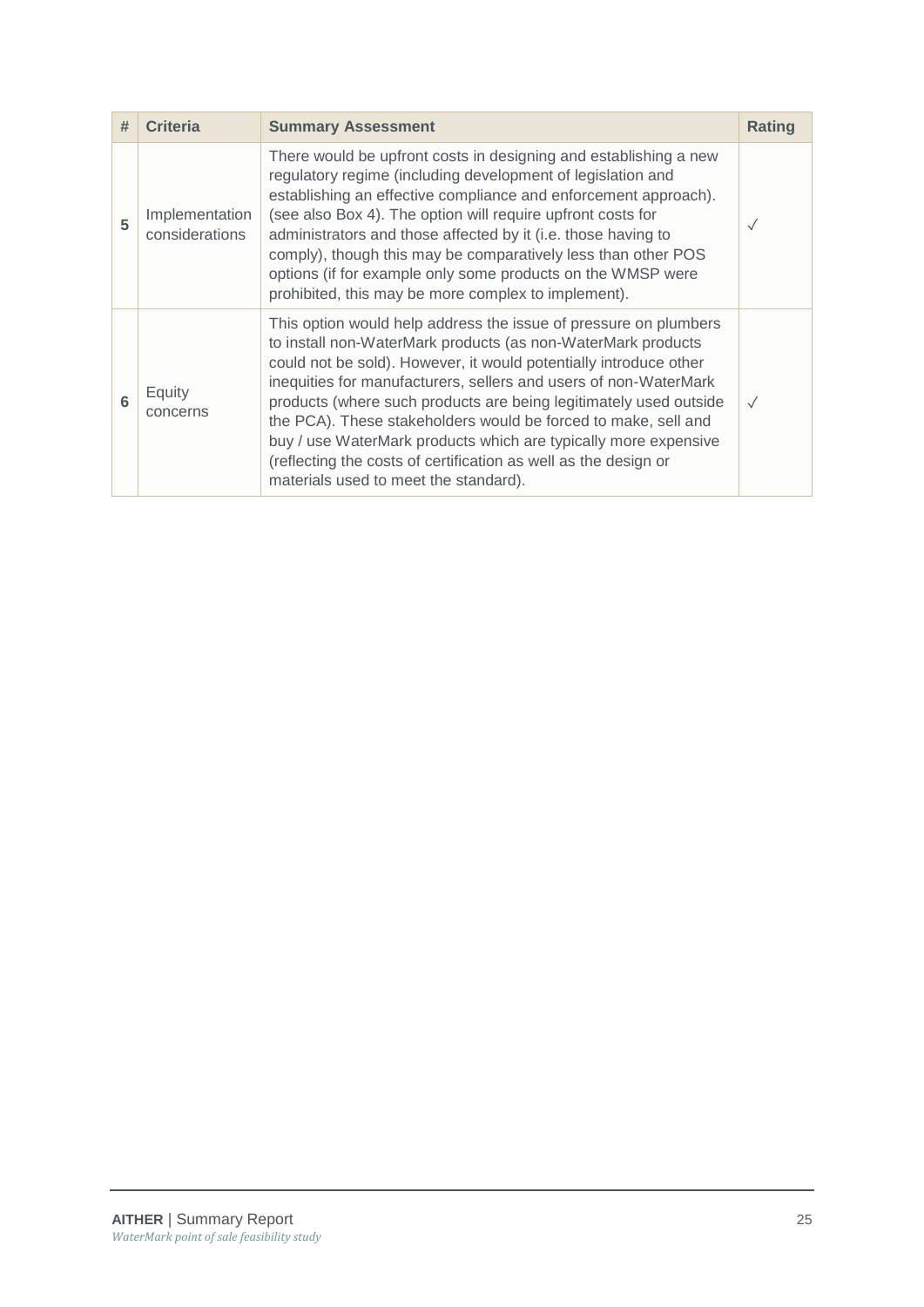| # | Criteria | Summary Assessment | Rating |
|---|---|---|---|
| 5 | Implementation considerations | There would be upfront costs in designing and establishing a new regulatory regime (including development of legislation and establishing an effective compliance and enforcement approach). (see also Box 4). The option will require upfront costs for administrators and those affected by it (i.e. those having to comply), though this may be comparatively less than other POS options (if for example only some products on the WMSP were prohibited, this may be more complex to implement). | ✓ |
| 6 | Equity concerns | This option would help address the issue of pressure on plumbers to install non-WaterMark products (as non-WaterMark products could not be sold). However, it would potentially introduce other inequities for manufacturers, sellers and users of non-WaterMark products (where such products are being legitimately used outside the PCA). These stakeholders would be forced to make, sell and buy / use WaterMark products which are typically more expensive (reflecting the costs of certification as well as the design or materials used to meet the standard). | ✓ |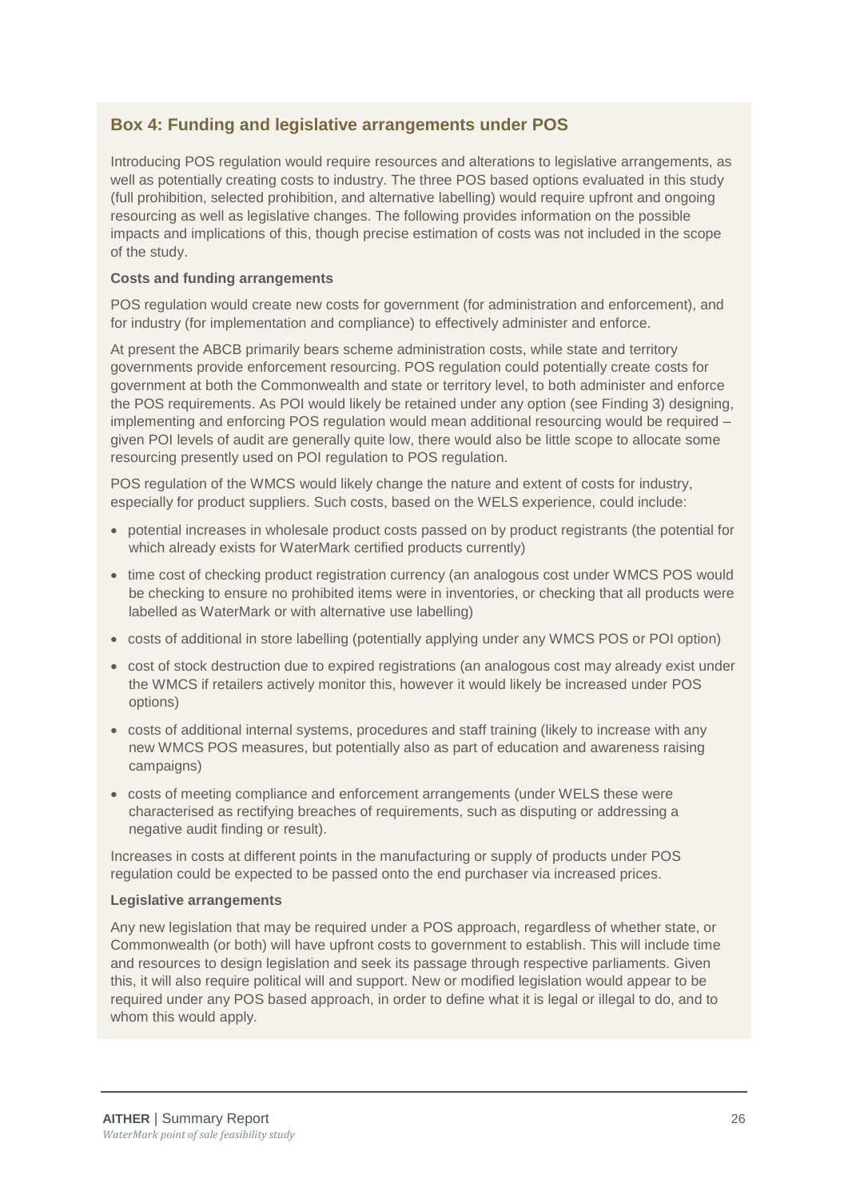## Box 4: Funding and legislative arrangements under POS

Introducing POS regulation would require resources and alterations to legislative arrangements, as well as potentially creating costs to industry. The three POS based options evaluated in this study (full prohibition, selected prohibition, and alternative labelling) would require upfront and ongoing resourcing as well as legislative changes. The following provides information on the possible impacts and implications of this, though precise estimation of costs was not included in the scope of the study.

**Costs and funding arrangements**

POS regulation would create new costs for government (for administration and enforcement), and for industry (for implementation and compliance) to effectively administer and enforce.

At present the ABCB primarily bears scheme administration costs, while state and territory governments provide enforcement resourcing. POS regulation could potentially create costs for government at both the Commonwealth and state or territory level, to both administer and enforce the POS requirements. As POI would likely be retained under any option (see Finding 3) designing, implementing and enforcing POS regulation would mean additional resourcing would be required – given POI levels of audit are generally quite low, there would also be little scope to allocate some resourcing presently used on POI regulation to POS regulation.

POS regulation of the WMCS would likely change the nature and extent of costs for industry, especially for product suppliers. Such costs, based on the WELS experience, could include:

- potential increases in wholesale product costs passed on by product registrants (the potential for which already exists for WaterMark certified products currently)
- time cost of checking product registration currency (an analogous cost under WMCS POS would be checking to ensure no prohibited items were in inventories, or checking that all products were labelled as WaterMark or with alternative use labelling)
- costs of additional in store labelling (potentially applying under any WMCS POS or POI option)
- cost of stock destruction due to expired registrations (an analogous cost may already exist under the WMCS if retailers actively monitor this, however it would likely be increased under POS options)
- costs of additional internal systems, procedures and staff training (likely to increase with any new WMCS POS measures, but potentially also as part of education and awareness raising campaigns)
- costs of meeting compliance and enforcement arrangements (under WELS these were characterised as rectifying breaches of requirements, such as disputing or addressing a negative audit finding or result).

Increases in costs at different points in the manufacturing or supply of products under POS regulation could be expected to be passed onto the end purchaser via increased prices.

**Legislative arrangements**

Any new legislation that may be required under a POS approach, regardless of whether state, or Commonwealth (or both) will have upfront costs to government to establish. This will include time and resources to design legislation and seek its passage through respective parliaments. Given this, it will also require political will and support. New or modified legislation would appear to be required under any POS based approach, in order to define what it is legal or illegal to do, and to whom this would apply.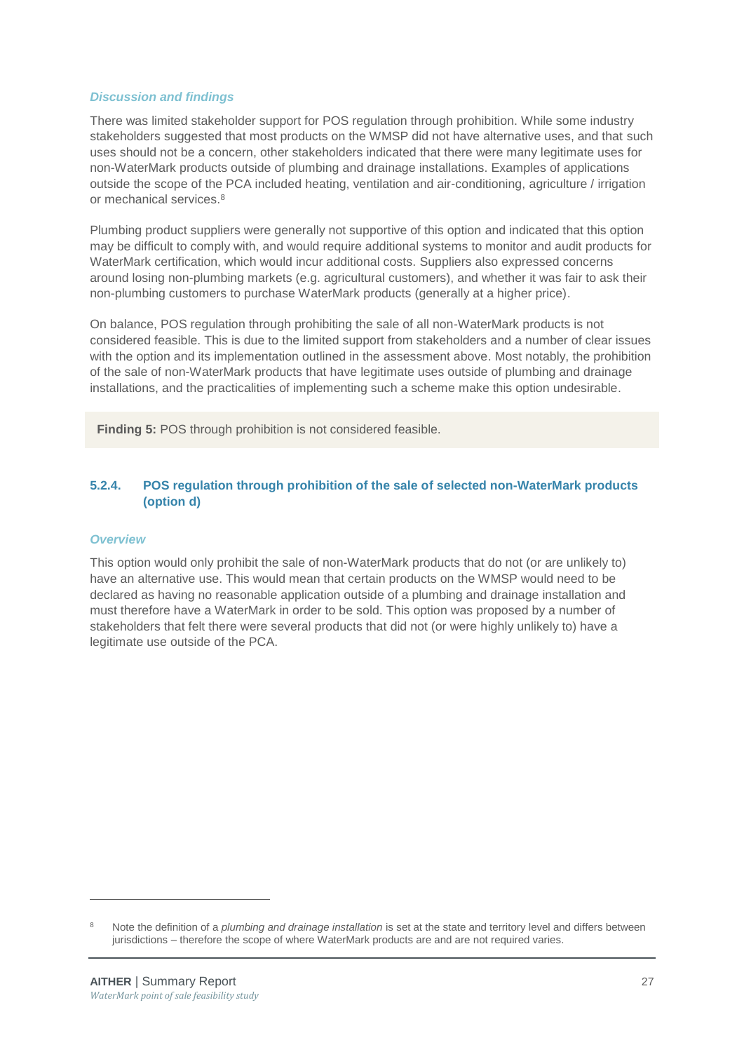*Discussion and findings*

There was limited stakeholder support for POS regulation through prohibition. While some industry stakeholders suggested that most products on the WMSP did not have alternative uses, and that such uses should not be a concern, other stakeholders indicated that there were many legitimate uses for non-WaterMark products outside of plumbing and drainage installations. Examples of applications outside the scope of the PCA included heating, ventilation and air-conditioning, agriculture / irrigation or mechanical services.[8]

Plumbing product suppliers were generally not supportive of this option and indicated that this option may be difficult to comply with, and would require additional systems to monitor and audit products for WaterMark certification, which would incur additional costs. Suppliers also expressed concerns around losing non-plumbing markets (e.g. agricultural customers), and whether it was fair to ask their non-plumbing customers to purchase WaterMark products (generally at a higher price).

On balance, POS regulation through prohibiting the sale of all non-WaterMark products is not considered feasible. This is due to the limited support from stakeholders and a number of clear issues with the option and its implementation outlined in the assessment above. Most notably, the prohibition of the sale of non-WaterMark products that have legitimate uses outside of plumbing and drainage installations, and the practicalities of implementing such a scheme make this option undesirable.

**Finding 5:** POS through prohibition is not considered feasible.

### 5.2.4. POS regulation through prohibition of the sale of selected non-WaterMark products (option d)

*Overview*

This option would only prohibit the sale of non-WaterMark products that do not (or are unlikely to) have an alternative use. This would mean that certain products on the WMSP would need to be declared as having no reasonable application outside of a plumbing and drainage installation and must therefore have a WaterMark in order to be sold. This option was proposed by a number of stakeholders that felt there were several products that did not (or were highly unlikely to) have a legitimate use outside of the PCA.

[8] Note the definition of a *plumbing and drainage installation* is set at the state and territory level and differs between jurisdictions – therefore the scope of where WaterMark products are and are not required varies.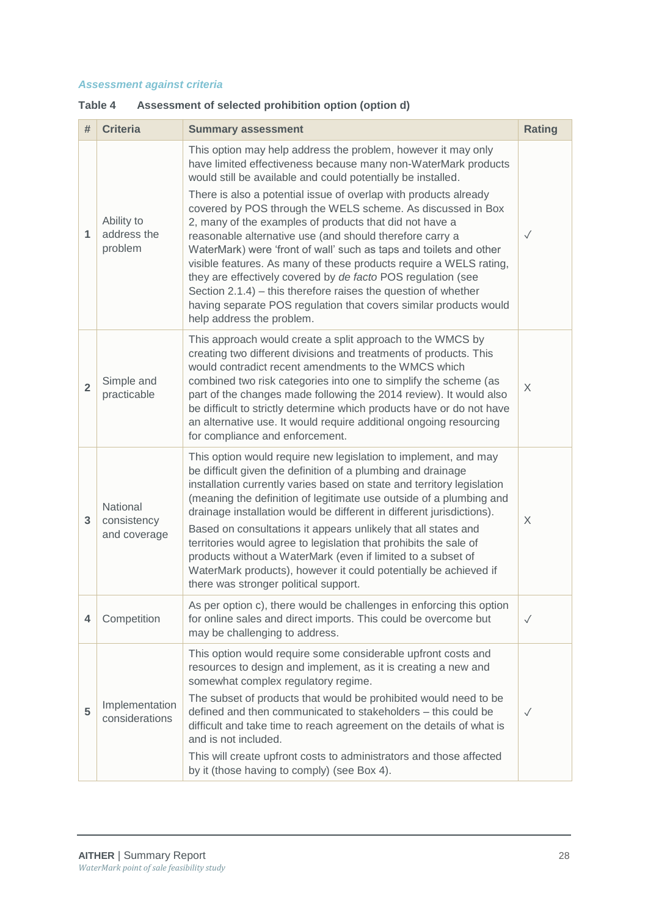*Assessment against criteria*

**Table 4 Assessment of selected prohibition option (option d)**

| # | Criteria | Summary assessment | Rating |
|---|---|---|---|
| 1 | Ability to address the problem | This option may help address the problem, however it may only have limited effectiveness because many non-WaterMark products would still be available and could potentially be installed.<br><br>There is also a potential issue of overlap with products already covered by POS through the WELS scheme. As discussed in Box 2, many of the examples of products that did not have a reasonable alternative use (and should therefore carry a WaterMark) were 'front of wall' such as taps and toilets and other visible features. As many of these products require a WELS rating, they are effectively covered by *de facto* POS regulation (see Section 2.1.4) – this therefore raises the question of whether having separate POS regulation that covers similar products would help address the problem. | ✓ |
| 2 | Simple and practicable | This approach would create a split approach to the WMCS by creating two different divisions and treatments of products. This would contradict recent amendments to the WMCS which combined two risk categories into one to simplify the scheme (as part of the changes made following the 2014 review). It would also be difficult to strictly determine which products have or do not have an alternative use. It would require additional ongoing resourcing for compliance and enforcement. | X |
| 3 | National consistency and coverage | This option would require new legislation to implement, and may be difficult given the definition of a plumbing and drainage installation currently varies based on state and territory legislation (meaning the definition of legitimate use outside of a plumbing and drainage installation would be different in different jurisdictions).<br><br>Based on consultations it appears unlikely that all states and territories would agree to legislation that prohibits the sale of products without a WaterMark (even if limited to a subset of WaterMark products), however it could potentially be achieved if there was stronger political support. | X |
| 4 | Competition | As per option c), there would be challenges in enforcing this option for online sales and direct imports. This could be overcome but may be challenging to address. | ✓ |
| 5 | Implementation considerations | This option would require some considerable upfront costs and resources to design and implement, as it is creating a new and somewhat complex regulatory regime.<br><br>The subset of products that would be prohibited would need to be defined and then communicated to stakeholders – this could be difficult and take time to reach agreement on the details of what is and is not included.<br><br>This will create upfront costs to administrators and those affected by it (those having to comply) (see Box 4). | ✓ |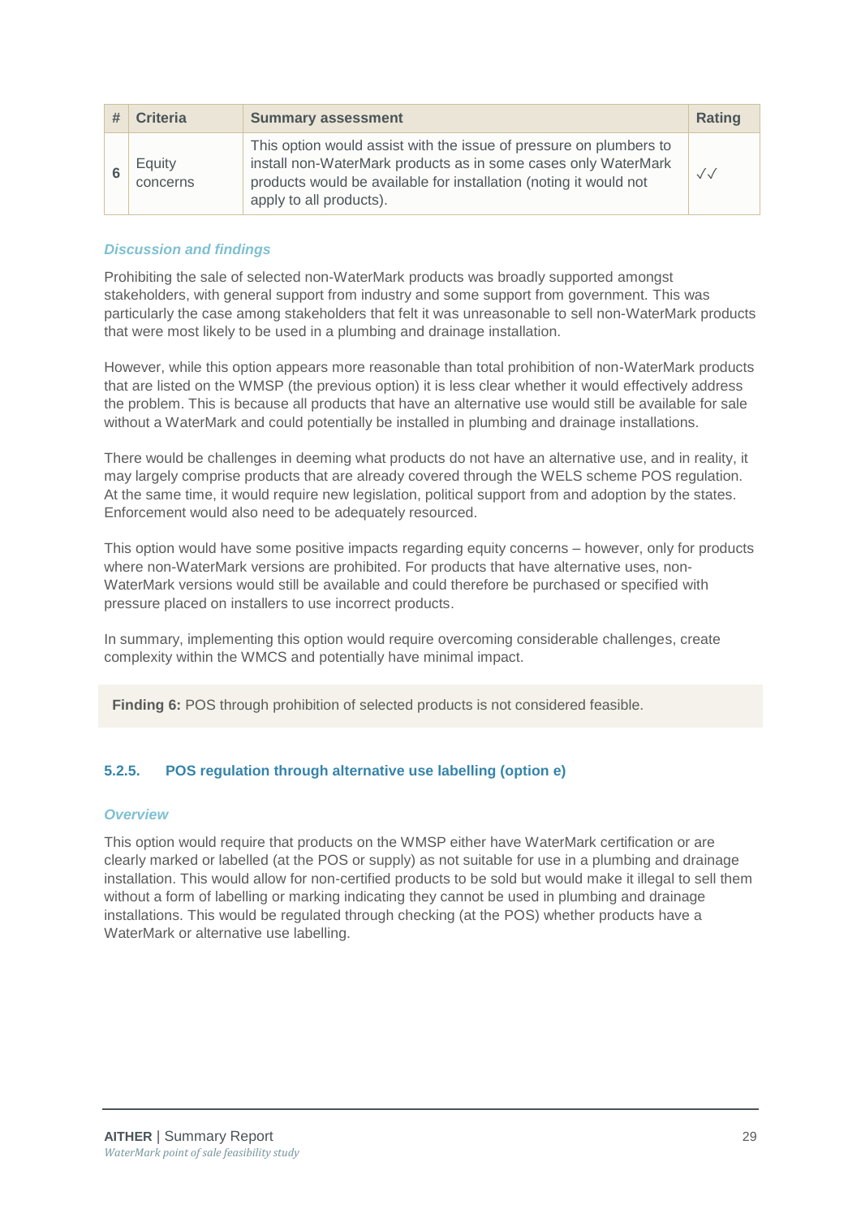| # | Criteria | Summary assessment | Rating |
|---|---|---|---|
| 6 | Equity concerns | This option would assist with the issue of pressure on plumbers to install non-WaterMark products as in some cases only WaterMark products would be available for installation (noting it would not apply to all products). | ✓✓ |

***Discussion and findings***

Prohibiting the sale of selected non-WaterMark products was broadly supported amongst stakeholders, with general support from industry and some support from government. This was particularly the case among stakeholders that felt it was unreasonable to sell non-WaterMark products that were most likely to be used in a plumbing and drainage installation.

However, while this option appears more reasonable than total prohibition of non-WaterMark products that are listed on the WMSP (the previous option) it is less clear whether it would effectively address the problem. This is because all products that have an alternative use would still be available for sale without a WaterMark and could potentially be installed in plumbing and drainage installations.

There would be challenges in deeming what products do not have an alternative use, and in reality, it may largely comprise products that are already covered through the WELS scheme POS regulation. At the same time, it would require new legislation, political support from and adoption by the states. Enforcement would also need to be adequately resourced.

This option would have some positive impacts regarding equity concerns – however, only for products where non-WaterMark versions are prohibited. For products that have alternative uses, non-WaterMark versions would still be available and could therefore be purchased or specified with pressure placed on installers to use incorrect products.

In summary, implementing this option would require overcoming considerable challenges, create complexity within the WMCS and potentially have minimal impact.

**Finding 6:** POS through prohibition of selected products is not considered feasible.

### 5.2.5. POS regulation through alternative use labelling (option e)

***Overview***

This option would require that products on the WMSP either have WaterMark certification or are clearly marked or labelled (at the POS or supply) as not suitable for use in a plumbing and drainage installation. This would allow for non-certified products to be sold but would make it illegal to sell them without a form of labelling or marking indicating they cannot be used in plumbing and drainage installations. This would be regulated through checking (at the POS) whether products have a WaterMark or alternative use labelling.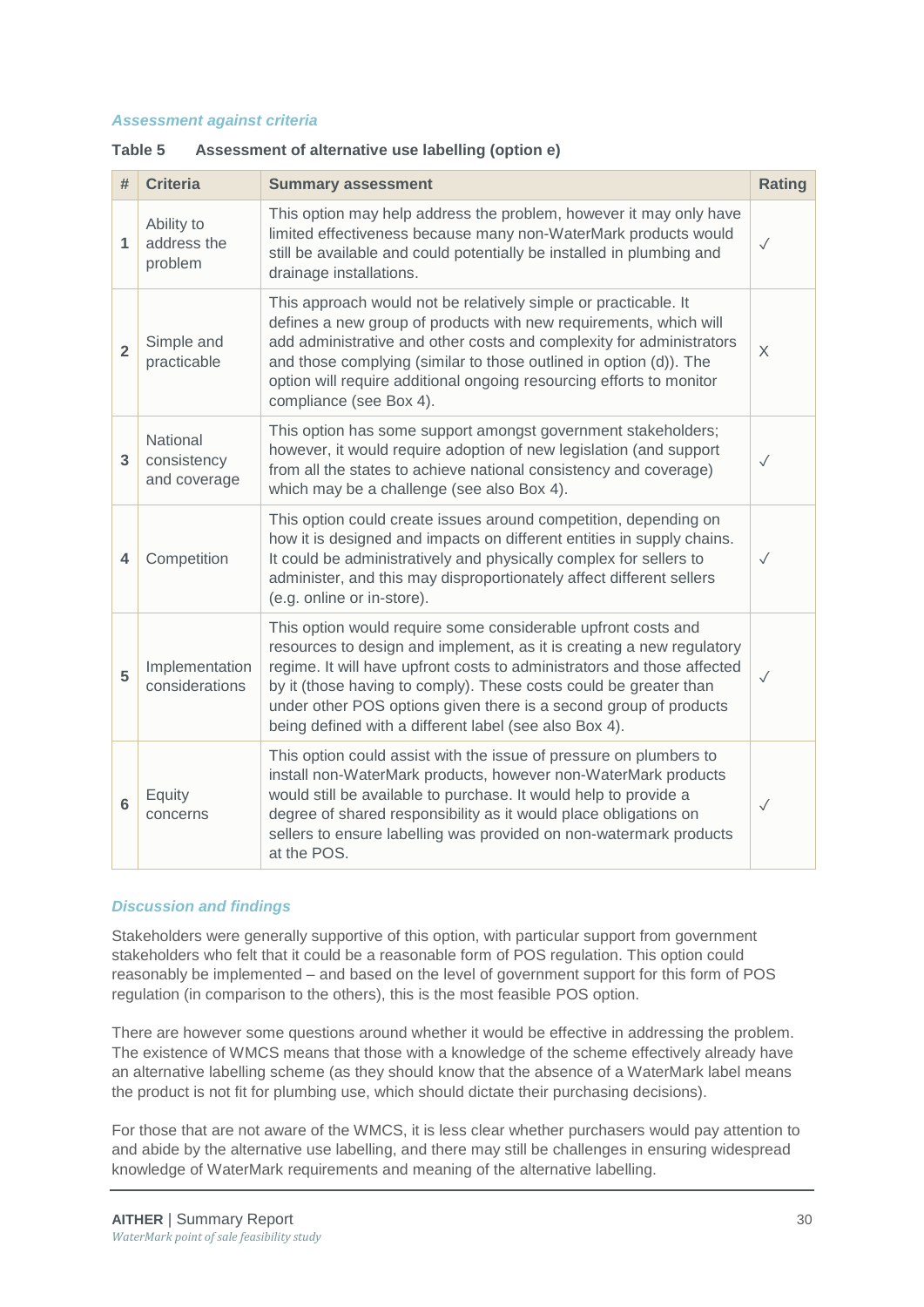### *Assessment against criteria*

**Table 5 Assessment of alternative use labelling (option e)**

| # | Criteria | Summary assessment | Rating |
|---|---|---|---|
| 1 | Ability to address the problem | This option may help address the problem, however it may only have limited effectiveness because many non-WaterMark products would still be available and could potentially be installed in plumbing and drainage installations. | ✓ |
| 2 | Simple and practicable | This approach would not be relatively simple or practicable. It defines a new group of products with new requirements, which will add administrative and other costs and complexity for administrators and those complying (similar to those outlined in option (d)). The option will require additional ongoing resourcing efforts to monitor compliance (see Box 4). | X |
| 3 | National consistency and coverage | This option has some support amongst government stakeholders; however, it would require adoption of new legislation (and support from all the states to achieve national consistency and coverage) which may be a challenge (see also Box 4). | ✓ |
| 4 | Competition | This option could create issues around competition, depending on how it is designed and impacts on different entities in supply chains. It could be administratively and physically complex for sellers to administer, and this may disproportionately affect different sellers (e.g. online or in-store). | ✓ |
| 5 | Implementation considerations | This option would require some considerable upfront costs and resources to design and implement, as it is creating a new regulatory regime. It will have upfront costs to administrators and those affected by it (those having to comply). These costs could be greater than under other POS options given there is a second group of products being defined with a different label (see also Box 4). | ✓ |
| 6 | Equity concerns | This option could assist with the issue of pressure on plumbers to install non-WaterMark products, however non-WaterMark products would still be available to purchase. It would help to provide a degree of shared responsibility as it would place obligations on sellers to ensure labelling was provided on non-watermark products at the POS. | ✓ |

### *Discussion and findings*

Stakeholders were generally supportive of this option, with particular support from government stakeholders who felt that it could be a reasonable form of POS regulation. This option could reasonably be implemented – and based on the level of government support for this form of POS regulation (in comparison to the others), this is the most feasible POS option.

There are however some questions around whether it would be effective in addressing the problem. The existence of WMCS means that those with a knowledge of the scheme effectively already have an alternative labelling scheme (as they should know that the absence of a WaterMark label means the product is not fit for plumbing use, which should dictate their purchasing decisions).

For those that are not aware of the WMCS, it is less clear whether purchasers would pay attention to and abide by the alternative use labelling, and there may still be challenges in ensuring widespread knowledge of WaterMark requirements and meaning of the alternative labelling.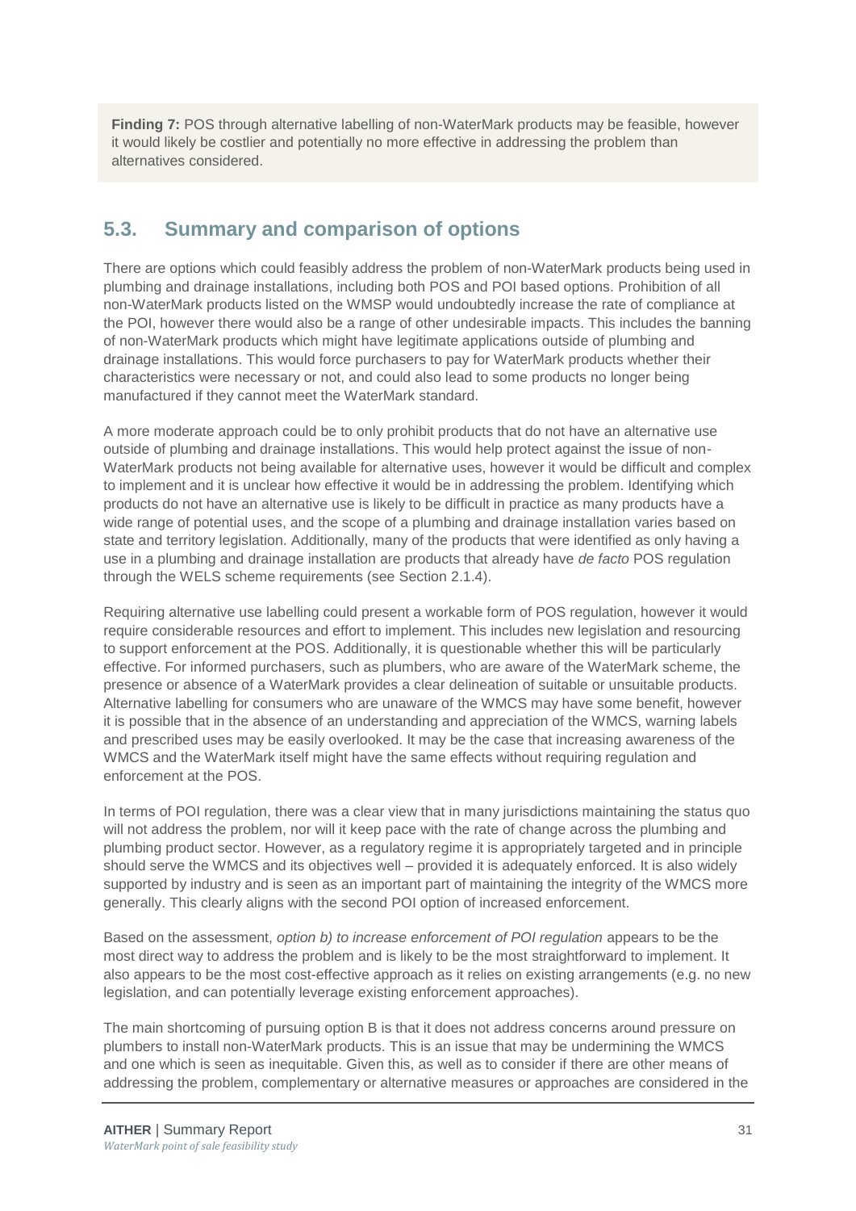**Finding 7:** POS through alternative labelling of non-WaterMark products may be feasible, however it would likely be costlier and potentially no more effective in addressing the problem than alternatives considered.

## 5.3. Summary and comparison of options

There are options which could feasibly address the problem of non-WaterMark products being used in plumbing and drainage installations, including both POS and POI based options. Prohibition of all non-WaterMark products listed on the WMSP would undoubtedly increase the rate of compliance at the POI, however there would also be a range of other undesirable impacts. This includes the banning of non-WaterMark products which might have legitimate applications outside of plumbing and drainage installations. This would force purchasers to pay for WaterMark products whether their characteristics were necessary or not, and could also lead to some products no longer being manufactured if they cannot meet the WaterMark standard.

A more moderate approach could be to only prohibit products that do not have an alternative use outside of plumbing and drainage installations. This would help protect against the issue of non-WaterMark products not being available for alternative uses, however it would be difficult and complex to implement and it is unclear how effective it would be in addressing the problem. Identifying which products do not have an alternative use is likely to be difficult in practice as many products have a wide range of potential uses, and the scope of a plumbing and drainage installation varies based on state and territory legislation. Additionally, many of the products that were identified as only having a use in a plumbing and drainage installation are products that already have *de facto* POS regulation through the WELS scheme requirements (see Section 2.1.4).

Requiring alternative use labelling could present a workable form of POS regulation, however it would require considerable resources and effort to implement. This includes new legislation and resourcing to support enforcement at the POS. Additionally, it is questionable whether this will be particularly effective. For informed purchasers, such as plumbers, who are aware of the WaterMark scheme, the presence or absence of a WaterMark provides a clear delineation of suitable or unsuitable products. Alternative labelling for consumers who are unaware of the WMCS may have some benefit, however it is possible that in the absence of an understanding and appreciation of the WMCS, warning labels and prescribed uses may be easily overlooked. It may be the case that increasing awareness of the WMCS and the WaterMark itself might have the same effects without requiring regulation and enforcement at the POS.

In terms of POI regulation, there was a clear view that in many jurisdictions maintaining the status quo will not address the problem, nor will it keep pace with the rate of change across the plumbing and plumbing product sector. However, as a regulatory regime it is appropriately targeted and in principle should serve the WMCS and its objectives well – provided it is adequately enforced. It is also widely supported by industry and is seen as an important part of maintaining the integrity of the WMCS more generally. This clearly aligns with the second POI option of increased enforcement.

Based on the assessment, *option b) to increase enforcement of POI regulation* appears to be the most direct way to address the problem and is likely to be the most straightforward to implement. It also appears to be the most cost-effective approach as it relies on existing arrangements (e.g. no new legislation, and can potentially leverage existing enforcement approaches).

The main shortcoming of pursuing option B is that it does not address concerns around pressure on plumbers to install non-WaterMark products. This is an issue that may be undermining the WMCS and one which is seen as inequitable. Given this, as well as to consider if there are other means of addressing the problem, complementary or alternative measures or approaches are considered in the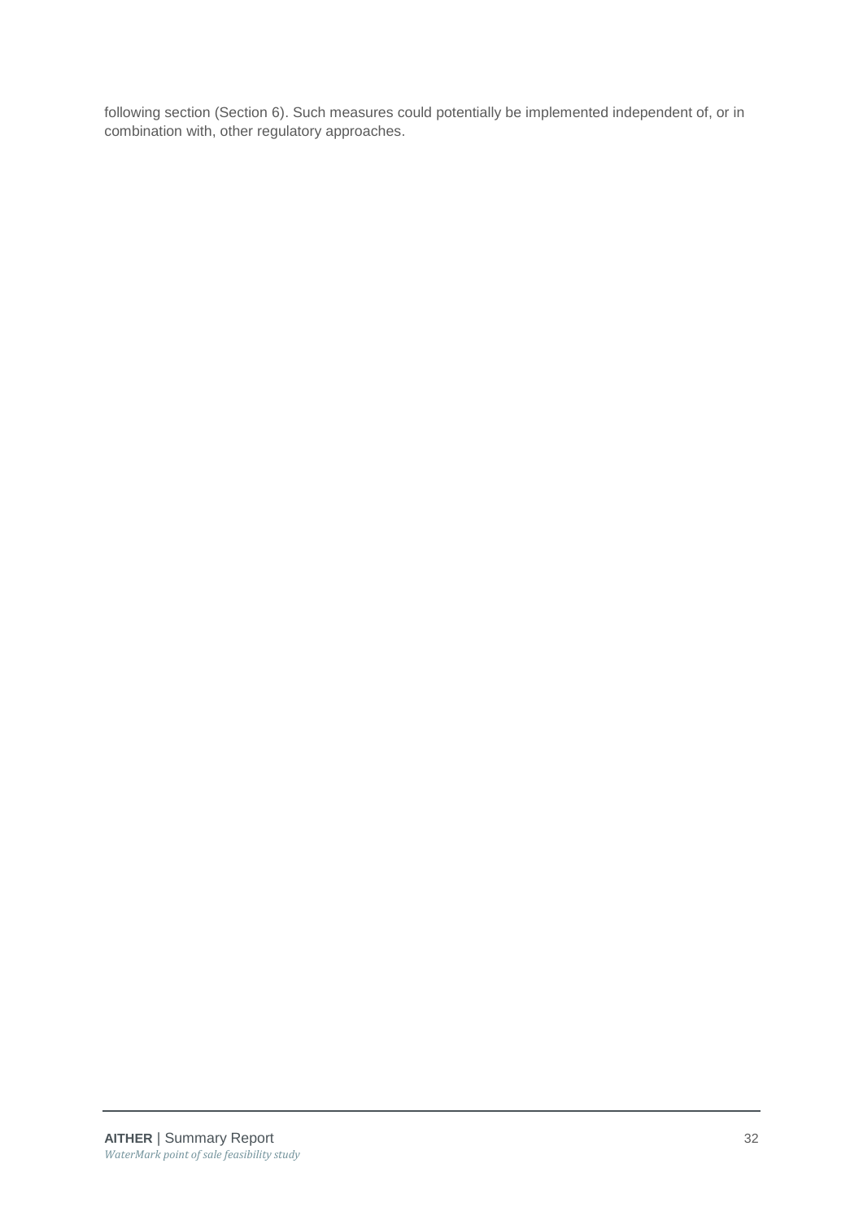following section (Section 6). Such measures could potentially be implemented independent of, or in combination with, other regulatory approaches.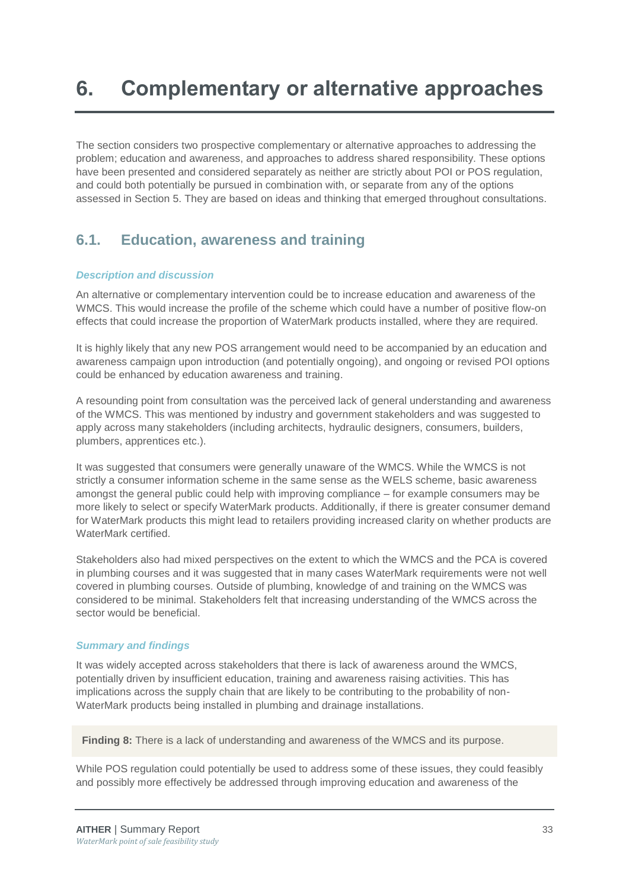# 6. Complementary or alternative approaches

The section considers two prospective complementary or alternative approaches to addressing the problem; education and awareness, and approaches to address shared responsibility. These options have been presented and considered separately as neither are strictly about POI or POS regulation, and could both potentially be pursued in combination with, or separate from any of the options assessed in Section 5. They are based on ideas and thinking that emerged throughout consultations.

## 6.1. Education, awareness and training

### *Description and discussion*

An alternative or complementary intervention could be to increase education and awareness of the WMCS. This would increase the profile of the scheme which could have a number of positive flow-on effects that could increase the proportion of WaterMark products installed, where they are required.

It is highly likely that any new POS arrangement would need to be accompanied by an education and awareness campaign upon introduction (and potentially ongoing), and ongoing or revised POI options could be enhanced by education awareness and training.

A resounding point from consultation was the perceived lack of general understanding and awareness of the WMCS. This was mentioned by industry and government stakeholders and was suggested to apply across many stakeholders (including architects, hydraulic designers, consumers, builders, plumbers, apprentices etc.).

It was suggested that consumers were generally unaware of the WMCS. While the WMCS is not strictly a consumer information scheme in the same sense as the WELS scheme, basic awareness amongst the general public could help with improving compliance – for example consumers may be more likely to select or specify WaterMark products. Additionally, if there is greater consumer demand for WaterMark products this might lead to retailers providing increased clarity on whether products are WaterMark certified.

Stakeholders also had mixed perspectives on the extent to which the WMCS and the PCA is covered in plumbing courses and it was suggested that in many cases WaterMark requirements were not well covered in plumbing courses. Outside of plumbing, knowledge of and training on the WMCS was considered to be minimal. Stakeholders felt that increasing understanding of the WMCS across the sector would be beneficial.

### *Summary and findings*

It was widely accepted across stakeholders that there is lack of awareness around the WMCS, potentially driven by insufficient education, training and awareness raising activities. This has implications across the supply chain that are likely to be contributing to the probability of non-WaterMark products being installed in plumbing and drainage installations.

**Finding 8:** There is a lack of understanding and awareness of the WMCS and its purpose.

While POS regulation could potentially be used to address some of these issues, they could feasibly and possibly more effectively be addressed through improving education and awareness of the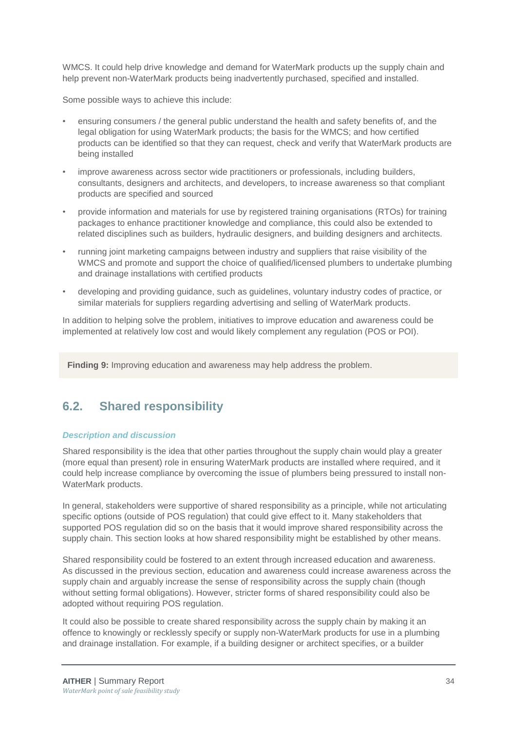WMCS. It could help drive knowledge and demand for WaterMark products up the supply chain and help prevent non-WaterMark products being inadvertently purchased, specified and installed.

Some possible ways to achieve this include:

- ensuring consumers / the general public understand the health and safety benefits of, and the legal obligation for using WaterMark products; the basis for the WMCS; and how certified products can be identified so that they can request, check and verify that WaterMark products are being installed
- improve awareness across sector wide practitioners or professionals, including builders, consultants, designers and architects, and developers, to increase awareness so that compliant products are specified and sourced
- provide information and materials for use by registered training organisations (RTOs) for training packages to enhance practitioner knowledge and compliance, this could also be extended to related disciplines such as builders, hydraulic designers, and building designers and architects.
- running joint marketing campaigns between industry and suppliers that raise visibility of the WMCS and promote and support the choice of qualified/licensed plumbers to undertake plumbing and drainage installations with certified products
- developing and providing guidance, such as guidelines, voluntary industry codes of practice, or similar materials for suppliers regarding advertising and selling of WaterMark products.

In addition to helping solve the problem, initiatives to improve education and awareness could be implemented at relatively low cost and would likely complement any regulation (POS or POI).

**Finding 9:** Improving education and awareness may help address the problem.

## 6.2. Shared responsibility

### *Description and discussion*

Shared responsibility is the idea that other parties throughout the supply chain would play a greater (more equal than present) role in ensuring WaterMark products are installed where required, and it could help increase compliance by overcoming the issue of plumbers being pressured to install non-WaterMark products.

In general, stakeholders were supportive of shared responsibility as a principle, while not articulating specific options (outside of POS regulation) that could give effect to it. Many stakeholders that supported POS regulation did so on the basis that it would improve shared responsibility across the supply chain. This section looks at how shared responsibility might be established by other means.

Shared responsibility could be fostered to an extent through increased education and awareness. As discussed in the previous section, education and awareness could increase awareness across the supply chain and arguably increase the sense of responsibility across the supply chain (though without setting formal obligations). However, stricter forms of shared responsibility could also be adopted without requiring POS regulation.

It could also be possible to create shared responsibility across the supply chain by making it an offence to knowingly or recklessly specify or supply non-WaterMark products for use in a plumbing and drainage installation. For example, if a building designer or architect specifies, or a builder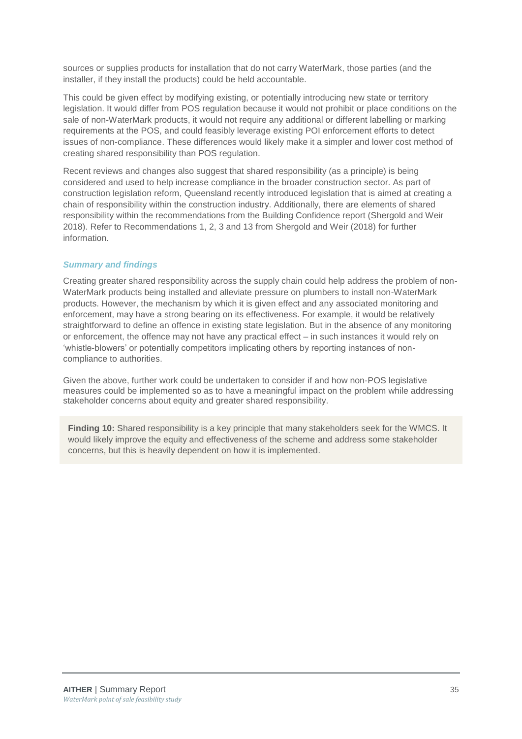sources or supplies products for installation that do not carry WaterMark, those parties (and the installer, if they install the products) could be held accountable.

This could be given effect by modifying existing, or potentially introducing new state or territory legislation. It would differ from POS regulation because it would not prohibit or place conditions on the sale of non-WaterMark products, it would not require any additional or different labelling or marking requirements at the POS, and could feasibly leverage existing POI enforcement efforts to detect issues of non-compliance. These differences would likely make it a simpler and lower cost method of creating shared responsibility than POS regulation.

Recent reviews and changes also suggest that shared responsibility (as a principle) is being considered and used to help increase compliance in the broader construction sector. As part of construction legislation reform, Queensland recently introduced legislation that is aimed at creating a chain of responsibility within the construction industry. Additionally, there are elements of shared responsibility within the recommendations from the Building Confidence report (Shergold and Weir 2018). Refer to Recommendations 1, 2, 3 and 13 from Shergold and Weir (2018) for further information.

#### *Summary and findings*

Creating greater shared responsibility across the supply chain could help address the problem of non-WaterMark products being installed and alleviate pressure on plumbers to install non-WaterMark products. However, the mechanism by which it is given effect and any associated monitoring and enforcement, may have a strong bearing on its effectiveness. For example, it would be relatively straightforward to define an offence in existing state legislation. But in the absence of any monitoring or enforcement, the offence may not have any practical effect – in such instances it would rely on 'whistle-blowers' or potentially competitors implicating others by reporting instances of non-compliance to authorities.

Given the above, further work could be undertaken to consider if and how non-POS legislative measures could be implemented so as to have a meaningful impact on the problem while addressing stakeholder concerns about equity and greater shared responsibility.

**Finding 10:** Shared responsibility is a key principle that many stakeholders seek for the WMCS. It would likely improve the equity and effectiveness of the scheme and address some stakeholder concerns, but this is heavily dependent on how it is implemented.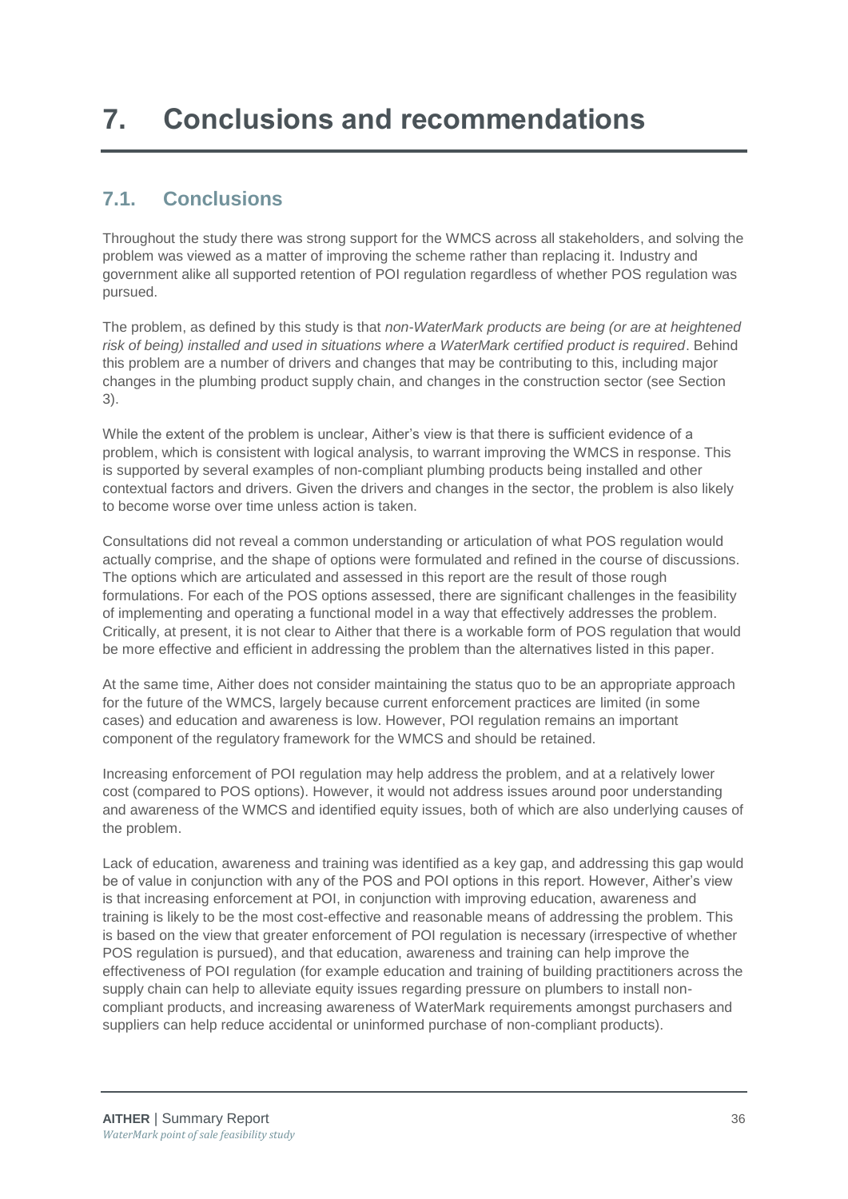# 7. Conclusions and recommendations

## 7.1. Conclusions

Throughout the study there was strong support for the WMCS across all stakeholders, and solving the problem was viewed as a matter of improving the scheme rather than replacing it. Industry and government alike all supported retention of POI regulation regardless of whether POS regulation was pursued.

The problem, as defined by this study is that *non-WaterMark products are being (or are at heightened risk of being) installed and used in situations where a WaterMark certified product is required*. Behind this problem are a number of drivers and changes that may be contributing to this, including major changes in the plumbing product supply chain, and changes in the construction sector (see Section 3).

While the extent of the problem is unclear, Aither's view is that there is sufficient evidence of a problem, which is consistent with logical analysis, to warrant improving the WMCS in response. This is supported by several examples of non-compliant plumbing products being installed and other contextual factors and drivers. Given the drivers and changes in the sector, the problem is also likely to become worse over time unless action is taken.

Consultations did not reveal a common understanding or articulation of what POS regulation would actually comprise, and the shape of options were formulated and refined in the course of discussions. The options which are articulated and assessed in this report are the result of those rough formulations. For each of the POS options assessed, there are significant challenges in the feasibility of implementing and operating a functional model in a way that effectively addresses the problem. Critically, at present, it is not clear to Aither that there is a workable form of POS regulation that would be more effective and efficient in addressing the problem than the alternatives listed in this paper.

At the same time, Aither does not consider maintaining the status quo to be an appropriate approach for the future of the WMCS, largely because current enforcement practices are limited (in some cases) and education and awareness is low. However, POI regulation remains an important component of the regulatory framework for the WMCS and should be retained.

Increasing enforcement of POI regulation may help address the problem, and at a relatively lower cost (compared to POS options). However, it would not address issues around poor understanding and awareness of the WMCS and identified equity issues, both of which are also underlying causes of the problem.

Lack of education, awareness and training was identified as a key gap, and addressing this gap would be of value in conjunction with any of the POS and POI options in this report. However, Aither's view is that increasing enforcement at POI, in conjunction with improving education, awareness and training is likely to be the most cost-effective and reasonable means of addressing the problem. This is based on the view that greater enforcement of POI regulation is necessary (irrespective of whether POS regulation is pursued), and that education, awareness and training can help improve the effectiveness of POI regulation (for example education and training of building practitioners across the supply chain can help to alleviate equity issues regarding pressure on plumbers to install non-compliant products, and increasing awareness of WaterMark requirements amongst purchasers and suppliers can help reduce accidental or uninformed purchase of non-compliant products).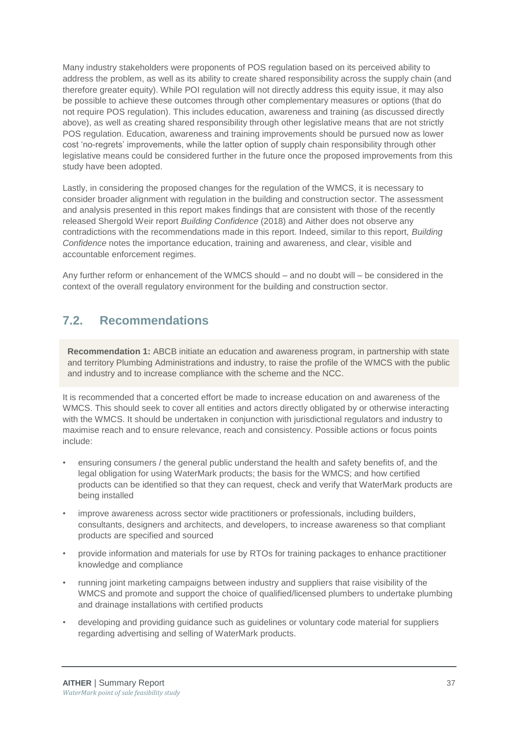Many industry stakeholders were proponents of POS regulation based on its perceived ability to address the problem, as well as its ability to create shared responsibility across the supply chain (and therefore greater equity). While POI regulation will not directly address this equity issue, it may also be possible to achieve these outcomes through other complementary measures or options (that do not require POS regulation). This includes education, awareness and training (as discussed directly above), as well as creating shared responsibility through other legislative means that are not strictly POS regulation. Education, awareness and training improvements should be pursued now as lower cost 'no-regrets' improvements, while the latter option of supply chain responsibility through other legislative means could be considered further in the future once the proposed improvements from this study have been adopted.

Lastly, in considering the proposed changes for the regulation of the WMCS, it is necessary to consider broader alignment with regulation in the building and construction sector. The assessment and analysis presented in this report makes findings that are consistent with those of the recently released Shergold Weir report *Building Confidence* (2018) and Aither does not observe any contradictions with the recommendations made in this report. Indeed, similar to this report, *Building Confidence* notes the importance education, training and awareness, and clear, visible and accountable enforcement regimes.

Any further reform or enhancement of the WMCS should – and no doubt will – be considered in the context of the overall regulatory environment for the building and construction sector.

## 7.2. Recommendations

**Recommendation 1:** ABCB initiate an education and awareness program, in partnership with state and territory Plumbing Administrations and industry, to raise the profile of the WMCS with the public and industry and to increase compliance with the scheme and the NCC.

It is recommended that a concerted effort be made to increase education on and awareness of the WMCS. This should seek to cover all entities and actors directly obligated by or otherwise interacting with the WMCS. It should be undertaken in conjunction with jurisdictional regulators and industry to maximise reach and to ensure relevance, reach and consistency. Possible actions or focus points include:

- ensuring consumers / the general public understand the health and safety benefits of, and the legal obligation for using WaterMark products; the basis for the WMCS; and how certified products can be identified so that they can request, check and verify that WaterMark products are being installed
- improve awareness across sector wide practitioners or professionals, including builders, consultants, designers and architects, and developers, to increase awareness so that compliant products are specified and sourced
- provide information and materials for use by RTOs for training packages to enhance practitioner knowledge and compliance
- running joint marketing campaigns between industry and suppliers that raise visibility of the WMCS and promote and support the choice of qualified/licensed plumbers to undertake plumbing and drainage installations with certified products
- developing and providing guidance such as guidelines or voluntary code material for suppliers regarding advertising and selling of WaterMark products.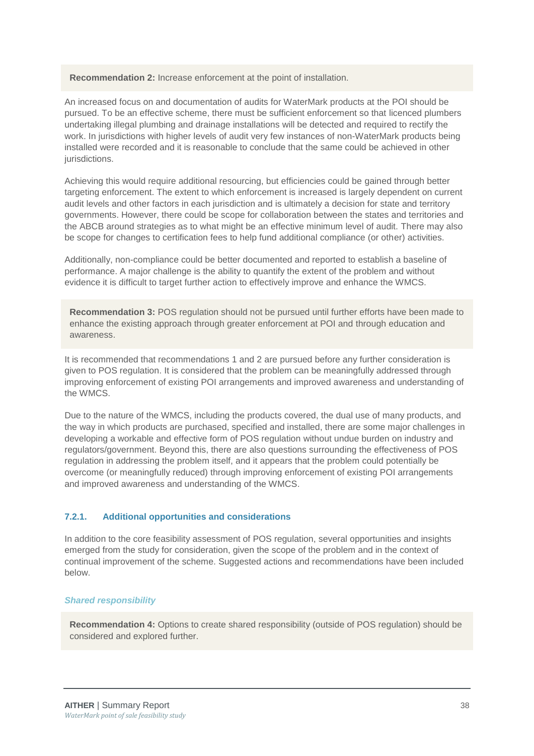**Recommendation 2:** Increase enforcement at the point of installation.

An increased focus on and documentation of audits for WaterMark products at the POI should be pursued. To be an effective scheme, there must be sufficient enforcement so that licenced plumbers undertaking illegal plumbing and drainage installations will be detected and required to rectify the work. In jurisdictions with higher levels of audit very few instances of non-WaterMark products being installed were recorded and it is reasonable to conclude that the same could be achieved in other jurisdictions.

Achieving this would require additional resourcing, but efficiencies could be gained through better targeting enforcement. The extent to which enforcement is increased is largely dependent on current audit levels and other factors in each jurisdiction and is ultimately a decision for state and territory governments. However, there could be scope for collaboration between the states and territories and the ABCB around strategies as to what might be an effective minimum level of audit. There may also be scope for changes to certification fees to help fund additional compliance (or other) activities.

Additionally, non-compliance could be better documented and reported to establish a baseline of performance. A major challenge is the ability to quantify the extent of the problem and without evidence it is difficult to target further action to effectively improve and enhance the WMCS.

**Recommendation 3:** POS regulation should not be pursued until further efforts have been made to enhance the existing approach through greater enforcement at POI and through education and awareness.

It is recommended that recommendations 1 and 2 are pursued before any further consideration is given to POS regulation. It is considered that the problem can be meaningfully addressed through improving enforcement of existing POI arrangements and improved awareness and understanding of the WMCS.

Due to the nature of the WMCS, including the products covered, the dual use of many products, and the way in which products are purchased, specified and installed, there are some major challenges in developing a workable and effective form of POS regulation without undue burden on industry and regulators/government. Beyond this, there are also questions surrounding the effectiveness of POS regulation in addressing the problem itself, and it appears that the problem could potentially be overcome (or meaningfully reduced) through improving enforcement of existing POI arrangements and improved awareness and understanding of the WMCS.

### 7.2.1. Additional opportunities and considerations

In addition to the core feasibility assessment of POS regulation, several opportunities and insights emerged from the study for consideration, given the scope of the problem and in the context of continual improvement of the scheme. Suggested actions and recommendations have been included below.

#### *Shared responsibility*

**Recommendation 4:** Options to create shared responsibility (outside of POS regulation) should be considered and explored further.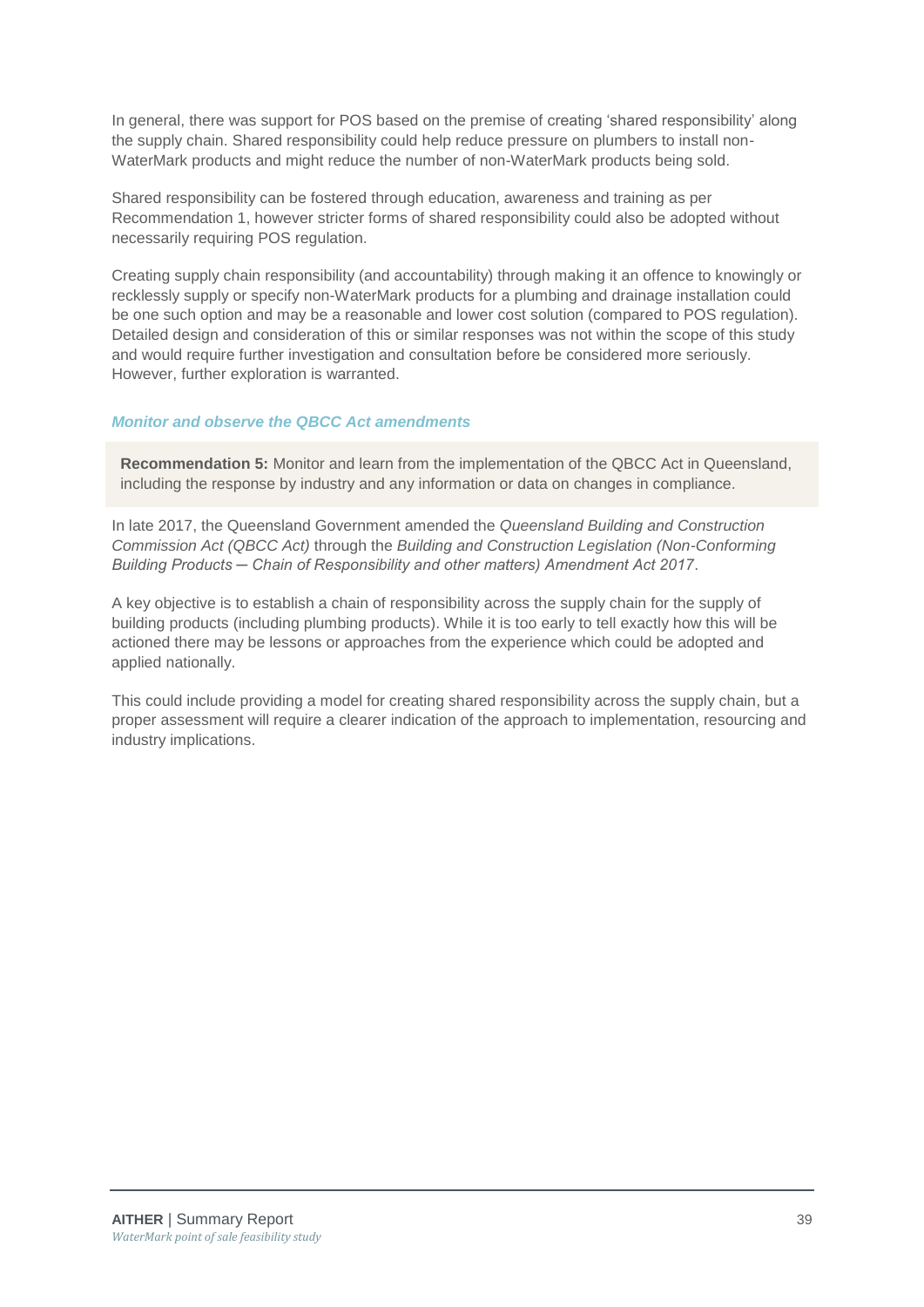In general, there was support for POS based on the premise of creating 'shared responsibility' along the supply chain. Shared responsibility could help reduce pressure on plumbers to install non-WaterMark products and might reduce the number of non-WaterMark products being sold.

Shared responsibility can be fostered through education, awareness and training as per Recommendation 1, however stricter forms of shared responsibility could also be adopted without necessarily requiring POS regulation.

Creating supply chain responsibility (and accountability) through making it an offence to knowingly or recklessly supply or specify non-WaterMark products for a plumbing and drainage installation could be one such option and may be a reasonable and lower cost solution (compared to POS regulation). Detailed design and consideration of this or similar responses was not within the scope of this study and would require further investigation and consultation before be considered more seriously. However, further exploration is warranted.

### *Monitor and observe the QBCC Act amendments*

> **Recommendation 5:** Monitor and learn from the implementation of the QBCC Act in Queensland, including the response by industry and any information or data on changes in compliance.

In late 2017, the Queensland Government amended the *Queensland Building and Construction Commission Act (QBCC Act)* through the *Building and Construction Legislation (Non-Conforming Building Products – Chain of Responsibility and other matters) Amendment Act 2017*.

A key objective is to establish a chain of responsibility across the supply chain for the supply of building products (including plumbing products). While it is too early to tell exactly how this will be actioned there may be lessons or approaches from the experience which could be adopted and applied nationally.

This could include providing a model for creating shared responsibility across the supply chain, but a proper assessment will require a clearer indication of the approach to implementation, resourcing and industry implications.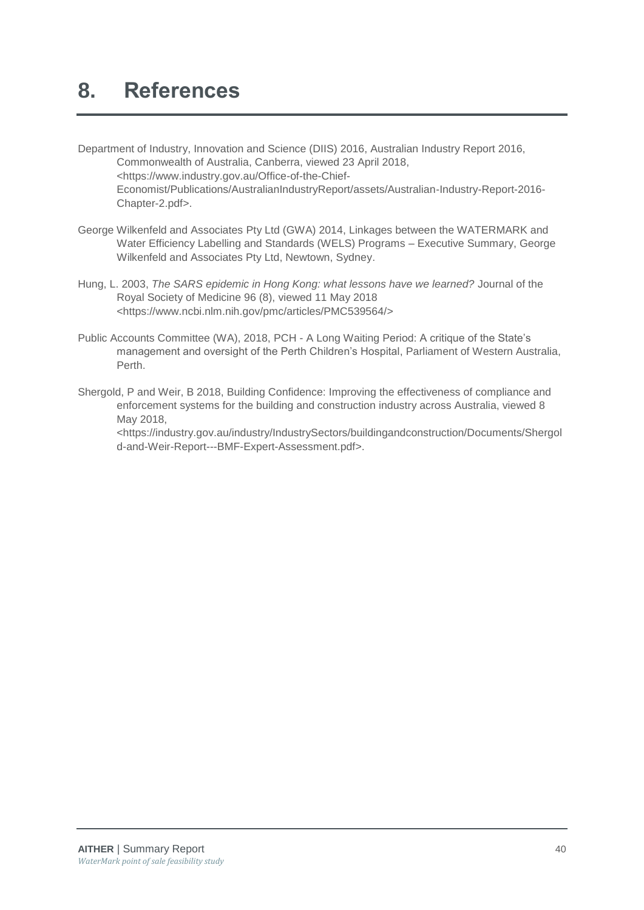# 8. References

Department of Industry, Innovation and Science (DIIS) 2016, Australian Industry Report 2016, Commonwealth of Australia, Canberra, viewed 23 April 2018, <https://www.industry.gov.au/Office-of-the-Chief-Economist/Publications/AustralianIndustryReport/assets/Australian-Industry-Report-2016-Chapter-2.pdf>.

George Wilkenfeld and Associates Pty Ltd (GWA) 2014, Linkages between the WATERMARK and Water Efficiency Labelling and Standards (WELS) Programs – Executive Summary, George Wilkenfeld and Associates Pty Ltd, Newtown, Sydney.

Hung, L. 2003, *The SARS epidemic in Hong Kong: what lessons have we learned?* Journal of the Royal Society of Medicine 96 (8), viewed 11 May 2018 <https://www.ncbi.nlm.nih.gov/pmc/articles/PMC539564/>

Public Accounts Committee (WA), 2018, PCH - A Long Waiting Period: A critique of the State's management and oversight of the Perth Children's Hospital, Parliament of Western Australia, Perth.

Shergold, P and Weir, B 2018, Building Confidence: Improving the effectiveness of compliance and enforcement systems for the building and construction industry across Australia, viewed 8 May 2018, <https://industry.gov.au/industry/IndustrySectors/buildingandconstruction/Documents/Shergold-and-Weir-Report---BMF-Expert-Assessment.pdf>.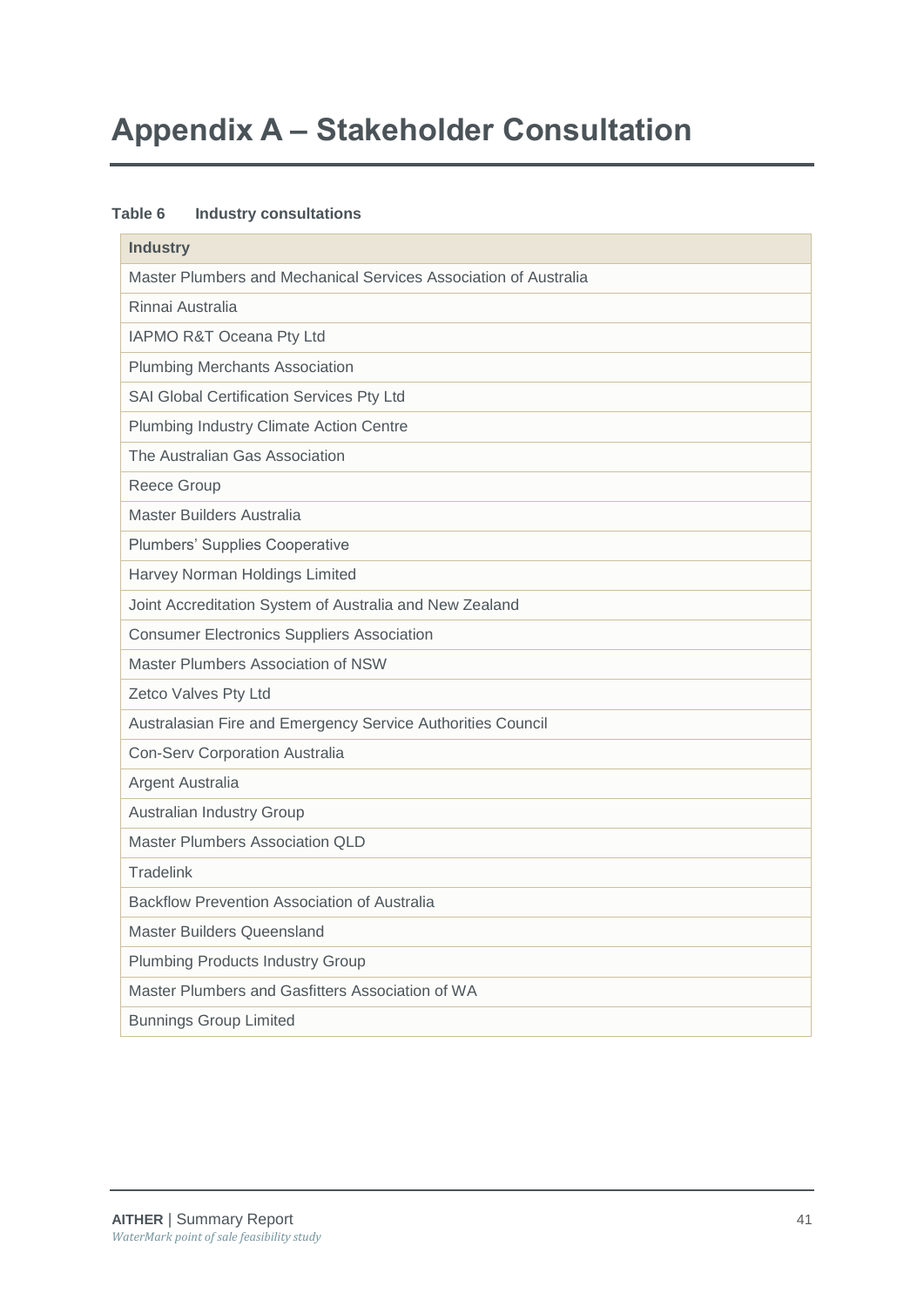# Appendix A – Stakeholder Consultation

**Table 6 Industry consultations**

| Industry |
|---|
| Master Plumbers and Mechanical Services Association of Australia |
| Rinnai Australia |
| IAPMO R&T Oceana Pty Ltd |
| Plumbing Merchants Association |
| SAI Global Certification Services Pty Ltd |
| Plumbing Industry Climate Action Centre |
| The Australian Gas Association |
| Reece Group |
| Master Builders Australia |
| Plumbers' Supplies Cooperative |
| Harvey Norman Holdings Limited |
| Joint Accreditation System of Australia and New Zealand |
| Consumer Electronics Suppliers Association |
| Master Plumbers Association of NSW |
| Zetco Valves Pty Ltd |
| Australasian Fire and Emergency Service Authorities Council |
| Con-Serv Corporation Australia |
| Argent Australia |
| Australian Industry Group |
| Master Plumbers Association QLD |
| Tradelink |
| Backflow Prevention Association of Australia |
| Master Builders Queensland |
| Plumbing Products Industry Group |
| Master Plumbers and Gasfitters Association of WA |
| Bunnings Group Limited |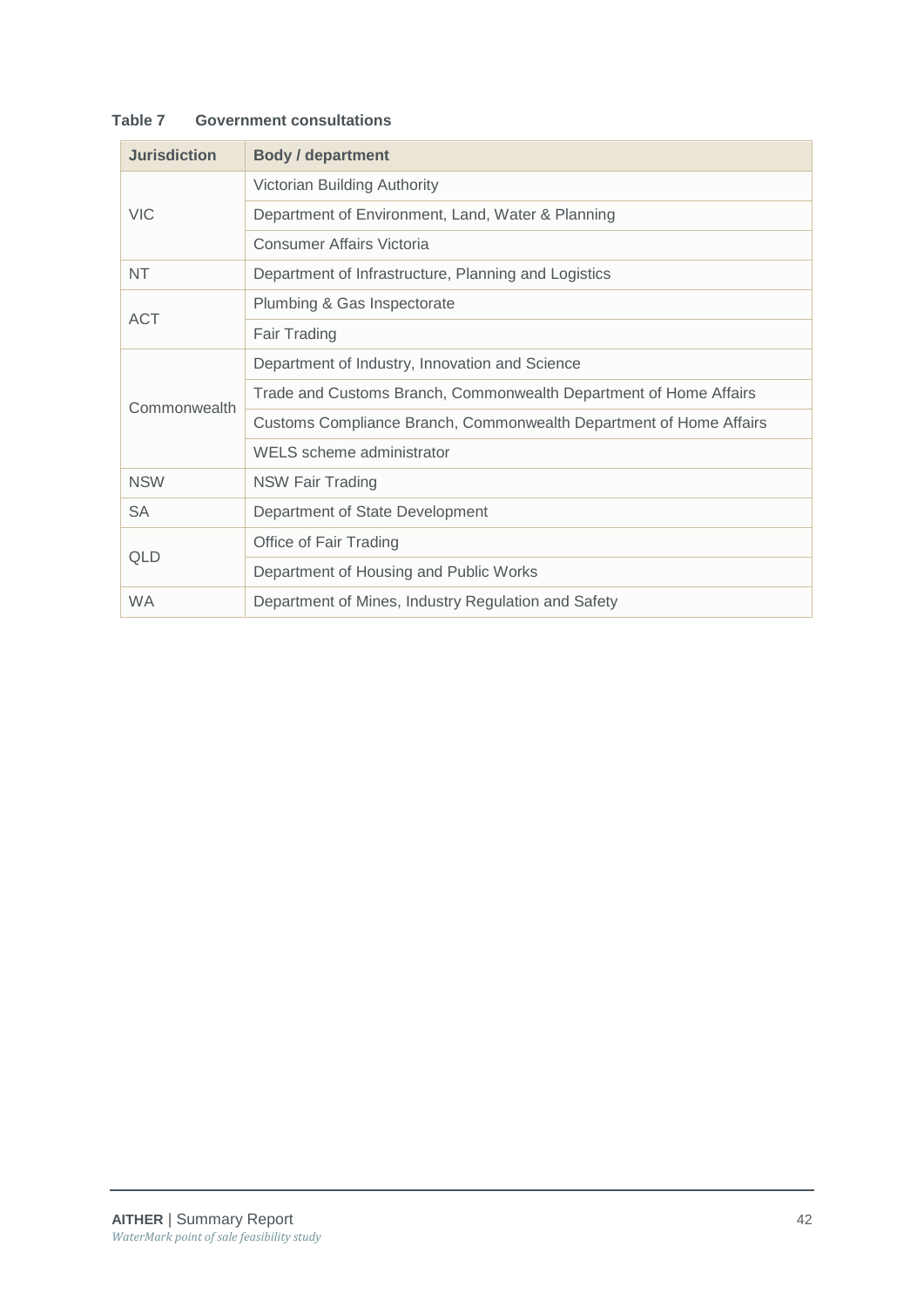**Table 7 Government consultations**

| Jurisdiction | Body / department |
|---|---|
| VIC | Victorian Building Authority |
| | Department of Environment, Land, Water & Planning |
| | Consumer Affairs Victoria |
| NT | Department of Infrastructure, Planning and Logistics |
| ACT | Plumbing & Gas Inspectorate |
| | Fair Trading |
| Commonwealth | Department of Industry, Innovation and Science |
| | Trade and Customs Branch, Commonwealth Department of Home Affairs |
| | Customs Compliance Branch, Commonwealth Department of Home Affairs |
| | WELS scheme administrator |
| NSW | NSW Fair Trading |
| SA | Department of State Development |
| QLD | Office of Fair Trading |
| | Department of Housing and Public Works |
| WA | Department of Mines, Industry Regulation and Safety |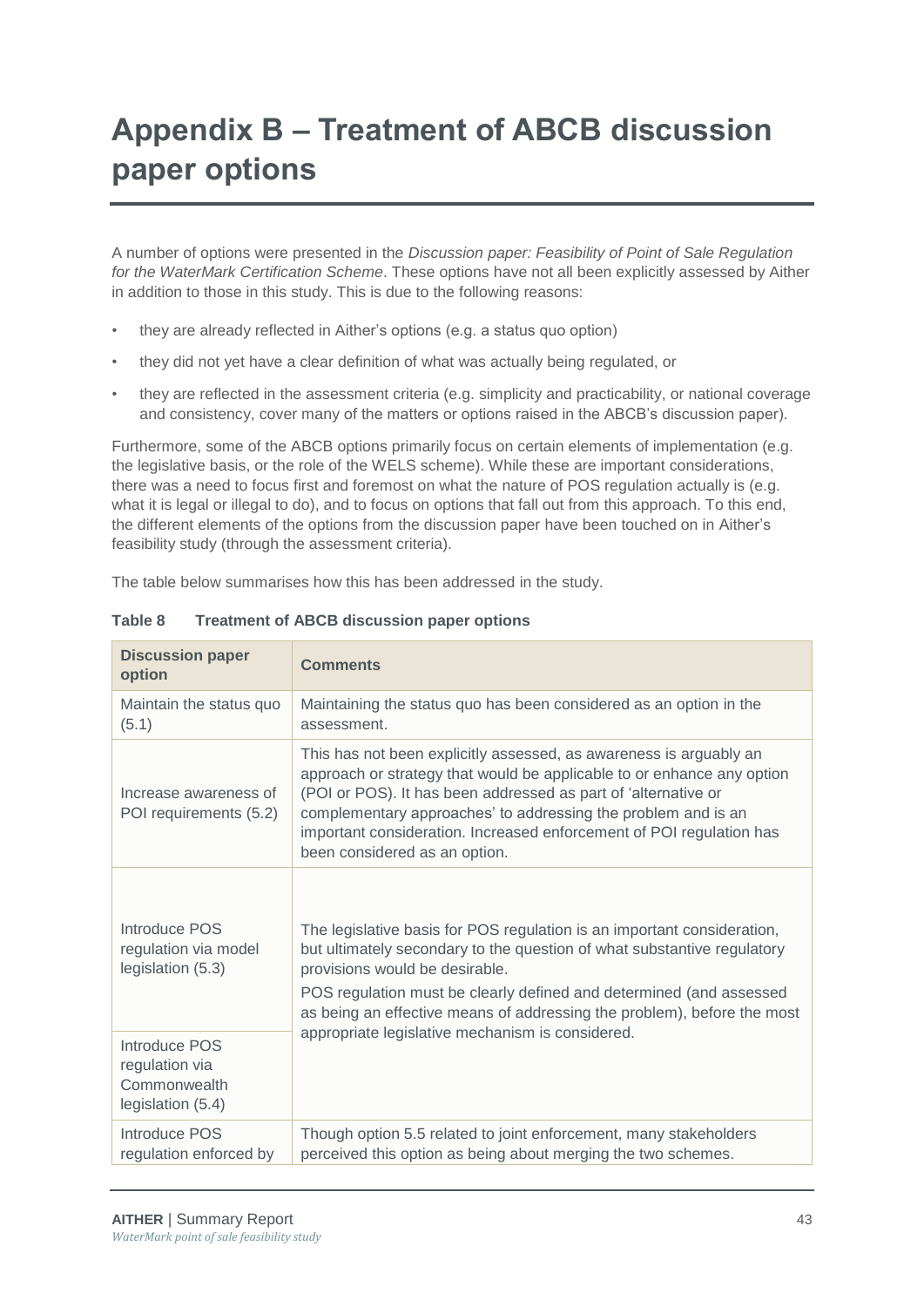# Appendix B – Treatment of ABCB discussion paper options

A number of options were presented in the *Discussion paper: Feasibility of Point of Sale Regulation for the WaterMark Certification Scheme*. These options have not all been explicitly assessed by Aither in addition to those in this study. This is due to the following reasons:

- they are already reflected in Aither's options (e.g. a status quo option)
- they did not yet have a clear definition of what was actually being regulated, or
- they are reflected in the assessment criteria (e.g. simplicity and practicability, or national coverage and consistency, cover many of the matters or options raised in the ABCB's discussion paper).

Furthermore, some of the ABCB options primarily focus on certain elements of implementation (e.g. the legislative basis, or the role of the WELS scheme). While these are important considerations, there was a need to focus first and foremost on what the nature of POS regulation actually is (e.g. what it is legal or illegal to do), and to focus on options that fall out from this approach. To this end, the different elements of the options from the discussion paper have been touched on in Aither's feasibility study (through the assessment criteria).

The table below summarises how this has been addressed in the study.

**Table 8 Treatment of ABCB discussion paper options**

| Discussion paper option | Comments |
|---|---|
| Maintain the status quo (5.1) | Maintaining the status quo has been considered as an option in the assessment. |
| Increase awareness of POI requirements (5.2) | This has not been explicitly assessed, as awareness is arguably an approach or strategy that would be applicable to or enhance any option (POI or POS). It has been addressed as part of 'alternative or complementary approaches' to addressing the problem and is an important consideration. Increased enforcement of POI regulation has been considered as an option. |
| Introduce POS regulation via model legislation (5.3) | The legislative basis for POS regulation is an important consideration, but ultimately secondary to the question of what substantive regulatory provisions would be desirable.<br>POS regulation must be clearly defined and determined (and assessed as being an effective means of addressing the problem), before the most appropriate legislative mechanism is considered. |
| Introduce POS regulation via Commonwealth legislation (5.4) | |
| Introduce POS regulation enforced by | Though option 5.5 related to joint enforcement, many stakeholders perceived this option as being about merging the two schemes. |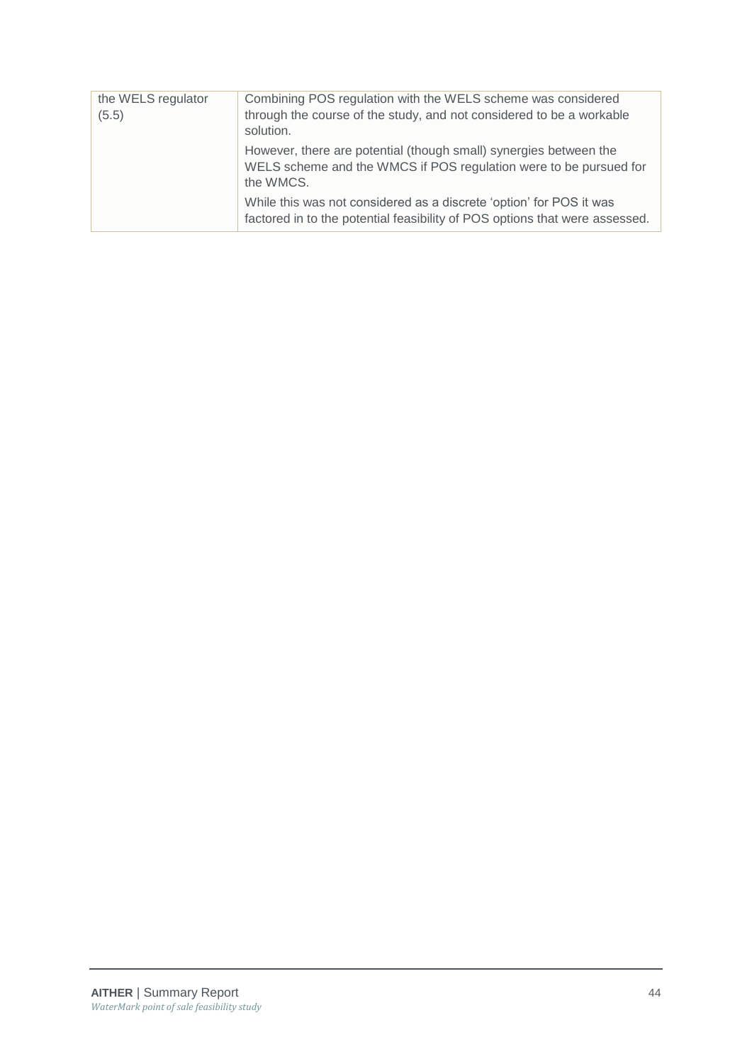| | |
|---|---|
| the WELS regulator (5.5) | Combining POS regulation with the WELS scheme was considered through the course of the study, and not considered to be a workable solution.<br><br>However, there are potential (though small) synergies between the WELS scheme and the WMCS if POS regulation were to be pursued for the WMCS.<br><br>While this was not considered as a discrete 'option' for POS it was factored in to the potential feasibility of POS options that were assessed. |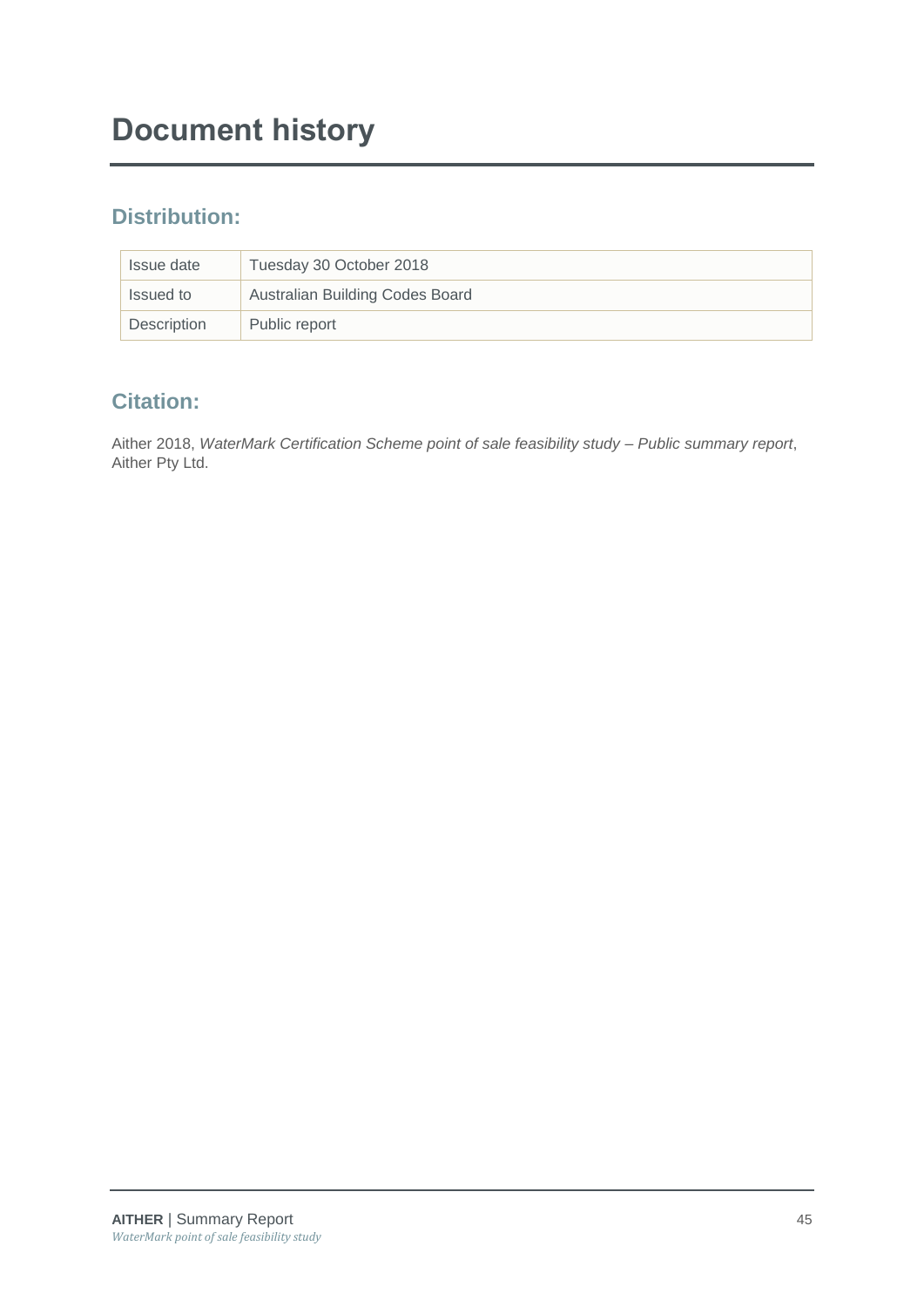# Document history

## Distribution:

| Issue date | Tuesday 30 October 2018 |
| --- | --- |
| Issued to | Australian Building Codes Board |
| Description | Public report |

## Citation:

Aither 2018, *WaterMark Certification Scheme point of sale feasibility study – Public summary report*, Aither Pty Ltd.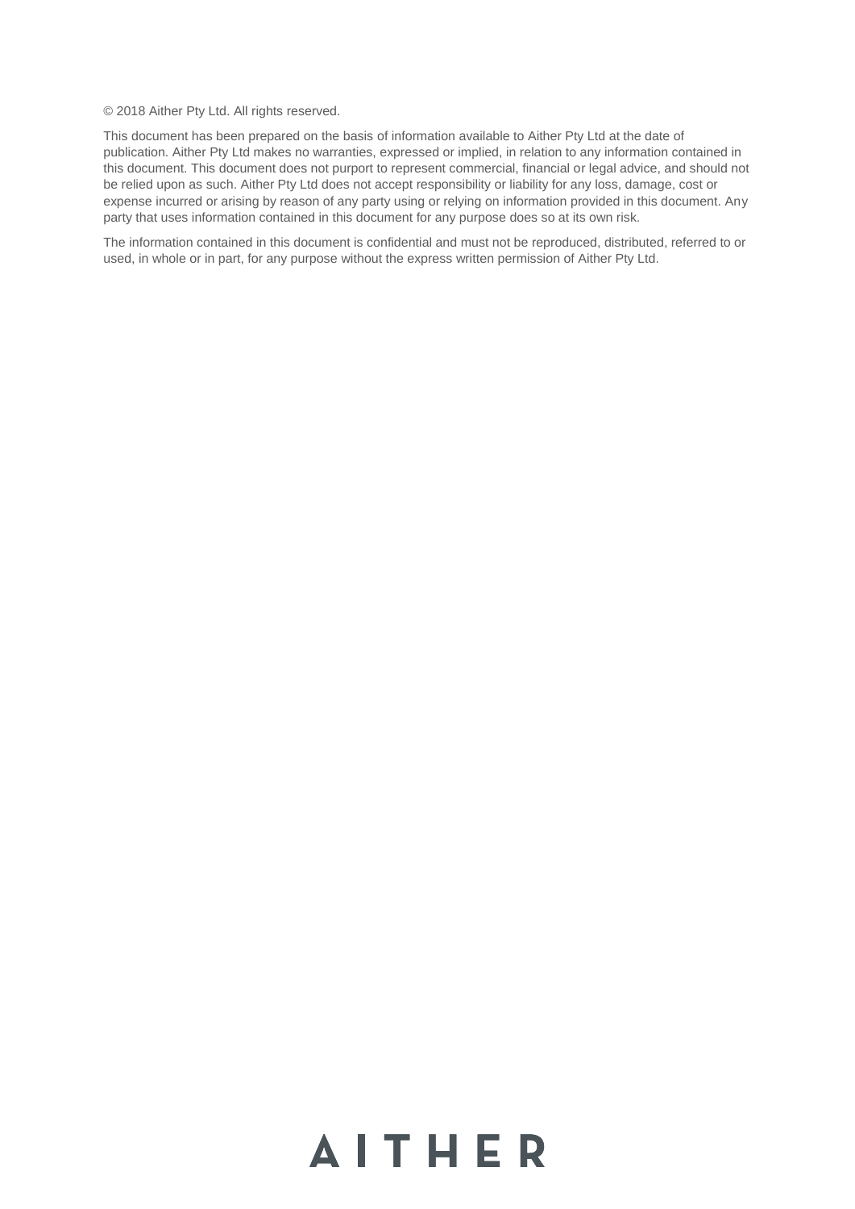© 2018 Aither Pty Ltd. All rights reserved.

This document has been prepared on the basis of information available to Aither Pty Ltd at the date of publication. Aither Pty Ltd makes no warranties, expressed or implied, in relation to any information contained in this document. This document does not purport to represent commercial, financial or legal advice, and should not be relied upon as such. Aither Pty Ltd does not accept responsibility or liability for any loss, damage, cost or expense incurred or arising by reason of any party using or relying on information provided in this document. Any party that uses information contained in this document for any purpose does so at its own risk.

The information contained in this document is confidential and must not be reproduced, distributed, referred to or used, in whole or in part, for any purpose without the express written permission of Aither Pty Ltd.

AITHER